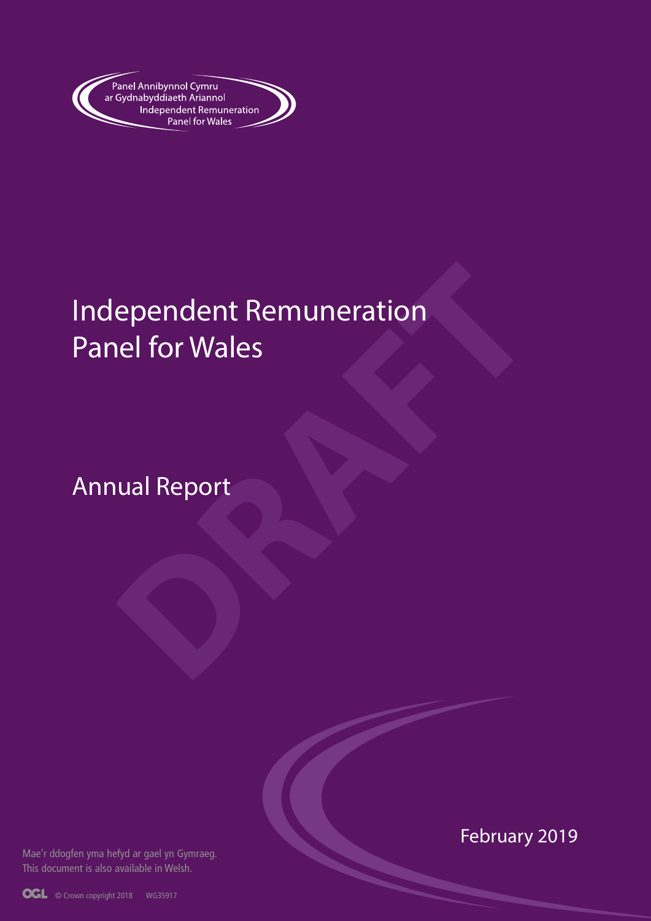Panel Annibynnol Cymru ar Gydnabyddiaeth Ariannol
Independent Remuneration Panel for Wales

# Independent Remuneration Panel for Wales

## Annual Report

DRAFT

February 2019

Mae'r ddogfen yma hefyd ar gael yn Gymraeg.
This document is also available in Welsh.

© Crown copyright 2018 WG35917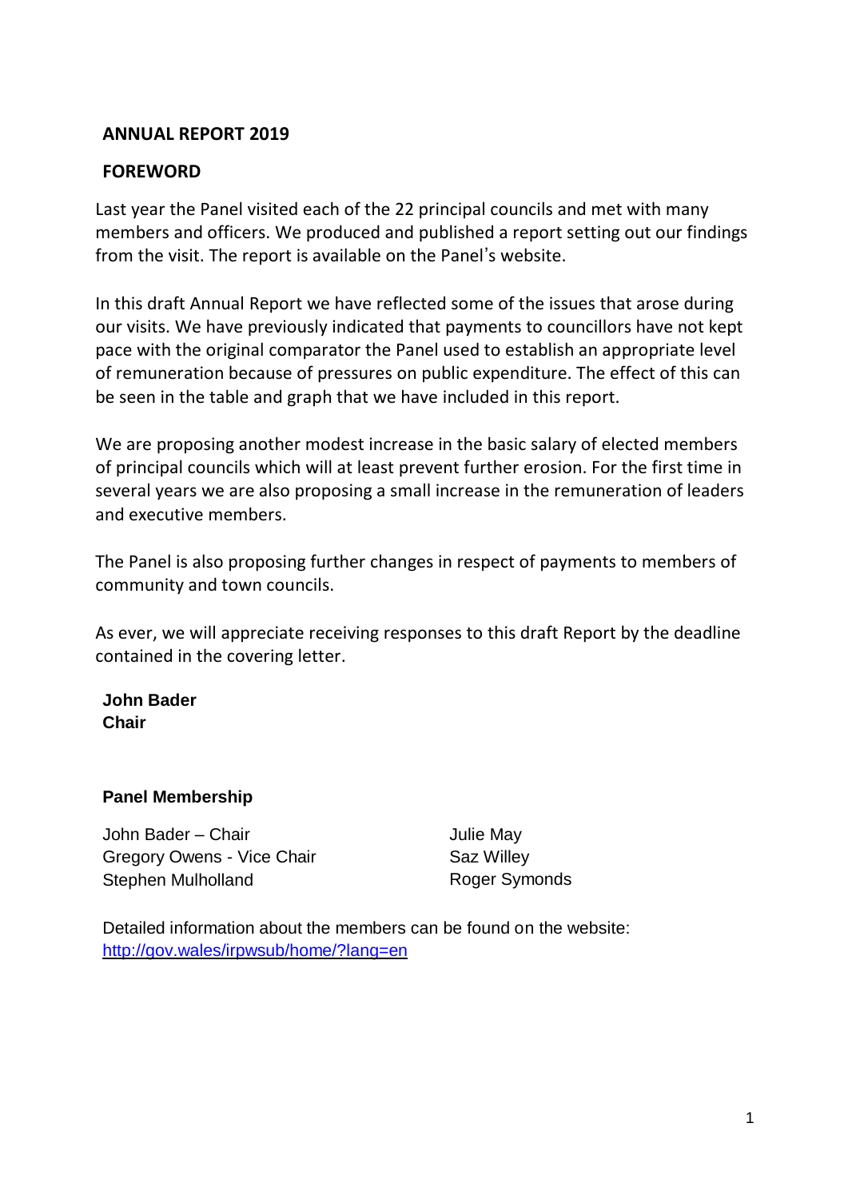## ANNUAL REPORT 2019

## FOREWORD

Last year the Panel visited each of the 22 principal councils and met with many members and officers. We produced and published a report setting out our findings from the visit. The report is available on the Panel's website.

In this draft Annual Report we have reflected some of the issues that arose during our visits. We have previously indicated that payments to councillors have not kept pace with the original comparator the Panel used to establish an appropriate level of remuneration because of pressures on public expenditure. The effect of this can be seen in the table and graph that we have included in this report.

We are proposing another modest increase in the basic salary of elected members of principal councils which will at least prevent further erosion. For the first time in several years we are also proposing a small increase in the remuneration of leaders and executive members.

The Panel is also proposing further changes in respect of payments to members of community and town councils.

As ever, we will appreciate receiving responses to this draft Report by the deadline contained in the covering letter.

**John Bader**
**Chair**

**Panel Membership**

John Bader – Chair
Gregory Owens - Vice Chair
Stephen Mulholland
Julie May
Saz Willey
Roger Symonds

Detailed information about the members can be found on the website: [http://gov.wales/irpwsub/home/?lang=en](http://gov.wales/irpwsub/home/?lang=en)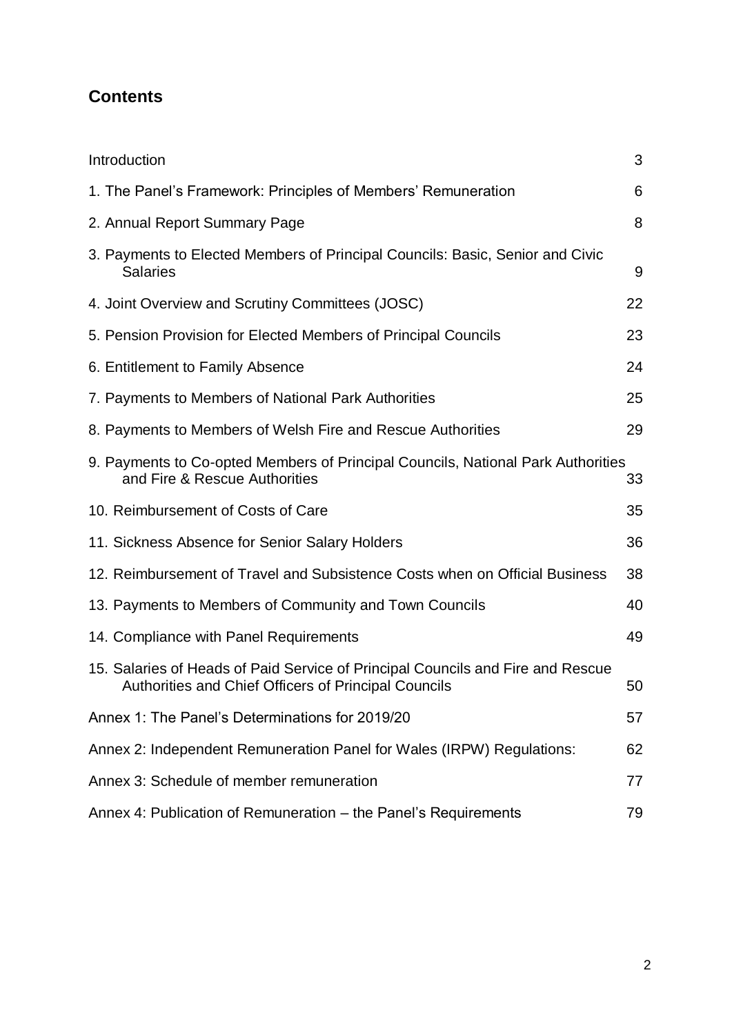## Contents

| | |
|---|---|
| Introduction | 3 |
| 1. The Panel's Framework: Principles of Members' Remuneration | 6 |
| 2. Annual Report Summary Page | 8 |
| 3. Payments to Elected Members of Principal Councils: Basic, Senior and Civic Salaries | 9 |
| 4. Joint Overview and Scrutiny Committees (JOSC) | 22 |
| 5. Pension Provision for Elected Members of Principal Councils | 23 |
| 6. Entitlement to Family Absence | 24 |
| 7. Payments to Members of National Park Authorities | 25 |
| 8. Payments to Members of Welsh Fire and Rescue Authorities | 29 |
| 9. Payments to Co-opted Members of Principal Councils, National Park Authorities and Fire & Rescue Authorities | 33 |
| 10. Reimbursement of Costs of Care | 35 |
| 11. Sickness Absence for Senior Salary Holders | 36 |
| 12. Reimbursement of Travel and Subsistence Costs when on Official Business | 38 |
| 13. Payments to Members of Community and Town Councils | 40 |
| 14. Compliance with Panel Requirements | 49 |
| 15. Salaries of Heads of Paid Service of Principal Councils and Fire and Rescue Authorities and Chief Officers of Principal Councils | 50 |
| Annex 1: The Panel's Determinations for 2019/20 | 57 |
| Annex 2: Independent Remuneration Panel for Wales (IRPW) Regulations: | 62 |
| Annex 3: Schedule of member remuneration | 77 |
| Annex 4: Publication of Remuneration – the Panel's Requirements | 79 |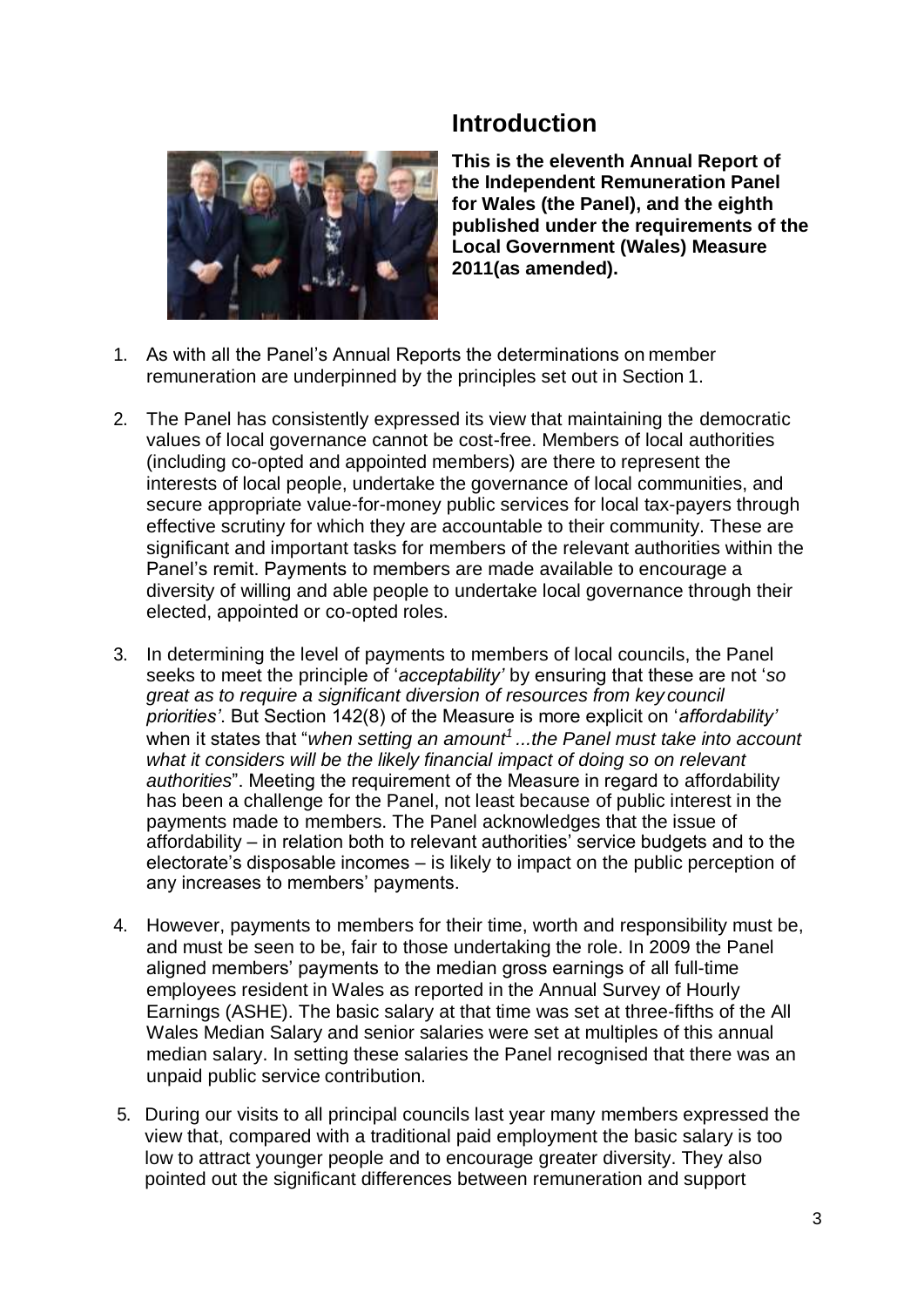## Introduction

**This is the eleventh Annual Report of the Independent Remuneration Panel for Wales (the Panel), and the eighth published under the requirements of the Local Government (Wales) Measure 2011(as amended).**

1. As with all the Panel's Annual Reports the determinations on member remuneration are underpinned by the principles set out in Section 1.

2. The Panel has consistently expressed its view that maintaining the democratic values of local governance cannot be cost-free. Members of local authorities (including co-opted and appointed members) are there to represent the interests of local people, undertake the governance of local communities, and secure appropriate value-for-money public services for local tax-payers through effective scrutiny for which they are accountable to their community. These are significant and important tasks for members of the relevant authorities within the Panel's remit. Payments to members are made available to encourage a diversity of willing and able people to undertake local governance through their elected, appointed or co-opted roles.

3. In determining the level of payments to members of local councils, the Panel seeks to meet the principle of '*acceptability'* by ensuring that these are not '*so great as to require a significant diversion of resources from key council priorities'*. But Section 142(8) of the Measure is more explicit on '*affordability'* when it states that "*when setting an amount*[1] *...the Panel must take into account what it considers will be the likely financial impact of doing so on relevant authorities*". Meeting the requirement of the Measure in regard to affordability has been a challenge for the Panel, not least because of public interest in the payments made to members. The Panel acknowledges that the issue of affordability – in relation both to relevant authorities' service budgets and to the electorate's disposable incomes – is likely to impact on the public perception of any increases to members' payments.

4. However, payments to members for their time, worth and responsibility must be, and must be seen to be, fair to those undertaking the role. In 2009 the Panel aligned members' payments to the median gross earnings of all full-time employees resident in Wales as reported in the Annual Survey of Hourly Earnings (ASHE). The basic salary at that time was set at three-fifths of the All Wales Median Salary and senior salaries were set at multiples of this annual median salary. In setting these salaries the Panel recognised that there was an unpaid public service contribution.

5. During our visits to all principal councils last year many members expressed the view that, compared with a traditional paid employment the basic salary is too low to attract younger people and to encourage greater diversity. They also pointed out the significant differences between remuneration and support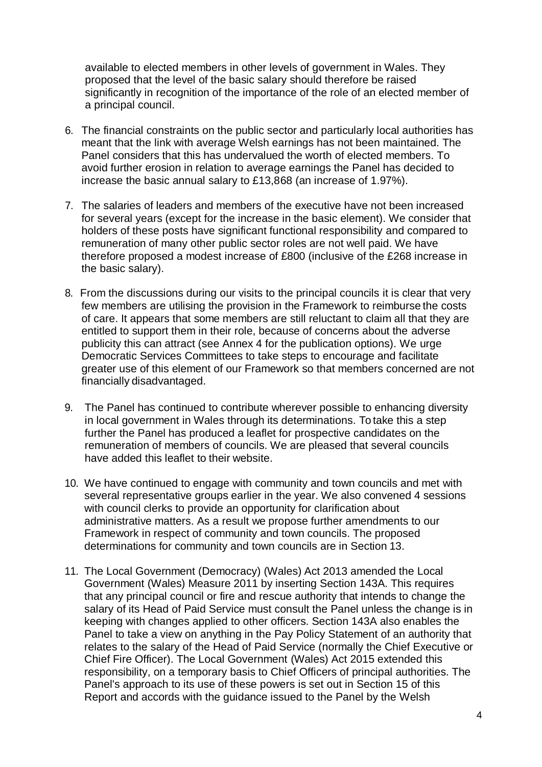available to elected members in other levels of government in Wales. They proposed that the level of the basic salary should therefore be raised significantly in recognition of the importance of the role of an elected member of a principal council.

6. The financial constraints on the public sector and particularly local authorities has meant that the link with average Welsh earnings has not been maintained. The Panel considers that this has undervalued the worth of elected members. To avoid further erosion in relation to average earnings the Panel has decided to increase the basic annual salary to £13,868 (an increase of 1.97%).

7. The salaries of leaders and members of the executive have not been increased for several years (except for the increase in the basic element). We consider that holders of these posts have significant functional responsibility and compared to remuneration of many other public sector roles are not well paid. We have therefore proposed a modest increase of £800 (inclusive of the £268 increase in the basic salary).

8. From the discussions during our visits to the principal councils it is clear that very few members are utilising the provision in the Framework to reimburse the costs of care. It appears that some members are still reluctant to claim all that they are entitled to support them in their role, because of concerns about the adverse publicity this can attract (see Annex 4 for the publication options). We urge Democratic Services Committees to take steps to encourage and facilitate greater use of this element of our Framework so that members concerned are not financially disadvantaged.

9. The Panel has continued to contribute wherever possible to enhancing diversity in local government in Wales through its determinations. To take this a step further the Panel has produced a leaflet for prospective candidates on the remuneration of members of councils. We are pleased that several councils have added this leaflet to their website.

10. We have continued to engage with community and town councils and met with several representative groups earlier in the year. We also convened 4 sessions with council clerks to provide an opportunity for clarification about administrative matters. As a result we propose further amendments to our Framework in respect of community and town councils. The proposed determinations for community and town councils are in Section 13.

11. The Local Government (Democracy) (Wales) Act 2013 amended the Local Government (Wales) Measure 2011 by inserting Section 143A. This requires that any principal council or fire and rescue authority that intends to change the salary of its Head of Paid Service must consult the Panel unless the change is in keeping with changes applied to other officers. Section 143A also enables the Panel to take a view on anything in the Pay Policy Statement of an authority that relates to the salary of the Head of Paid Service (normally the Chief Executive or Chief Fire Officer). The Local Government (Wales) Act 2015 extended this responsibility, on a temporary basis to Chief Officers of principal authorities. The Panel's approach to its use of these powers is set out in Section 15 of this Report and accords with the guidance issued to the Panel by the Welsh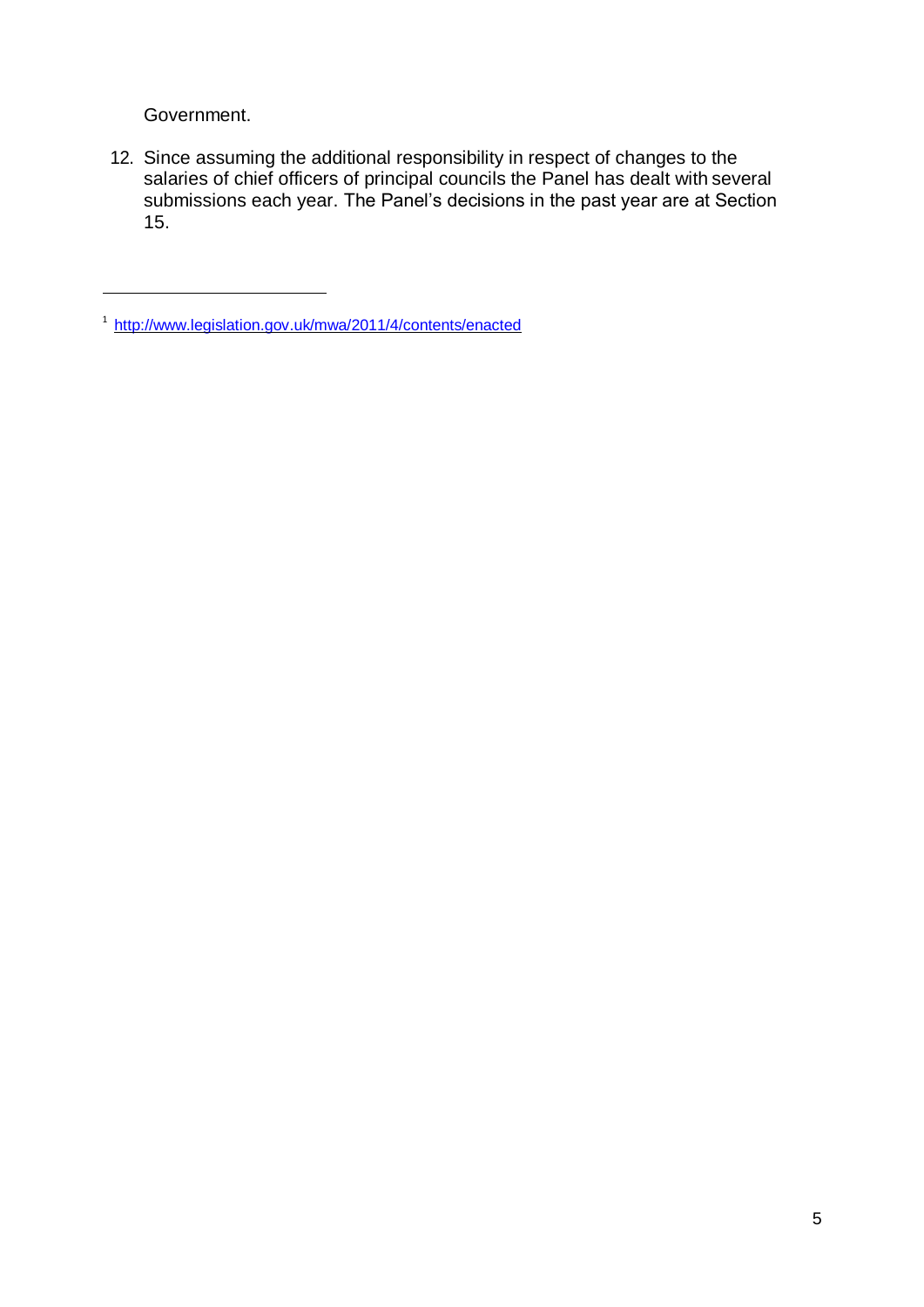Government.

12. Since assuming the additional responsibility in respect of changes to the salaries of chief officers of principal councils the Panel has dealt with several submissions each year. The Panel's decisions in the past year are at Section 15.

---

[1] http://www.legislation.gov.uk/mwa/2011/4/contents/enacted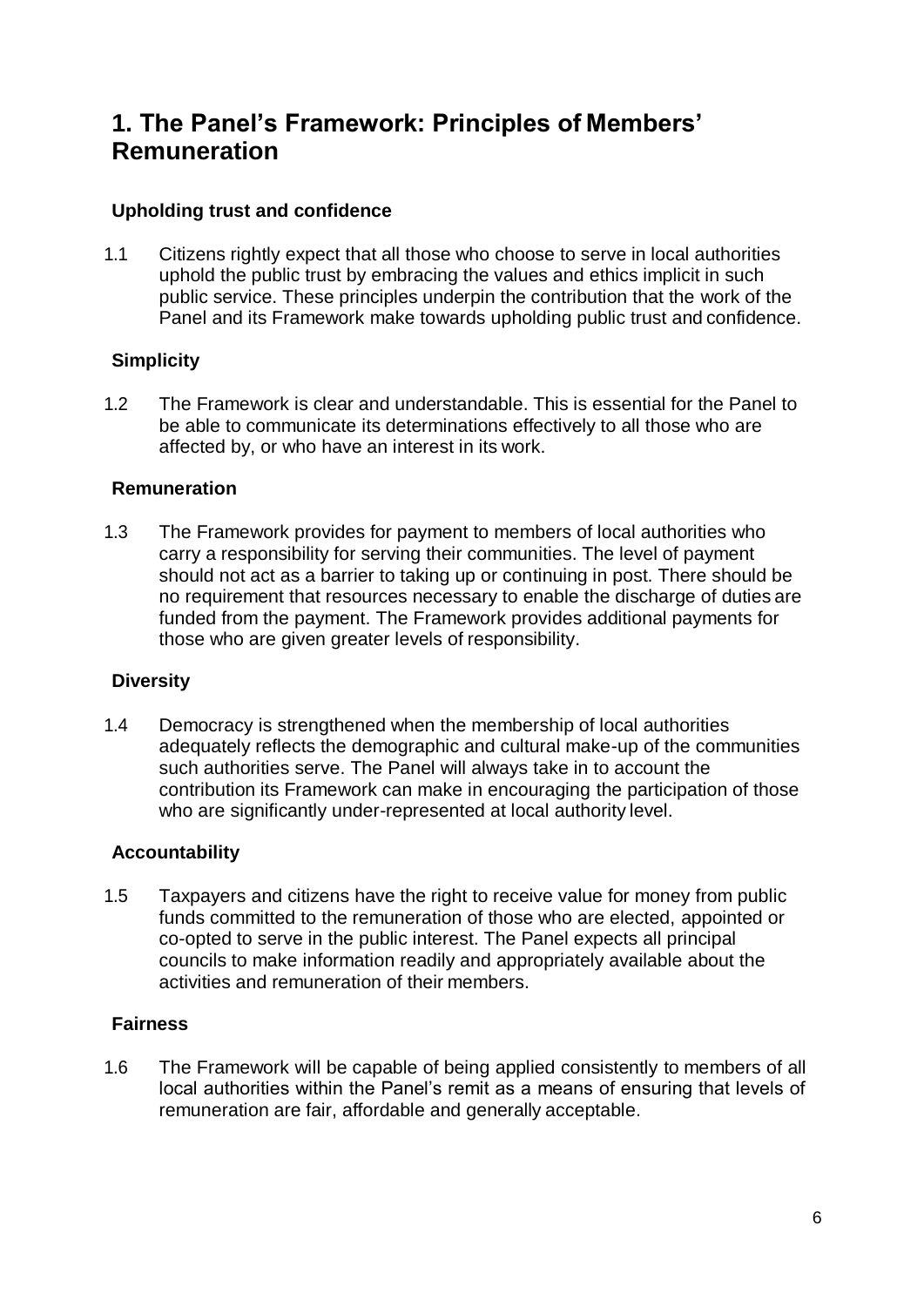# 1. The Panel's Framework: Principles of Members' Remuneration

### Upholding trust and confidence

1.1 Citizens rightly expect that all those who choose to serve in local authorities uphold the public trust by embracing the values and ethics implicit in such public service. These principles underpin the contribution that the work of the Panel and its Framework make towards upholding public trust and confidence.

### Simplicity

1.2 The Framework is clear and understandable. This is essential for the Panel to be able to communicate its determinations effectively to all those who are affected by, or who have an interest in its work.

### Remuneration

1.3 The Framework provides for payment to members of local authorities who carry a responsibility for serving their communities. The level of payment should not act as a barrier to taking up or continuing in post. There should be no requirement that resources necessary to enable the discharge of duties are funded from the payment. The Framework provides additional payments for those who are given greater levels of responsibility.

### Diversity

1.4 Democracy is strengthened when the membership of local authorities adequately reflects the demographic and cultural make-up of the communities such authorities serve. The Panel will always take in to account the contribution its Framework can make in encouraging the participation of those who are significantly under-represented at local authority level.

### Accountability

1.5 Taxpayers and citizens have the right to receive value for money from public funds committed to the remuneration of those who are elected, appointed or co-opted to serve in the public interest. The Panel expects all principal councils to make information readily and appropriately available about the activities and remuneration of their members.

### Fairness

1.6 The Framework will be capable of being applied consistently to members of all local authorities within the Panel's remit as a means of ensuring that levels of remuneration are fair, affordable and generally acceptable.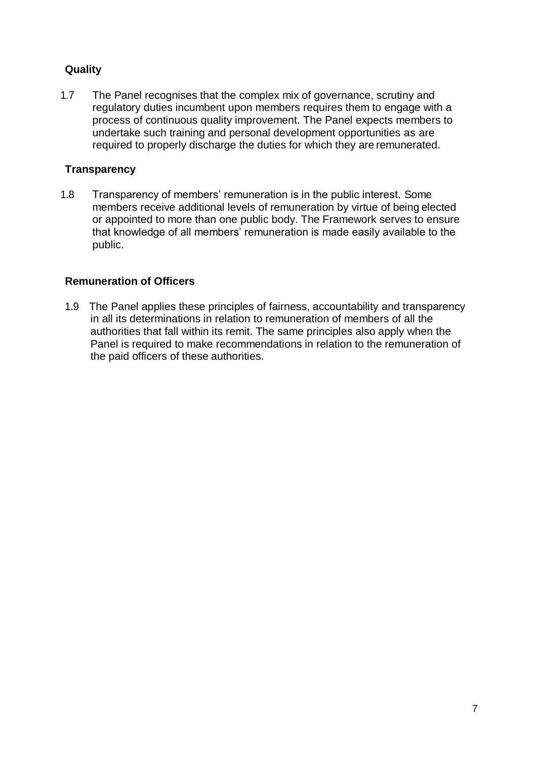### Quality

1.7 The Panel recognises that the complex mix of governance, scrutiny and regulatory duties incumbent upon members requires them to engage with a process of continuous quality improvement. The Panel expects members to undertake such training and personal development opportunities as are required to properly discharge the duties for which they are remunerated.

### Transparency

1.8 Transparency of members' remuneration is in the public interest. Some members receive additional levels of remuneration by virtue of being elected or appointed to more than one public body. The Framework serves to ensure that knowledge of all members' remuneration is made easily available to the public.

### Remuneration of Officers

1.9 The Panel applies these principles of fairness, accountability and transparency in all its determinations in relation to remuneration of members of all the authorities that fall within its remit. The same principles also apply when the Panel is required to make recommendations in relation to the remuneration of the paid officers of these authorities.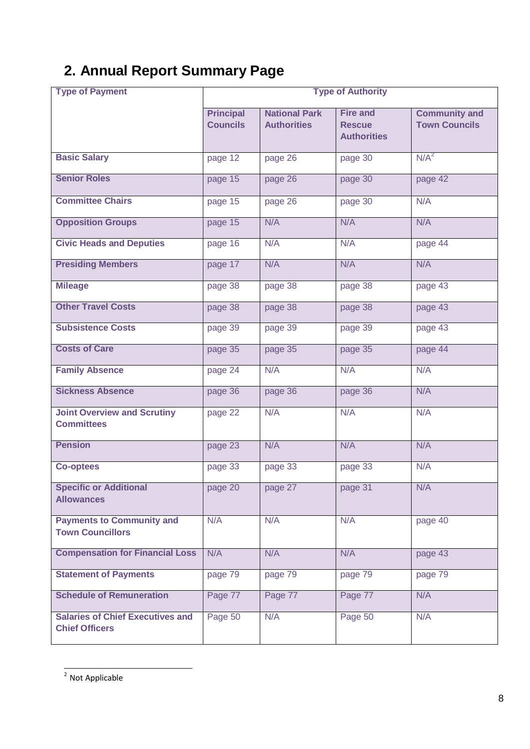## 2. Annual Report Summary Page

| Type of Payment | Type of Authority | | | |
|---|---|---|---|---|
| | Principal Councils | National Park Authorities | Fire and Rescue Authorities | Community and Town Councils |
| Basic Salary | page 12 | page 26 | page 30 | N/A[2] |
| Senior Roles | page 15 | page 26 | page 30 | page 42 |
| Committee Chairs | page 15 | page 26 | page 30 | N/A |
| Opposition Groups | page 15 | N/A | N/A | N/A |
| Civic Heads and Deputies | page 16 | N/A | N/A | page 44 |
| Presiding Members | page 17 | N/A | N/A | N/A |
| Mileage | page 38 | page 38 | page 38 | page 43 |
| Other Travel Costs | page 38 | page 38 | page 38 | page 43 |
| Subsistence Costs | page 39 | page 39 | page 39 | page 43 |
| Costs of Care | page 35 | page 35 | page 35 | page 44 |
| Family Absence | page 24 | N/A | N/A | N/A |
| Sickness Absence | page 36 | page 36 | page 36 | N/A |
| Joint Overview and Scrutiny Committees | page 22 | N/A | N/A | N/A |
| Pension | page 23 | N/A | N/A | N/A |
| Co-optees | page 33 | page 33 | page 33 | N/A |
| Specific or Additional Allowances | page 20 | page 27 | page 31 | N/A |
| Payments to Community and Town Councillors | N/A | N/A | N/A | page 40 |
| Compensation for Financial Loss | N/A | N/A | N/A | page 43 |
| Statement of Payments | page 79 | page 79 | page 79 | page 79 |
| Schedule of Remuneration | Page 77 | Page 77 | Page 77 | N/A |
| Salaries of Chief Executives and Chief Officers | Page 50 | N/A | Page 50 | N/A |

[2] Not Applicable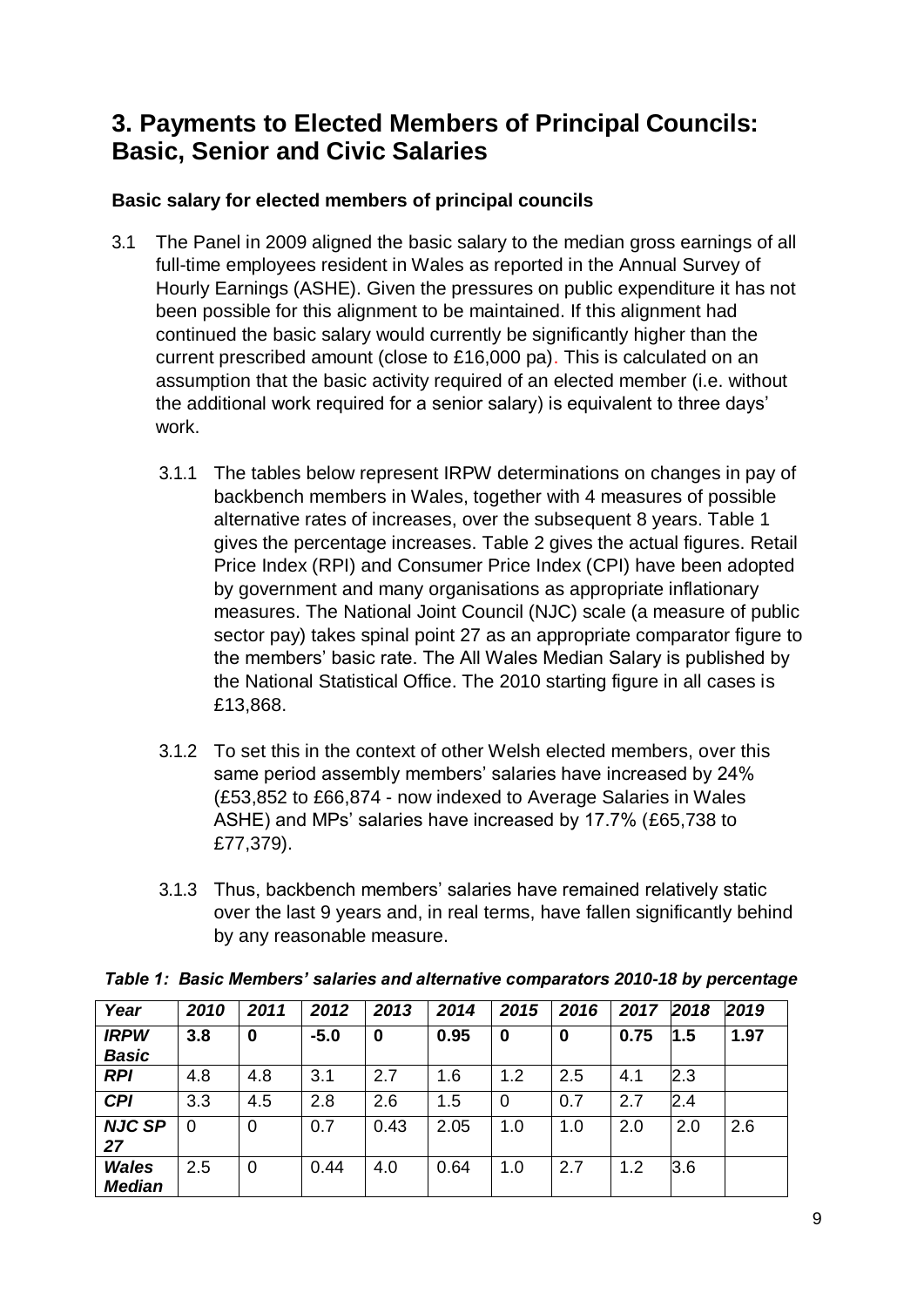## 3. Payments to Elected Members of Principal Councils: Basic, Senior and Civic Salaries

### Basic salary for elected members of principal councils

3.1 The Panel in 2009 aligned the basic salary to the median gross earnings of all full-time employees resident in Wales as reported in the Annual Survey of Hourly Earnings (ASHE). Given the pressures on public expenditure it has not been possible for this alignment to be maintained. If this alignment had continued the basic salary would currently be significantly higher than the current prescribed amount (close to £16,000 pa). This is calculated on an assumption that the basic activity required of an elected member (i.e. without the additional work required for a senior salary) is equivalent to three days' work.

3.1.1 The tables below represent IRPW determinations on changes in pay of backbench members in Wales, together with 4 measures of possible alternative rates of increases, over the subsequent 8 years. Table 1 gives the percentage increases. Table 2 gives the actual figures. Retail Price Index (RPI) and Consumer Price Index (CPI) have been adopted by government and many organisations as appropriate inflationary measures. The National Joint Council (NJC) scale (a measure of public sector pay) takes spinal point 27 as an appropriate comparator figure to the members' basic rate. The All Wales Median Salary is published by the National Statistical Office. The 2010 starting figure in all cases is £13,868.

3.1.2 To set this in the context of other Welsh elected members, over this same period assembly members' salaries have increased by 24% (£53,852 to £66,874 - now indexed to Average Salaries in Wales ASHE) and MPs' salaries have increased by 17.7% (£65,738 to £77,379).

3.1.3 Thus, backbench members' salaries have remained relatively static over the last 9 years and, in real terms, have fallen significantly behind by any reasonable measure.

***Table 1: Basic Members' salaries and alternative comparators 2010-18 by percentage***

| ***Year*** | ***2010*** | ***2011*** | ***2012*** | ***2013*** | ***2014*** | ***2015*** | ***2016*** | ***2017*** | ***2018*** | ***2019*** |
|---|---|---|---|---|---|---|---|---|---|---|
| ***IRPW Basic*** | **3.8** | **0** | **-5.0** | **0** | **0.95** | **0** | **0** | **0.75** | **1.5** | **1.97** |
| ***RPI*** | 4.8 | 4.8 | 3.1 | 2.7 | 1.6 | 1.2 | 2.5 | 4.1 | 2.3 | |
| ***CPI*** | 3.3 | 4.5 | 2.8 | 2.6 | 1.5 | 0 | 0.7 | 2.7 | 2.4 | |
| ***NJC SP 27*** | 0 | 0 | 0.7 | 0.43 | 2.05 | 1.0 | 1.0 | 2.0 | 2.0 | 2.6 |
| ***Wales Median*** | 2.5 | 0 | 0.44 | 4.0 | 0.64 | 1.0 | 2.7 | 1.2 | 3.6 | |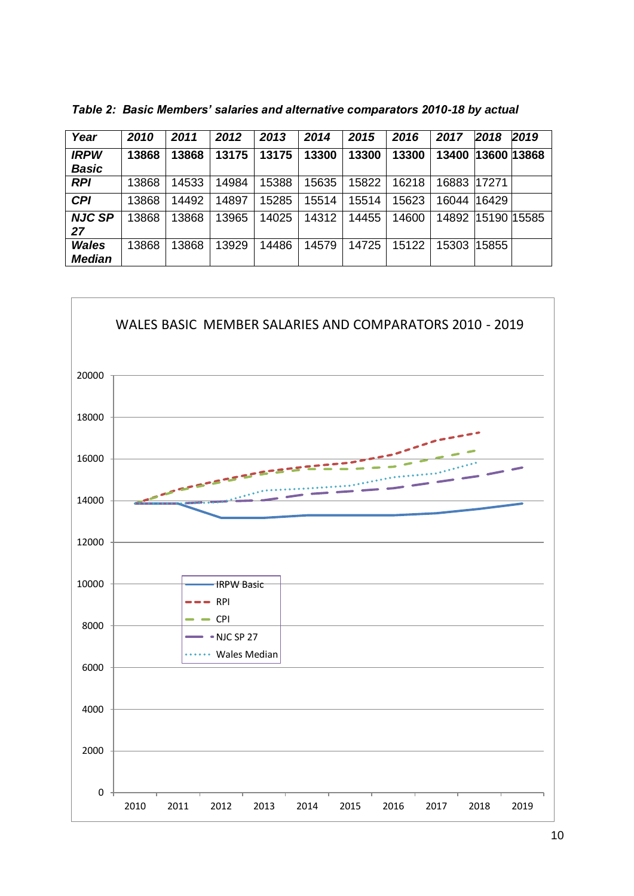*Table 2: Basic Members' salaries and alternative comparators 2010-18 by actual*

| *Year* | *2010* | *2011* | *2012* | *2013* | *2014* | *2015* | *2016* | *2017* | *2018* | *2019* |
|---|---|---|---|---|---|---|---|---|---|---|
| ***IRPW Basic*** | **13868** | **13868** | **13175** | **13175** | **13300** | **13300** | **13300** | **13400** | **13600** | **13868** |
| ***RPI*** | 13868 | 14533 | 14984 | 15388 | 15635 | 15822 | 16218 | 16883 | 17271 | |
| ***CPI*** | 13868 | 14492 | 14897 | 15285 | 15514 | 15514 | 15623 | 16044 | 16429 | |
| ***NJC SP 27*** | 13868 | 13868 | 13965 | 14025 | 14312 | 14455 | 14600 | 14892 | 15190 | 15585 |
| ***Wales Median*** | 13868 | 13868 | 13929 | 14486 | 14579 | 14725 | 15122 | 15303 | 15855 | |

WALES BASIC MEMBER SALARIES AND COMPARATORS 2010 - 2019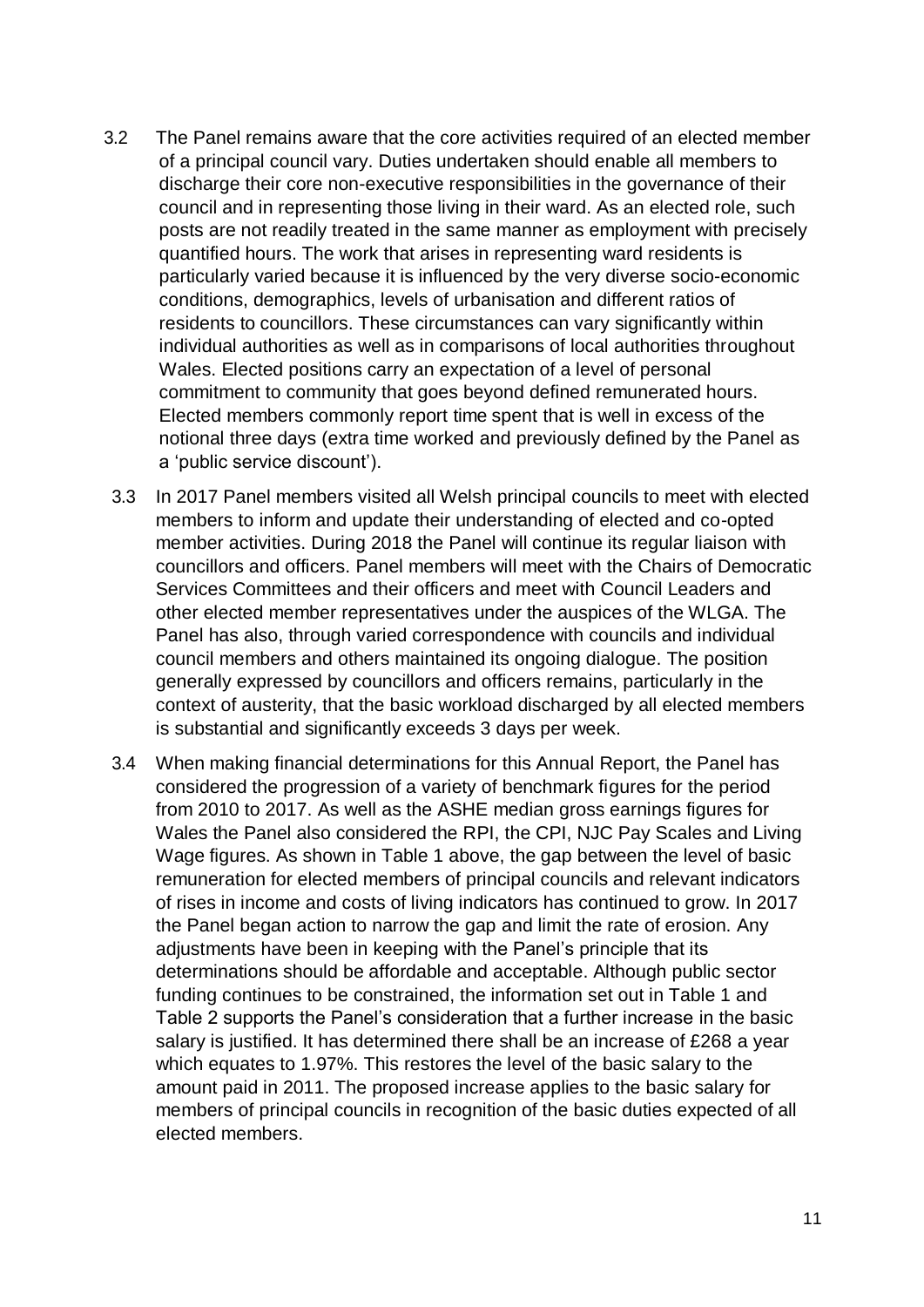3.2 The Panel remains aware that the core activities required of an elected member of a principal council vary. Duties undertaken should enable all members to discharge their core non-executive responsibilities in the governance of their council and in representing those living in their ward. As an elected role, such posts are not readily treated in the same manner as employment with precisely quantified hours. The work that arises in representing ward residents is particularly varied because it is influenced by the very diverse socio-economic conditions, demographics, levels of urbanisation and different ratios of residents to councillors. These circumstances can vary significantly within individual authorities as well as in comparisons of local authorities throughout Wales. Elected positions carry an expectation of a level of personal commitment to community that goes beyond defined remunerated hours. Elected members commonly report time spent that is well in excess of the notional three days (extra time worked and previously defined by the Panel as a 'public service discount').

3.3 In 2017 Panel members visited all Welsh principal councils to meet with elected members to inform and update their understanding of elected and co-opted member activities. During 2018 the Panel will continue its regular liaison with councillors and officers. Panel members will meet with the Chairs of Democratic Services Committees and their officers and meet with Council Leaders and other elected member representatives under the auspices of the WLGA. The Panel has also, through varied correspondence with councils and individual council members and others maintained its ongoing dialogue. The position generally expressed by councillors and officers remains, particularly in the context of austerity, that the basic workload discharged by all elected members is substantial and significantly exceeds 3 days per week.

3.4 When making financial determinations for this Annual Report, the Panel has considered the progression of a variety of benchmark figures for the period from 2010 to 2017. As well as the ASHE median gross earnings figures for Wales the Panel also considered the RPI, the CPI, NJC Pay Scales and Living Wage figures. As shown in Table 1 above, the gap between the level of basic remuneration for elected members of principal councils and relevant indicators of rises in income and costs of living indicators has continued to grow. In 2017 the Panel began action to narrow the gap and limit the rate of erosion. Any adjustments have been in keeping with the Panel's principle that its determinations should be affordable and acceptable. Although public sector funding continues to be constrained, the information set out in Table 1 and Table 2 supports the Panel's consideration that a further increase in the basic salary is justified. It has determined there shall be an increase of £268 a year which equates to 1.97%. This restores the level of the basic salary to the amount paid in 2011. The proposed increase applies to the basic salary for members of principal councils in recognition of the basic duties expected of all elected members.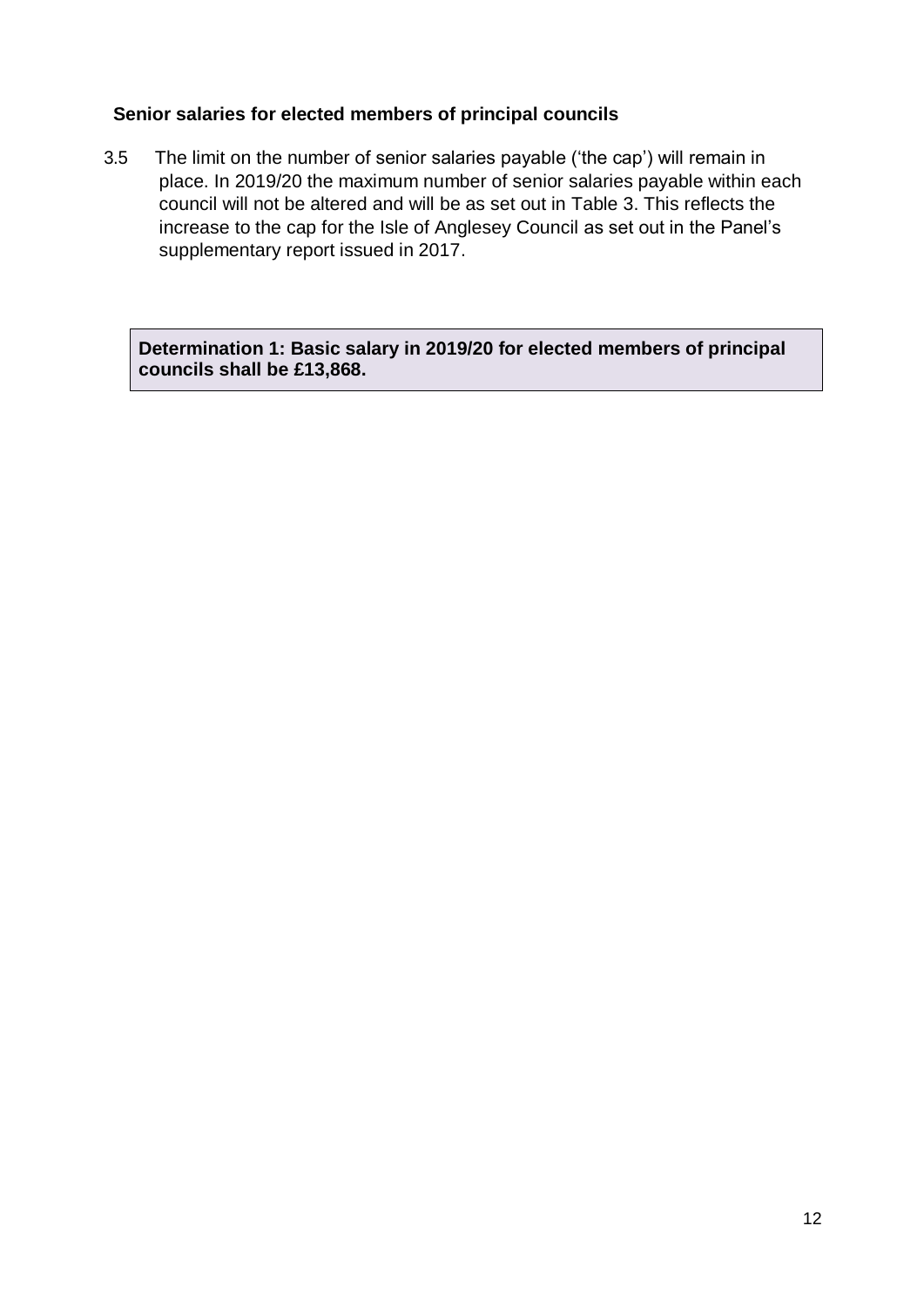### Senior salaries for elected members of principal councils

3.5 The limit on the number of senior salaries payable ('the cap') will remain in place. In 2019/20 the maximum number of senior salaries payable within each council will not be altered and will be as set out in Table 3. This reflects the increase to the cap for the Isle of Anglesey Council as set out in the Panel's supplementary report issued in 2017.

**Determination 1: Basic salary in 2019/20 for elected members of principal councils shall be £13,868.**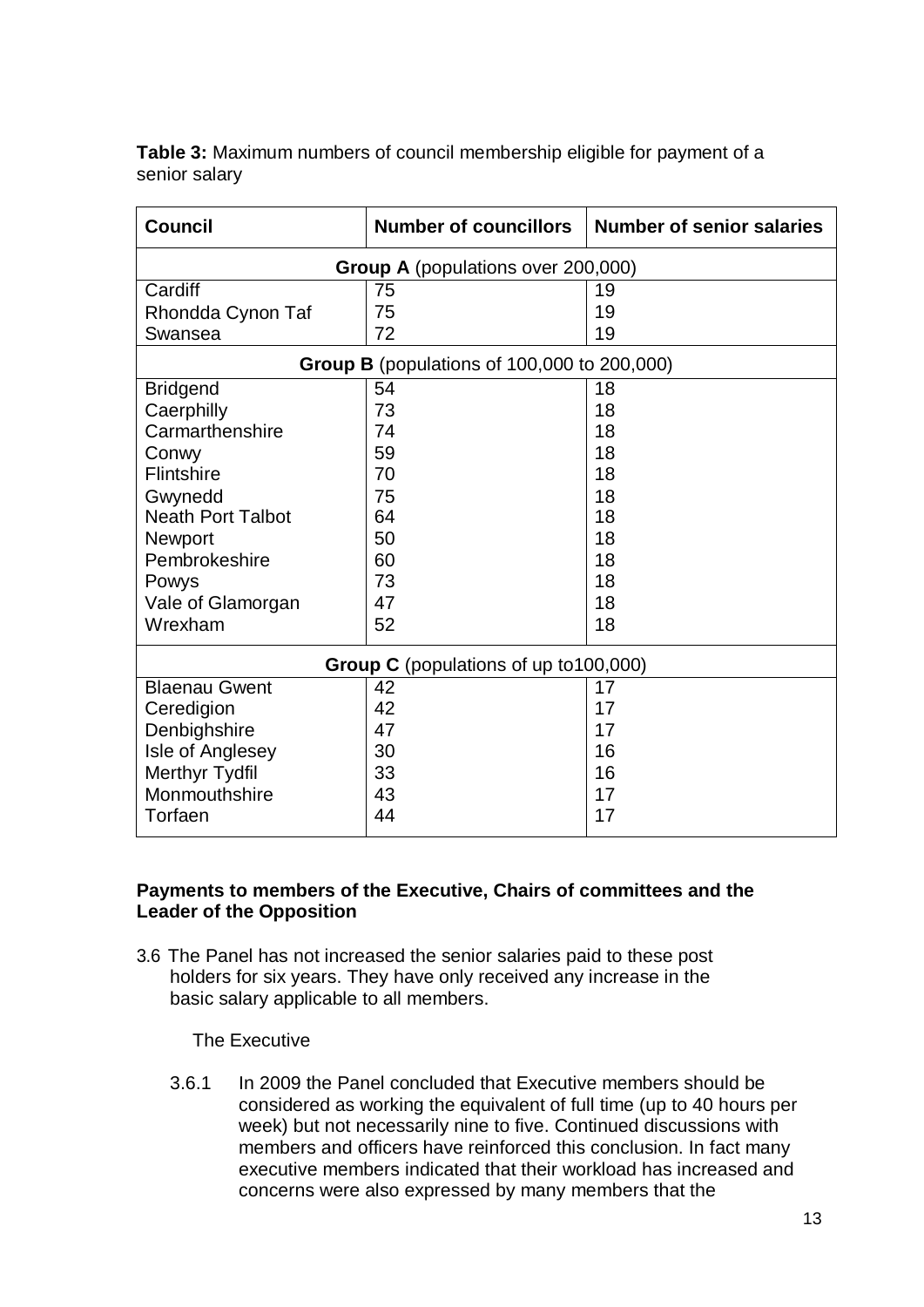**Table 3:** Maximum numbers of council membership eligible for payment of a senior salary

| Council | Number of councillors | Number of senior salaries |
|---|---|---|
| **Group A** (populations over 200,000) | | |
| Cardiff | 75 | 19 |
| Rhondda Cynon Taf | 75 | 19 |
| Swansea | 72 | 19 |
| **Group B** (populations of 100,000 to 200,000) | | |
| Bridgend | 54 | 18 |
| Caerphilly | 73 | 18 |
| Carmarthenshire | 74 | 18 |
| Conwy | 59 | 18 |
| Flintshire | 70 | 18 |
| Gwynedd | 75 | 18 |
| Neath Port Talbot | 64 | 18 |
| Newport | 50 | 18 |
| Pembrokeshire | 60 | 18 |
| Powys | 73 | 18 |
| Vale of Glamorgan | 47 | 18 |
| Wrexham | 52 | 18 |
| **Group C** (populations of up to100,000) | | |
| Blaenau Gwent | 42 | 17 |
| Ceredigion | 42 | 17 |
| Denbighshire | 47 | 17 |
| Isle of Anglesey | 30 | 16 |
| Merthyr Tydfil | 33 | 16 |
| Monmouthshire | 43 | 17 |
| Torfaen | 44 | 17 |

**Payments to members of the Executive, Chairs of committees and the Leader of the Opposition**

3.6 The Panel has not increased the senior salaries paid to these post holders for six years. They have only received any increase in the basic salary applicable to all members.

The Executive

3.6.1 In 2009 the Panel concluded that Executive members should be considered as working the equivalent of full time (up to 40 hours per week) but not necessarily nine to five. Continued discussions with members and officers have reinforced this conclusion. In fact many executive members indicated that their workload has increased and concerns were also expressed by many members that the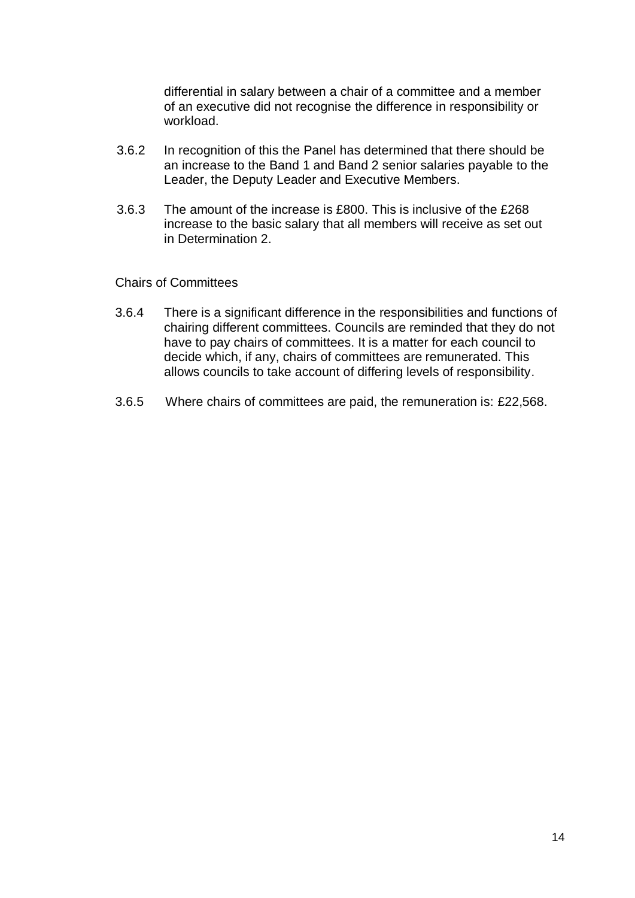differential in salary between a chair of a committee and a member of an executive did not recognise the difference in responsibility or workload.

3.6.2 In recognition of this the Panel has determined that there should be an increase to the Band 1 and Band 2 senior salaries payable to the Leader, the Deputy Leader and Executive Members.

3.6.3 The amount of the increase is £800. This is inclusive of the £268 increase to the basic salary that all members will receive as set out in Determination 2.

Chairs of Committees

3.6.4 There is a significant difference in the responsibilities and functions of chairing different committees. Councils are reminded that they do not have to pay chairs of committees. It is a matter for each council to decide which, if any, chairs of committees are remunerated. This allows councils to take account of differing levels of responsibility.

3.6.5 Where chairs of committees are paid, the remuneration is: £22,568.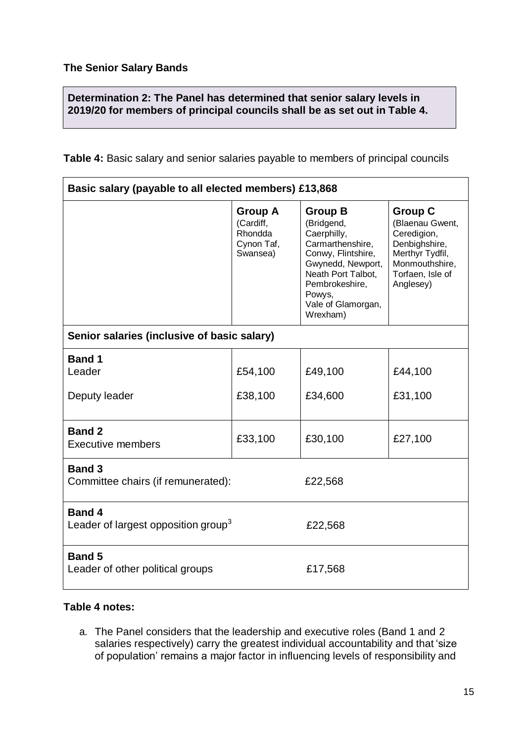**The Senior Salary Bands**

**Determination 2: The Panel has determined that senior salary levels in 2019/20 for members of principal councils shall be as set out in Table 4.**

**Table 4:** Basic salary and senior salaries payable to members of principal councils

| **Basic salary (payable to all elected members) £13,868** | | | |
|---|---|---|---|
| | **Group A** (Cardiff, Rhondda Cynon Taf, Swansea) | **Group B** (Bridgend, Caerphilly, Carmarthenshire, Conwy, Flintshire, Gwynedd, Newport, Neath Port Talbot, Pembrokeshire, Powys, Vale of Glamorgan, Wrexham) | **Group C** (Blaenau Gwent, Ceredigion, Denbighshire, Merthyr Tydfil, Monmouthshire, Torfaen, Isle of Anglesey) |
| **Senior salaries (inclusive of basic salary)** | | | |
| **Band 1** | | | |
| Leader | £54,100 | £49,100 | £44,100 |
| Deputy leader | £38,100 | £34,600 | £31,100 |
| **Band 2** Executive members | £33,100 | £30,100 | £27,100 |
| **Band 3** Committee chairs (if remunerated): | £22,568 | | |
| **Band 4** Leader of largest opposition group[3] | £22,568 | | |
| **Band 5** Leader of other political groups | £17,568 | | |

**Table 4 notes:**

a. The Panel considers that the leadership and executive roles (Band 1 and 2 salaries respectively) carry the greatest individual accountability and that 'size of population' remains a major factor in influencing levels of responsibility and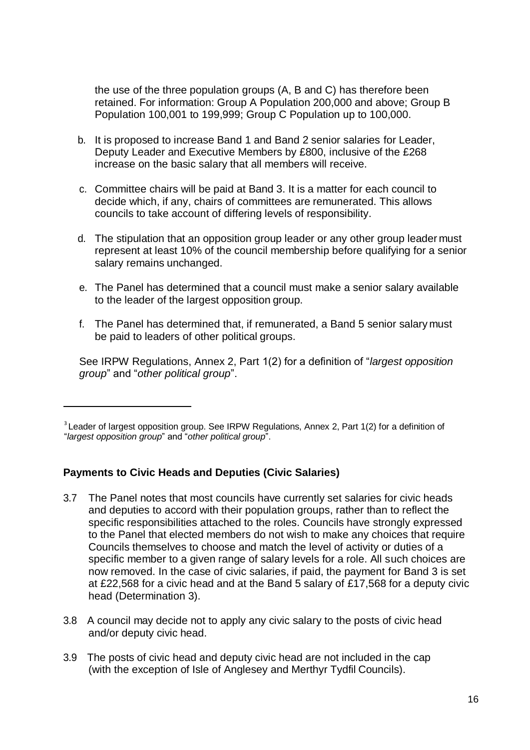the use of the three population groups (A, B and C) has therefore been retained. For information: Group A Population 200,000 and above; Group B Population 100,001 to 199,999; Group C Population up to 100,000.

b. It is proposed to increase Band 1 and Band 2 senior salaries for Leader, Deputy Leader and Executive Members by £800, inclusive of the £268 increase on the basic salary that all members will receive.

c. Committee chairs will be paid at Band 3. It is a matter for each council to decide which, if any, chairs of committees are remunerated. This allows councils to take account of differing levels of responsibility.

d. The stipulation that an opposition group leader or any other group leader must represent at least 10% of the council membership before qualifying for a senior salary remains unchanged.

e. The Panel has determined that a council must make a senior salary available to the leader of the largest opposition group.

f. The Panel has determined that, if remunerated, a Band 5 senior salary must be paid to leaders of other political groups.

See IRPW Regulations, Annex 2, Part 1(2) for a definition of "*largest opposition group*" and "*other political group*".

---

[3] Leader of largest opposition group. See IRPW Regulations, Annex 2, Part 1(2) for a definition of "*largest opposition group*" and "*other political group*".

**Payments to Civic Heads and Deputies (Civic Salaries)**

3.7 The Panel notes that most councils have currently set salaries for civic heads and deputies to accord with their population groups, rather than to reflect the specific responsibilities attached to the roles. Councils have strongly expressed to the Panel that elected members do not wish to make any choices that require Councils themselves to choose and match the level of activity or duties of a specific member to a given range of salary levels for a role. All such choices are now removed. In the case of civic salaries, if paid, the payment for Band 3 is set at £22,568 for a civic head and at the Band 5 salary of £17,568 for a deputy civic head (Determination 3).

3.8 A council may decide not to apply any civic salary to the posts of civic head and/or deputy civic head.

3.9 The posts of civic head and deputy civic head are not included in the cap (with the exception of Isle of Anglesey and Merthyr Tydfil Councils).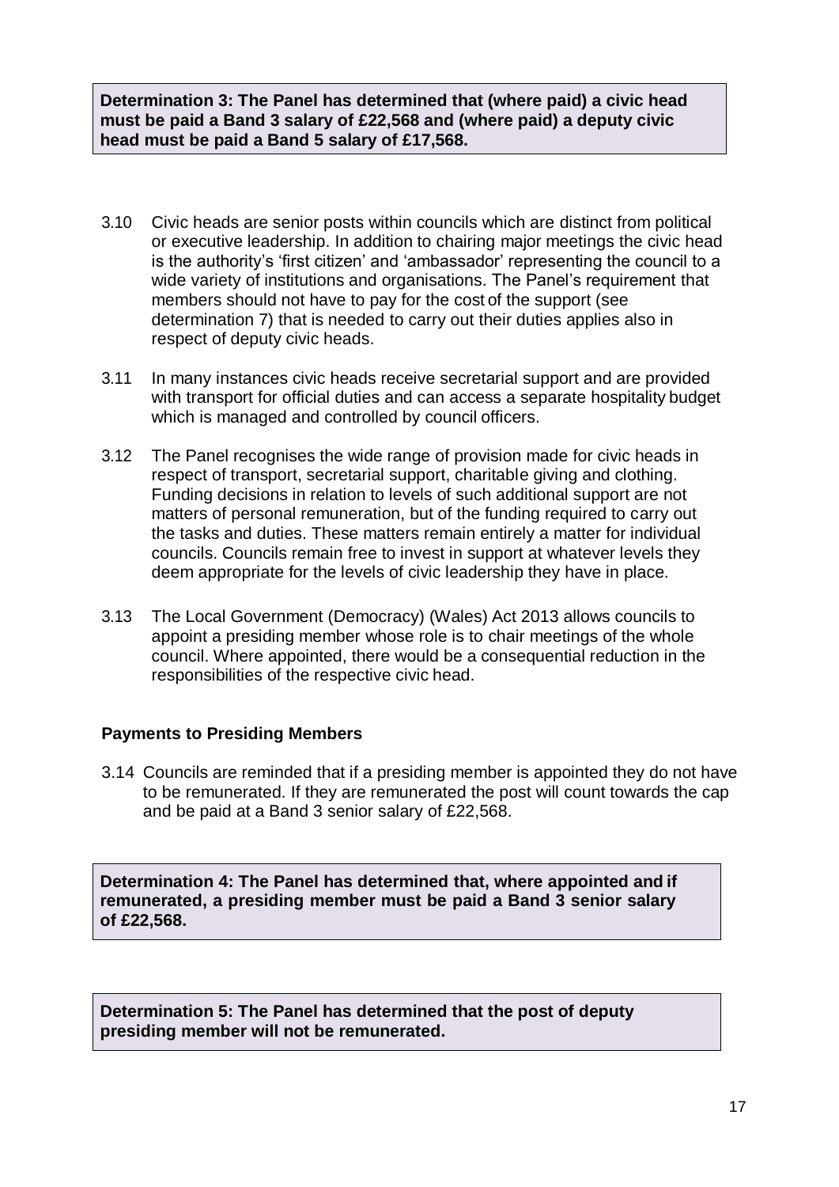**Determination 3: The Panel has determined that (where paid) a civic head must be paid a Band 3 salary of £22,568 and (where paid) a deputy civic head must be paid a Band 5 salary of £17,568.**

3.10 Civic heads are senior posts within councils which are distinct from political or executive leadership. In addition to chairing major meetings the civic head is the authority's 'first citizen' and 'ambassador' representing the council to a wide variety of institutions and organisations. The Panel's requirement that members should not have to pay for the cost of the support (see determination 7) that is needed to carry out their duties applies also in respect of deputy civic heads.

3.11 In many instances civic heads receive secretarial support and are provided with transport for official duties and can access a separate hospitality budget which is managed and controlled by council officers.

3.12 The Panel recognises the wide range of provision made for civic heads in respect of transport, secretarial support, charitable giving and clothing. Funding decisions in relation to levels of such additional support are not matters of personal remuneration, but of the funding required to carry out the tasks and duties. These matters remain entirely a matter for individual councils. Councils remain free to invest in support at whatever levels they deem appropriate for the levels of civic leadership they have in place.

3.13 The Local Government (Democracy) (Wales) Act 2013 allows councils to appoint a presiding member whose role is to chair meetings of the whole council. Where appointed, there would be a consequential reduction in the responsibilities of the respective civic head.

### Payments to Presiding Members

3.14 Councils are reminded that if a presiding member is appointed they do not have to be remunerated. If they are remunerated the post will count towards the cap and be paid at a Band 3 senior salary of £22,568.

**Determination 4: The Panel has determined that, where appointed and if remunerated, a presiding member must be paid a Band 3 senior salary of £22,568.**

**Determination 5: The Panel has determined that the post of deputy presiding member will not be remunerated.**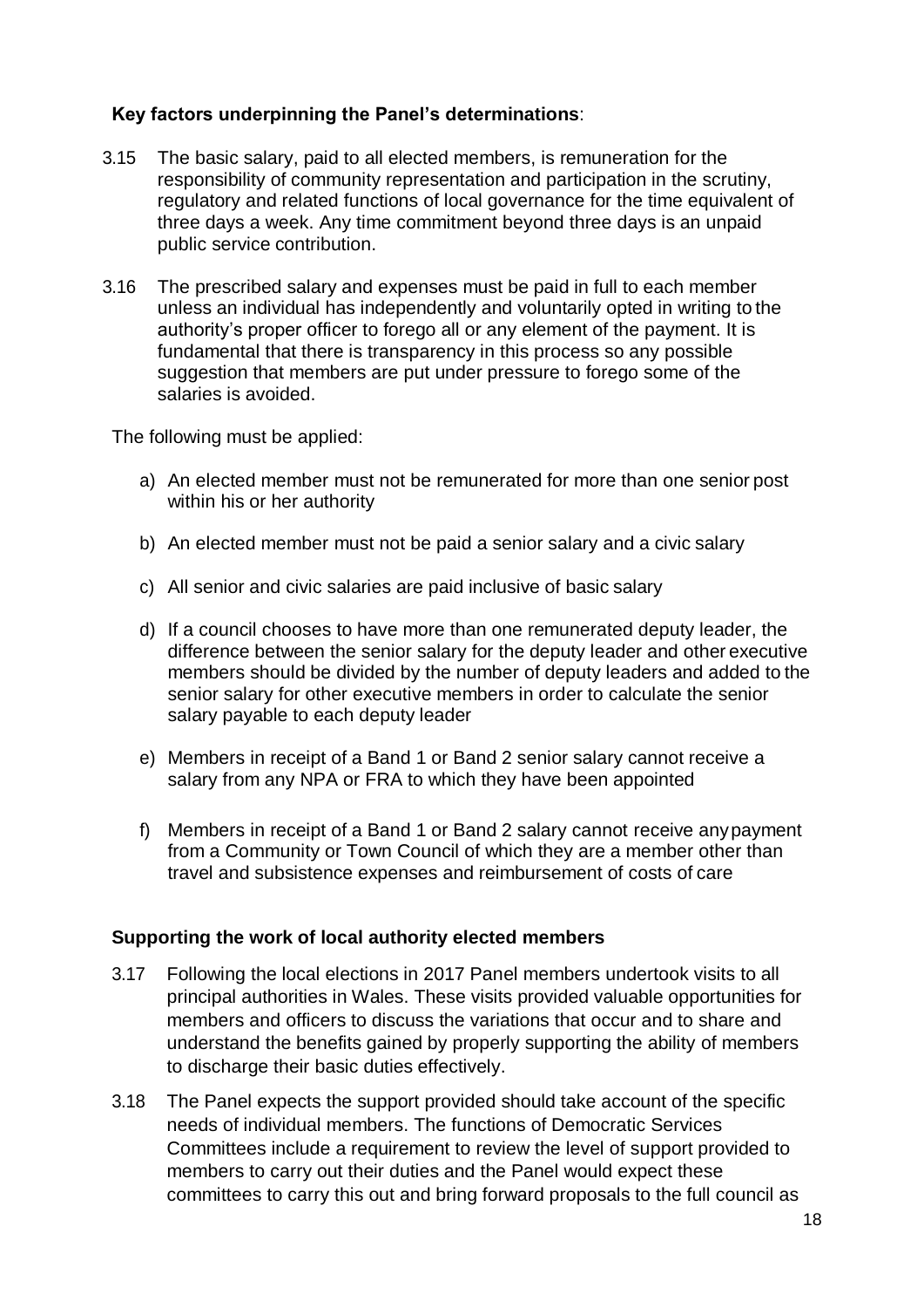**Key factors underpinning the Panel's determinations**:

3.15 The basic salary, paid to all elected members, is remuneration for the responsibility of community representation and participation in the scrutiny, regulatory and related functions of local governance for the time equivalent of three days a week. Any time commitment beyond three days is an unpaid public service contribution.

3.16 The prescribed salary and expenses must be paid in full to each member unless an individual has independently and voluntarily opted in writing to the authority's proper officer to forego all or any element of the payment. It is fundamental that there is transparency in this process so any possible suggestion that members are put under pressure to forego some of the salaries is avoided.

The following must be applied:

a) An elected member must not be remunerated for more than one senior post within his or her authority

b) An elected member must not be paid a senior salary and a civic salary

c) All senior and civic salaries are paid inclusive of basic salary

d) If a council chooses to have more than one remunerated deputy leader, the difference between the senior salary for the deputy leader and other executive members should be divided by the number of deputy leaders and added to the senior salary for other executive members in order to calculate the senior salary payable to each deputy leader

e) Members in receipt of a Band 1 or Band 2 senior salary cannot receive a salary from any NPA or FRA to which they have been appointed

f) Members in receipt of a Band 1 or Band 2 salary cannot receive any payment from a Community or Town Council of which they are a member other than travel and subsistence expenses and reimbursement of costs of care

**Supporting the work of local authority elected members**

3.17 Following the local elections in 2017 Panel members undertook visits to all principal authorities in Wales. These visits provided valuable opportunities for members and officers to discuss the variations that occur and to share and understand the benefits gained by properly supporting the ability of members to discharge their basic duties effectively.

3.18 The Panel expects the support provided should take account of the specific needs of individual members. The functions of Democratic Services Committees include a requirement to review the level of support provided to members to carry out their duties and the Panel would expect these committees to carry this out and bring forward proposals to the full council as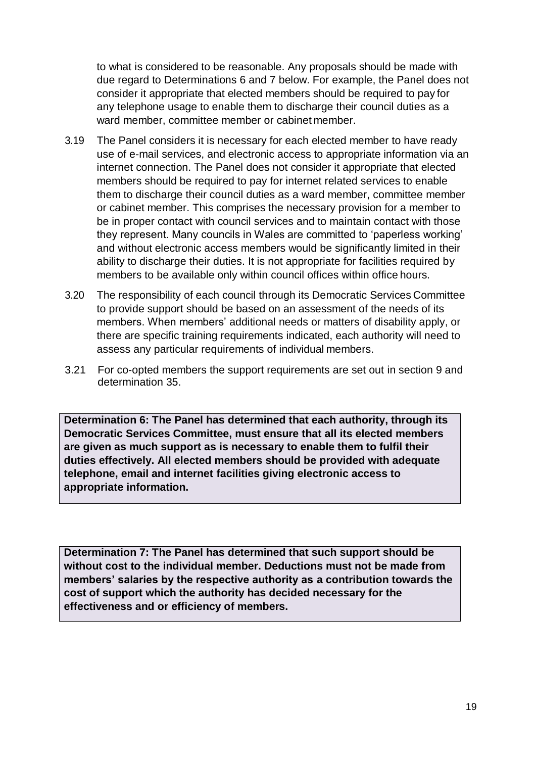to what is considered to be reasonable. Any proposals should be made with due regard to Determinations 6 and 7 below. For example, the Panel does not consider it appropriate that elected members should be required to pay for any telephone usage to enable them to discharge their council duties as a ward member, committee member or cabinet member.

3.19 The Panel considers it is necessary for each elected member to have ready use of e-mail services, and electronic access to appropriate information via an internet connection. The Panel does not consider it appropriate that elected members should be required to pay for internet related services to enable them to discharge their council duties as a ward member, committee member or cabinet member. This comprises the necessary provision for a member to be in proper contact with council services and to maintain contact with those they represent. Many councils in Wales are committed to 'paperless working' and without electronic access members would be significantly limited in their ability to discharge their duties. It is not appropriate for facilities required by members to be available only within council offices within office hours.

3.20 The responsibility of each council through its Democratic Services Committee to provide support should be based on an assessment of the needs of its members. When members' additional needs or matters of disability apply, or there are specific training requirements indicated, each authority will need to assess any particular requirements of individual members.

3.21 For co-opted members the support requirements are set out in section 9 and determination 35.

**Determination 6: The Panel has determined that each authority, through its Democratic Services Committee, must ensure that all its elected members are given as much support as is necessary to enable them to fulfil their duties effectively. All elected members should be provided with adequate telephone, email and internet facilities giving electronic access to appropriate information.**

**Determination 7: The Panel has determined that such support should be without cost to the individual member. Deductions must not be made from members' salaries by the respective authority as a contribution towards the cost of support which the authority has decided necessary for the effectiveness and or efficiency of members.**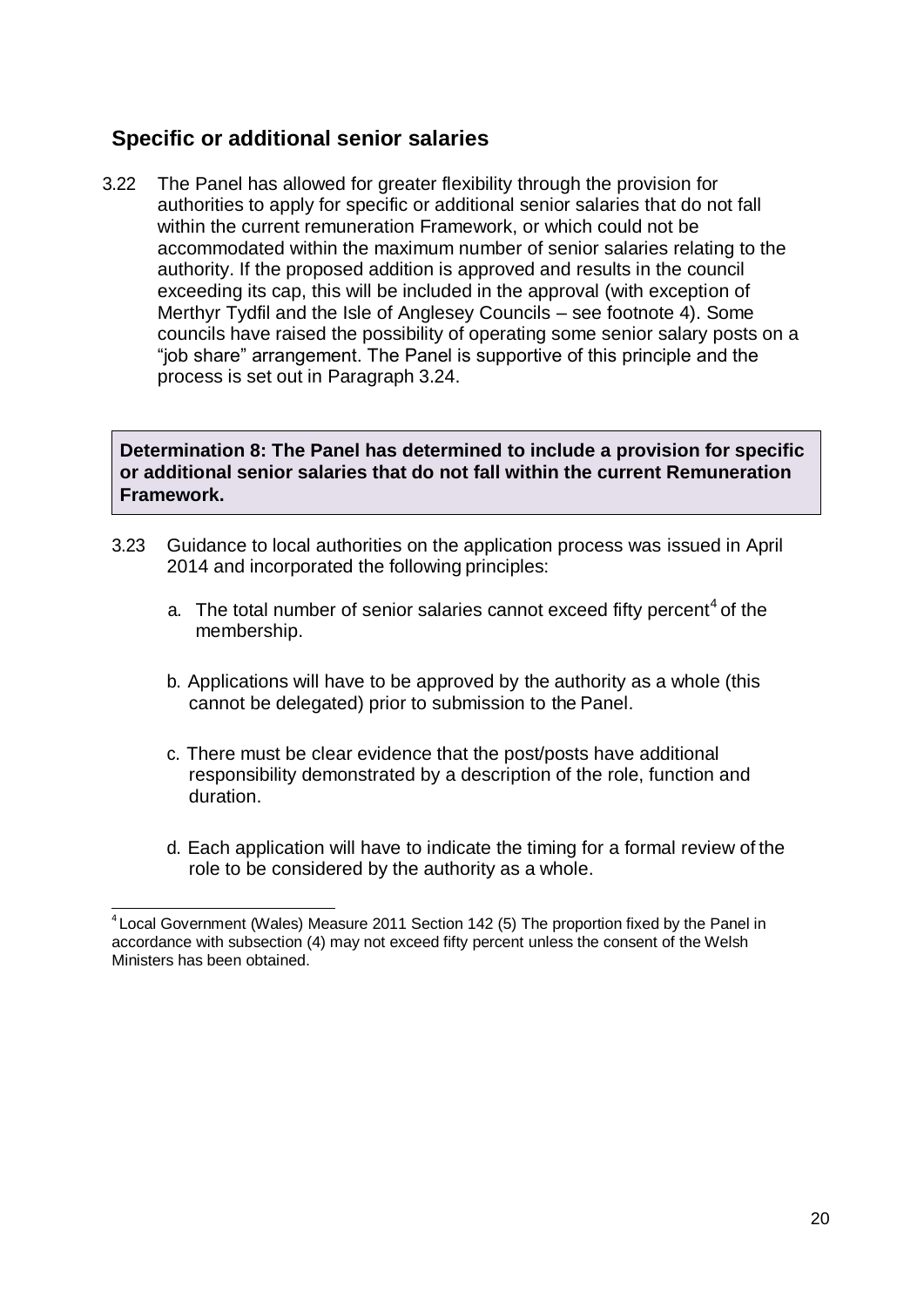## Specific or additional senior salaries

3.22 The Panel has allowed for greater flexibility through the provision for authorities to apply for specific or additional senior salaries that do not fall within the current remuneration Framework, or which could not be accommodated within the maximum number of senior salaries relating to the authority. If the proposed addition is approved and results in the council exceeding its cap, this will be included in the approval (with exception of Merthyr Tydfil and the Isle of Anglesey Councils – see footnote 4). Some councils have raised the possibility of operating some senior salary posts on a "job share" arrangement. The Panel is supportive of this principle and the process is set out in Paragraph 3.24.

> **Determination 8: The Panel has determined to include a provision for specific or additional senior salaries that do not fall within the current Remuneration Framework.**

3.23 Guidance to local authorities on the application process was issued in April 2014 and incorporated the following principles:

a. The total number of senior salaries cannot exceed fifty percent[4] of the membership.

b. Applications will have to be approved by the authority as a whole (this cannot be delegated) prior to submission to the Panel.

c. There must be clear evidence that the post/posts have additional responsibility demonstrated by a description of the role, function and duration.

d. Each application will have to indicate the timing for a formal review of the role to be considered by the authority as a whole.

---

[4] Local Government (Wales) Measure 2011 Section 142 (5) The proportion fixed by the Panel in accordance with subsection (4) may not exceed fifty percent unless the consent of the Welsh Ministers has been obtained.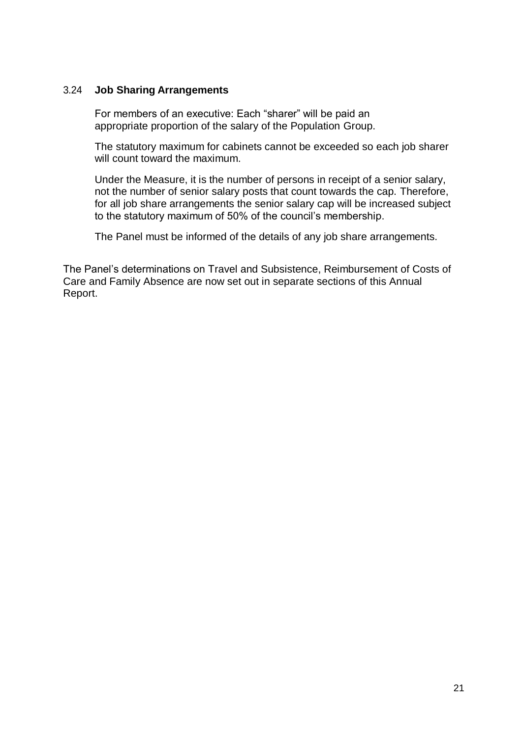### 3.24 **Job Sharing Arrangements**

For members of an executive: Each "sharer" will be paid an appropriate proportion of the salary of the Population Group.

The statutory maximum for cabinets cannot be exceeded so each job sharer will count toward the maximum.

Under the Measure, it is the number of persons in receipt of a senior salary, not the number of senior salary posts that count towards the cap. Therefore, for all job share arrangements the senior salary cap will be increased subject to the statutory maximum of 50% of the council's membership.

The Panel must be informed of the details of any job share arrangements.

The Panel's determinations on Travel and Subsistence, Reimbursement of Costs of Care and Family Absence are now set out in separate sections of this Annual Report.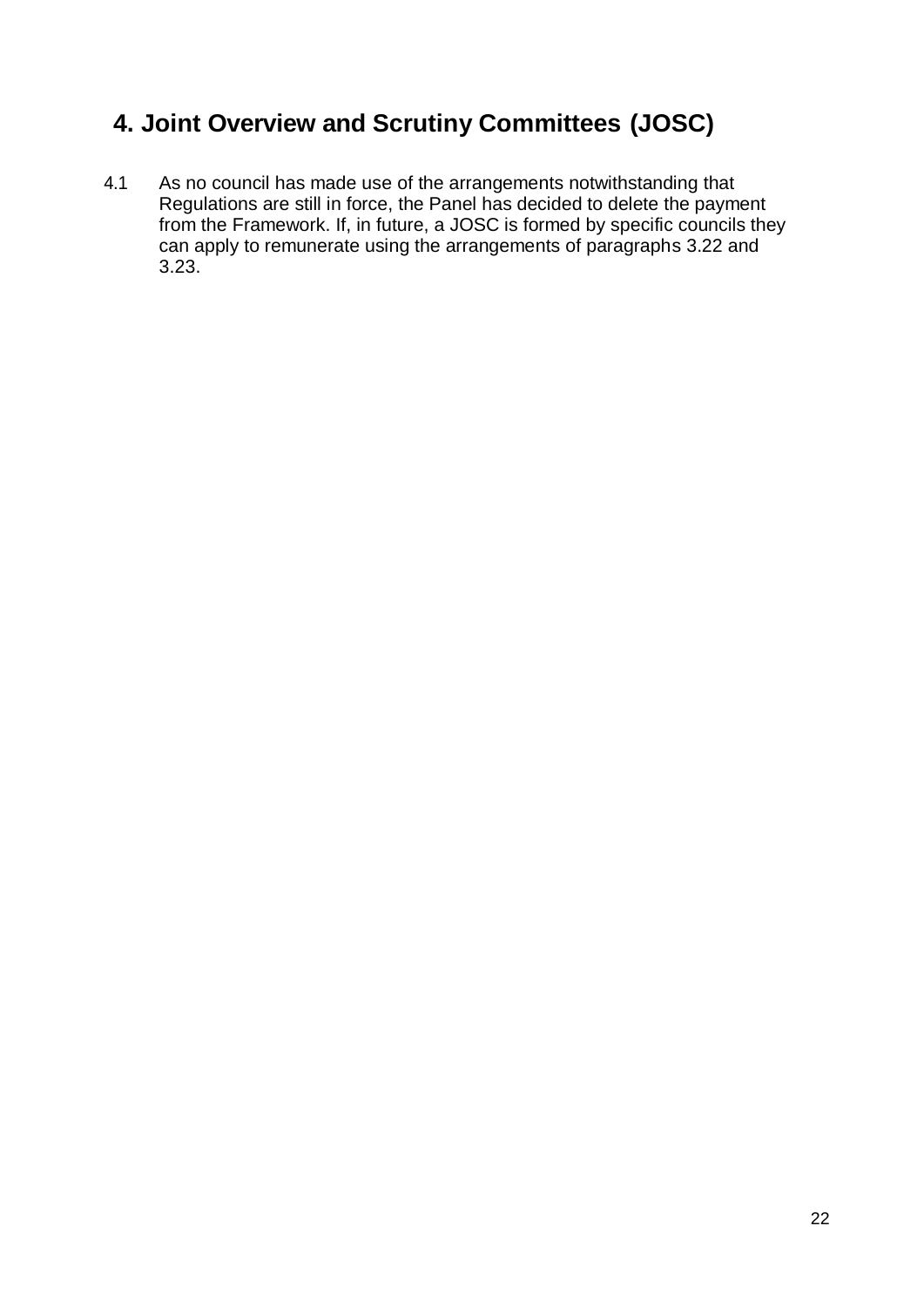# 4. Joint Overview and Scrutiny Committees (JOSC)

4.1 As no council has made use of the arrangements notwithstanding that Regulations are still in force, the Panel has decided to delete the payment from the Framework. If, in future, a JOSC is formed by specific councils they can apply to remunerate using the arrangements of paragraphs 3.22 and 3.23.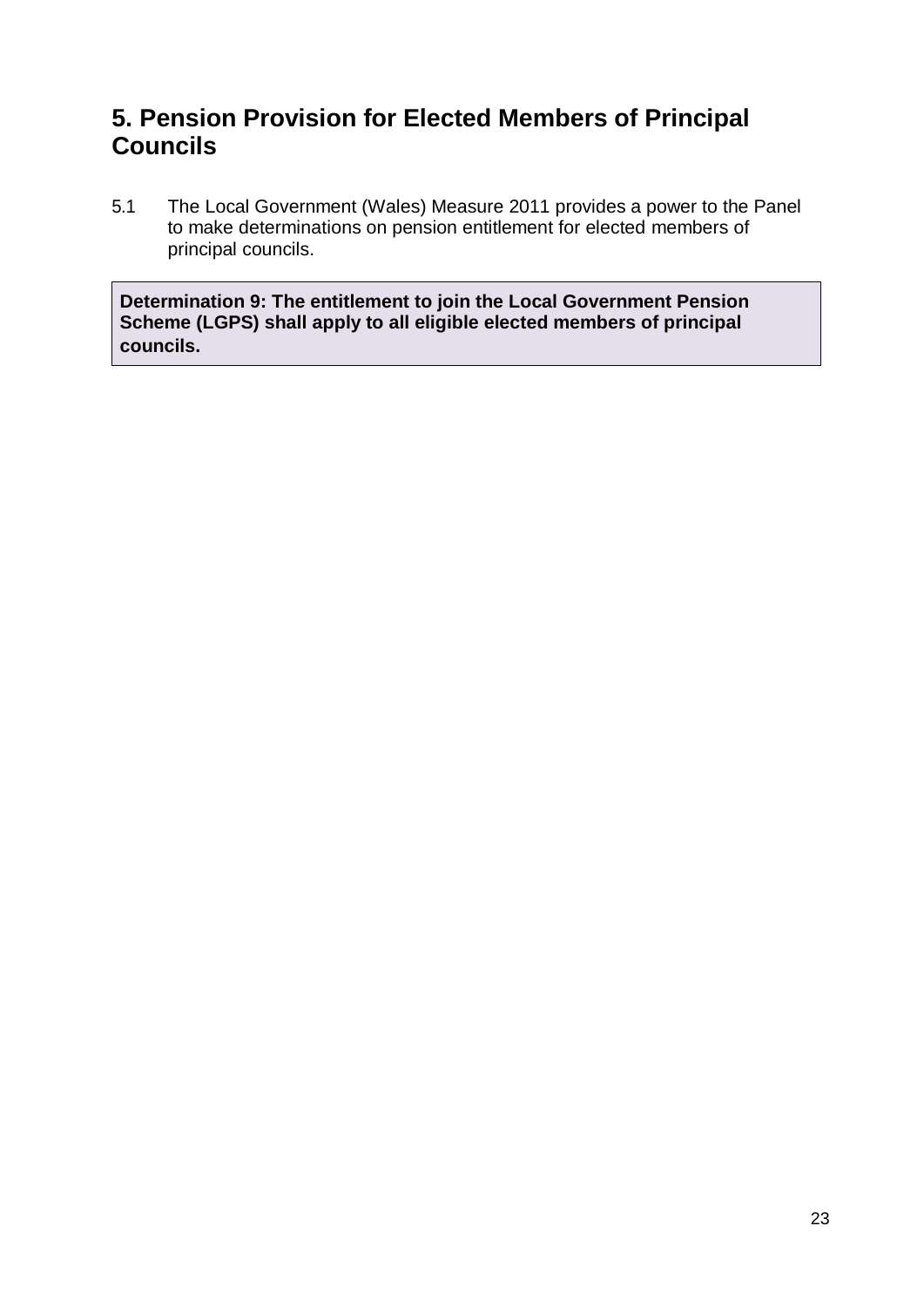## 5. Pension Provision for Elected Members of Principal Councils

5.1 The Local Government (Wales) Measure 2011 provides a power to the Panel to make determinations on pension entitlement for elected members of principal councils.

**Determination 9: The entitlement to join the Local Government Pension Scheme (LGPS) shall apply to all eligible elected members of principal councils.**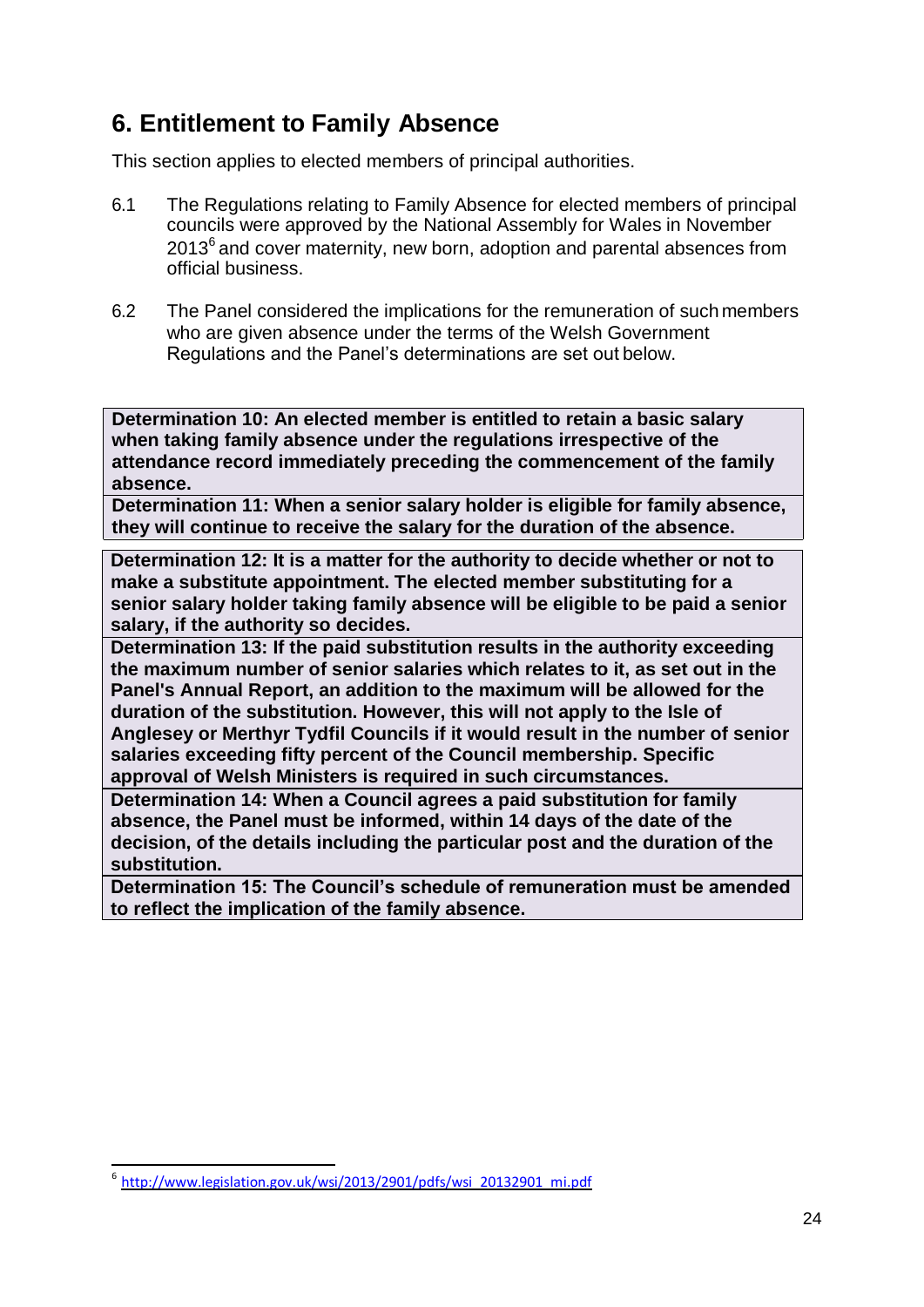## 6. Entitlement to Family Absence

This section applies to elected members of principal authorities.

6.1 The Regulations relating to Family Absence for elected members of principal councils were approved by the National Assembly for Wales in November 2013[6] and cover maternity, new born, adoption and parental absences from official business.

6.2 The Panel considered the implications for the remuneration of such members who are given absence under the terms of the Welsh Government Regulations and the Panel's determinations are set out below.

| **Determination 10: An elected member is entitled to retain a basic salary when taking family absence under the regulations irrespective of the attendance record immediately preceding the commencement of the family absence.** |
|---|
| **Determination 11: When a senior salary holder is eligible for family absence, they will continue to receive the salary for the duration of the absence.** |

| **Determination 12: It is a matter for the authority to decide whether or not to make a substitute appointment. The elected member substituting for a senior salary holder taking family absence will be eligible to be paid a senior salary, if the authority so decides.** |
|---|
| **Determination 13: If the paid substitution results in the authority exceeding the maximum number of senior salaries which relates to it, as set out in the Panel's Annual Report, an addition to the maximum will be allowed for the duration of the substitution. However, this will not apply to the Isle of Anglesey or Merthyr Tydfil Councils if it would result in the number of senior salaries exceeding fifty percent of the Council membership. Specific approval of Welsh Ministers is required in such circumstances.** |
| **Determination 14: When a Council agrees a paid substitution for family absence, the Panel must be informed, within 14 days of the date of the decision, of the details including the particular post and the duration of the substitution.** |
| **Determination 15: The Council's schedule of remuneration must be amended to reflect the implication of the family absence.** |

[6] http://www.legislation.gov.uk/wsi/2013/2901/pdfs/wsi_20132901_mi.pdf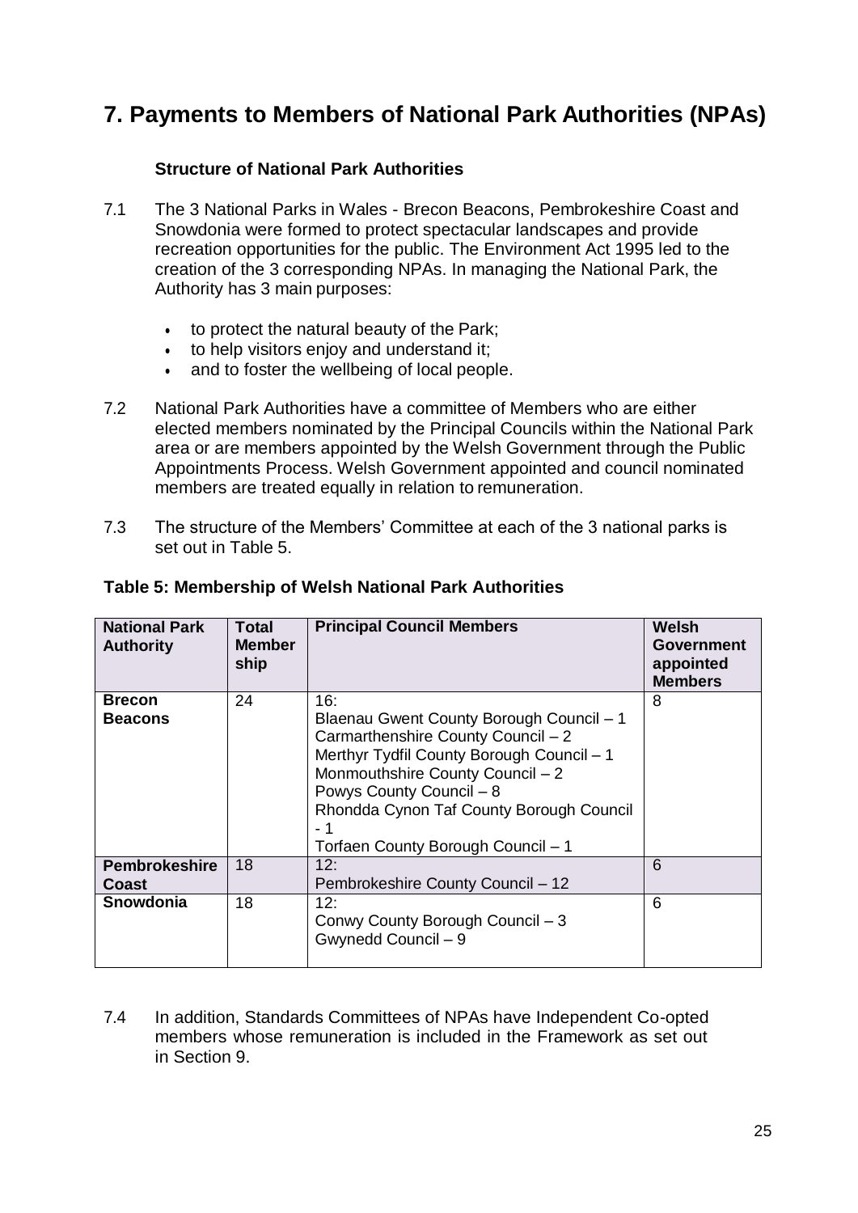# 7. Payments to Members of National Park Authorities (NPAs)

### Structure of National Park Authorities

7.1 The 3 National Parks in Wales - Brecon Beacons, Pembrokeshire Coast and Snowdonia were formed to protect spectacular landscapes and provide recreation opportunities for the public. The Environment Act 1995 led to the creation of the 3 corresponding NPAs. In managing the National Park, the Authority has 3 main purposes:

- to protect the natural beauty of the Park;
- to help visitors enjoy and understand it;
- and to foster the wellbeing of local people.

7.2 National Park Authorities have a committee of Members who are either elected members nominated by the Principal Councils within the National Park area or are members appointed by the Welsh Government through the Public Appointments Process. Welsh Government appointed and council nominated members are treated equally in relation to remuneration.

7.3 The structure of the Members' Committee at each of the 3 national parks is set out in Table 5.

**Table 5: Membership of Welsh National Park Authorities**

| National Park Authority | Total Membership | Principal Council Members | Welsh Government appointed Members |
|---|---|---|---|
| **Brecon Beacons** | 24 | 16:<br>Blaenau Gwent County Borough Council – 1<br>Carmarthenshire County Council – 2<br>Merthyr Tydfil County Borough Council – 1<br>Monmouthshire County Council – 2<br>Powys County Council – 8<br>Rhondda Cynon Taf County Borough Council - 1<br>Torfaen County Borough Council – 1 | 8 |
| **Pembrokeshire Coast** | 18 | 12:<br>Pembrokeshire County Council – 12 | 6 |
| **Snowdonia** | 18 | 12:<br>Conwy County Borough Council – 3<br>Gwynedd Council – 9 | 6 |

7.4 In addition, Standards Committees of NPAs have Independent Co-opted members whose remuneration is included in the Framework as set out in Section 9.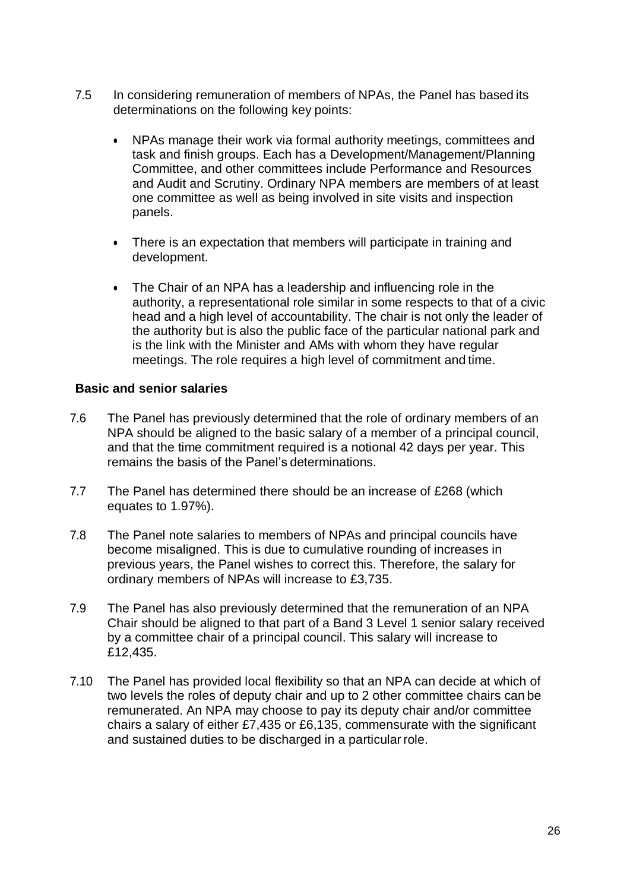7.5 In considering remuneration of members of NPAs, the Panel has based its determinations on the following key points:

- NPAs manage their work via formal authority meetings, committees and task and finish groups. Each has a Development/Management/Planning Committee, and other committees include Performance and Resources and Audit and Scrutiny. Ordinary NPA members are members of at least one committee as well as being involved in site visits and inspection panels.

- There is an expectation that members will participate in training and development.

- The Chair of an NPA has a leadership and influencing role in the authority, a representational role similar in some respects to that of a civic head and a high level of accountability. The chair is not only the leader of the authority but is also the public face of the particular national park and is the link with the Minister and AMs with whom they have regular meetings. The role requires a high level of commitment and time.

**Basic and senior salaries**

7.6 The Panel has previously determined that the role of ordinary members of an NPA should be aligned to the basic salary of a member of a principal council, and that the time commitment required is a notional 42 days per year. This remains the basis of the Panel's determinations.

7.7 The Panel has determined there should be an increase of £268 (which equates to 1.97%).

7.8 The Panel note salaries to members of NPAs and principal councils have become misaligned. This is due to cumulative rounding of increases in previous years, the Panel wishes to correct this. Therefore, the salary for ordinary members of NPAs will increase to £3,735.

7.9 The Panel has also previously determined that the remuneration of an NPA Chair should be aligned to that part of a Band 3 Level 1 senior salary received by a committee chair of a principal council. This salary will increase to £12,435.

7.10 The Panel has provided local flexibility so that an NPA can decide at which of two levels the roles of deputy chair and up to 2 other committee chairs can be remunerated. An NPA may choose to pay its deputy chair and/or committee chairs a salary of either £7,435 or £6,135, commensurate with the significant and sustained duties to be discharged in a particular role.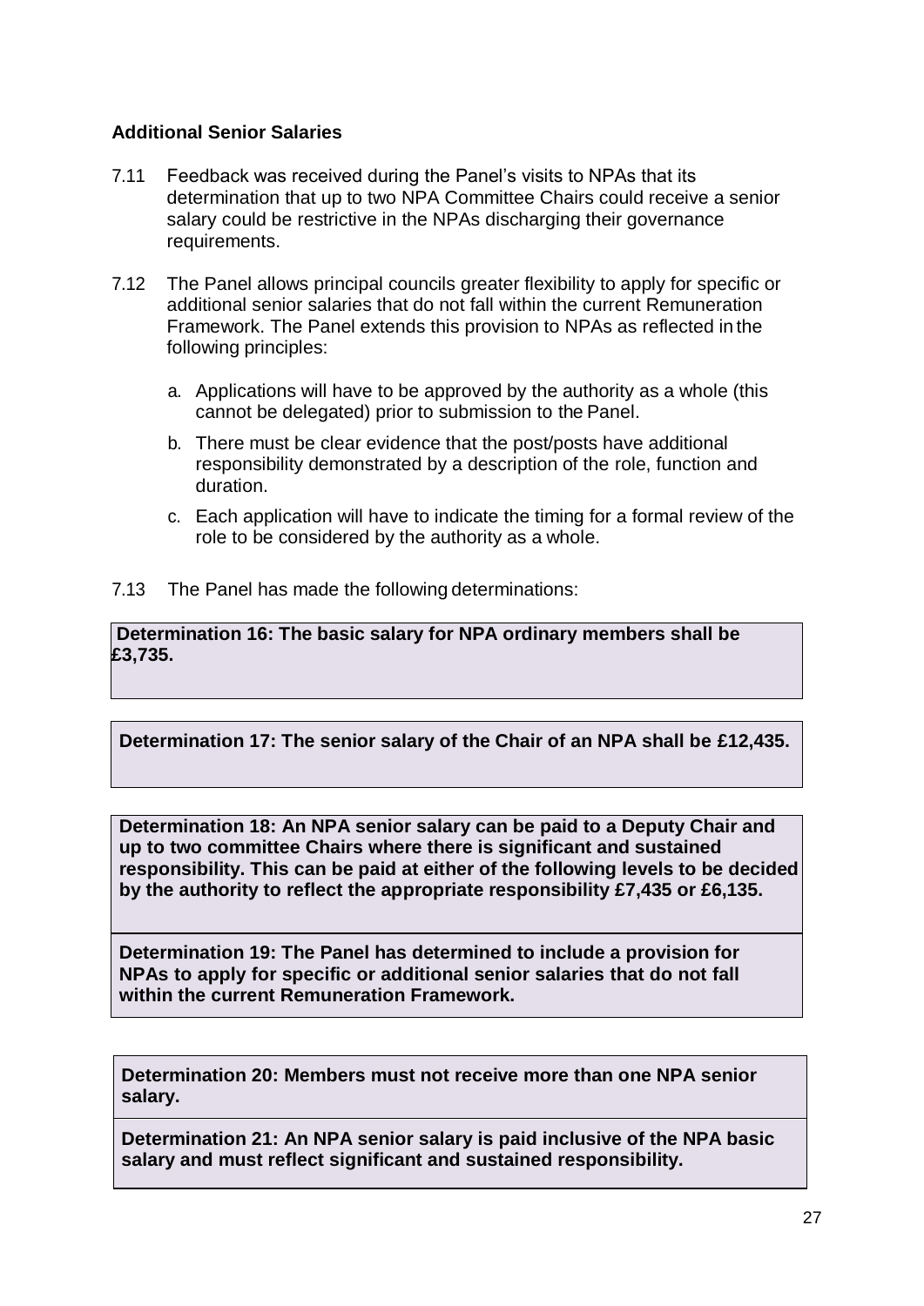### Additional Senior Salaries

7.11 Feedback was received during the Panel's visits to NPAs that its determination that up to two NPA Committee Chairs could receive a senior salary could be restrictive in the NPAs discharging their governance requirements.

7.12 The Panel allows principal councils greater flexibility to apply for specific or additional senior salaries that do not fall within the current Remuneration Framework. The Panel extends this provision to NPAs as reflected in the following principles:

   a. Applications will have to be approved by the authority as a whole (this cannot be delegated) prior to submission to the Panel.

   b. There must be clear evidence that the post/posts have additional responsibility demonstrated by a description of the role, function and duration.

   c. Each application will have to indicate the timing for a formal review of the role to be considered by the authority as a whole.

7.13 The Panel has made the following determinations:

**Determination 16: The basic salary for NPA ordinary members shall be £3,735.**

**Determination 17: The senior salary of the Chair of an NPA shall be £12,435.**

**Determination 18: An NPA senior salary can be paid to a Deputy Chair and up to two committee Chairs where there is significant and sustained responsibility. This can be paid at either of the following levels to be decided by the authority to reflect the appropriate responsibility £7,435 or £6,135.**

**Determination 19: The Panel has determined to include a provision for NPAs to apply for specific or additional senior salaries that do not fall within the current Remuneration Framework.**

**Determination 20: Members must not receive more than one NPA senior salary.**

**Determination 21: An NPA senior salary is paid inclusive of the NPA basic salary and must reflect significant and sustained responsibility.**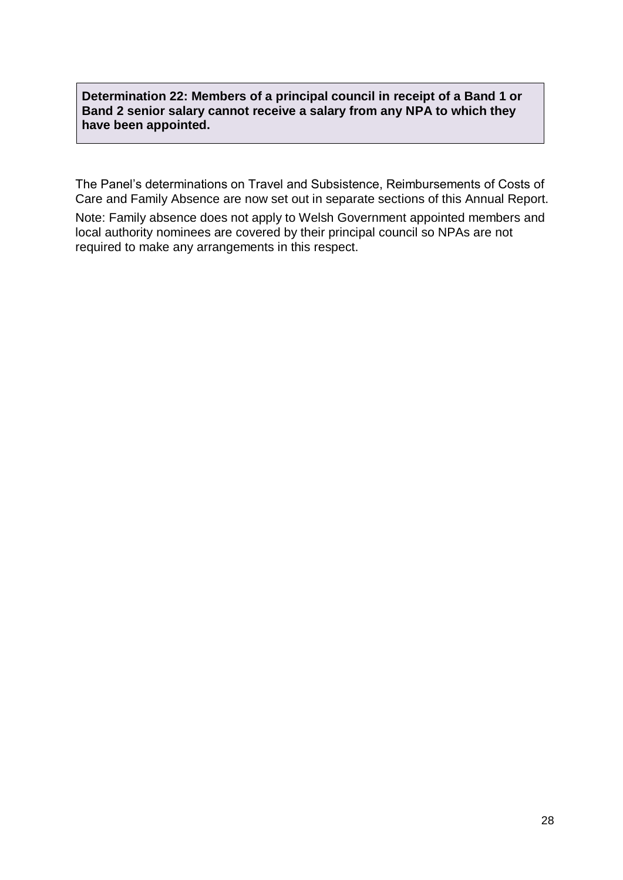**Determination 22: Members of a principal council in receipt of a Band 1 or Band 2 senior salary cannot receive a salary from any NPA to which they have been appointed.**

The Panel's determinations on Travel and Subsistence, Reimbursements of Costs of Care and Family Absence are now set out in separate sections of this Annual Report.

Note: Family absence does not apply to Welsh Government appointed members and local authority nominees are covered by their principal council so NPAs are not required to make any arrangements in this respect.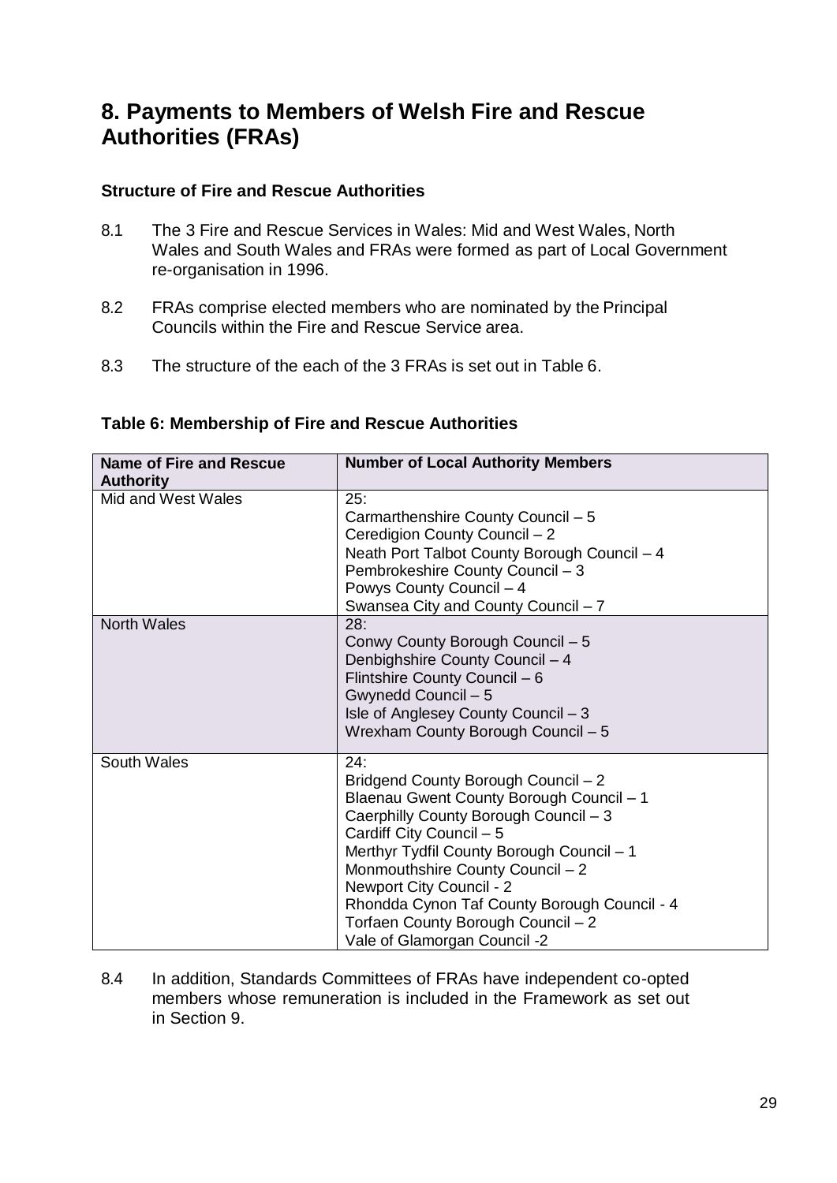## 8. Payments to Members of Welsh Fire and Rescue Authorities (FRAs)

### Structure of Fire and Rescue Authorities

8.1 The 3 Fire and Rescue Services in Wales: Mid and West Wales, North Wales and South Wales and FRAs were formed as part of Local Government re-organisation in 1996.

8.2 FRAs comprise elected members who are nominated by the Principal Councils within the Fire and Rescue Service area.

8.3 The structure of the each of the 3 FRAs is set out in Table 6.

**Table 6: Membership of Fire and Rescue Authorities**

| Name of Fire and Rescue Authority | Number of Local Authority Members |
|---|---|
| Mid and West Wales | 25:<br>Carmarthenshire County Council – 5<br>Ceredigion County Council – 2<br>Neath Port Talbot County Borough Council – 4<br>Pembrokeshire County Council – 3<br>Powys County Council – 4<br>Swansea City and County Council – 7 |
| North Wales | 28:<br>Conwy County Borough Council – 5<br>Denbighshire County Council – 4<br>Flintshire County Council – 6<br>Gwynedd Council – 5<br>Isle of Anglesey County Council – 3<br>Wrexham County Borough Council – 5 |
| South Wales | 24:<br>Bridgend County Borough Council – 2<br>Blaenau Gwent County Borough Council – 1<br>Caerphilly County Borough Council – 3<br>Cardiff City Council – 5<br>Merthyr Tydfil County Borough Council – 1<br>Monmouthshire County Council – 2<br>Newport City Council - 2<br>Rhondda Cynon Taf County Borough Council - 4<br>Torfaen County Borough Council – 2<br>Vale of Glamorgan Council -2 |

8.4 In addition, Standards Committees of FRAs have independent co-opted members whose remuneration is included in the Framework as set out in Section 9.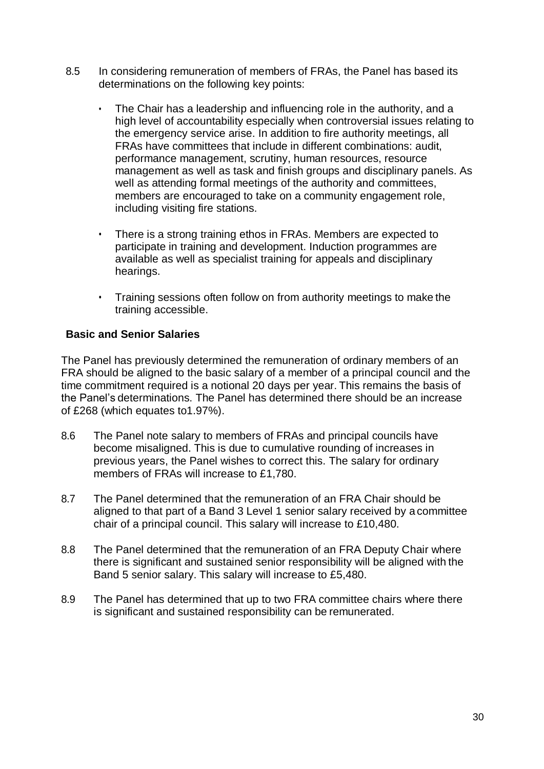8.5 In considering remuneration of members of FRAs, the Panel has based its determinations on the following key points:

- The Chair has a leadership and influencing role in the authority, and a high level of accountability especially when controversial issues relating to the emergency service arise. In addition to fire authority meetings, all FRAs have committees that include in different combinations: audit, performance management, scrutiny, human resources, resource management as well as task and finish groups and disciplinary panels. As well as attending formal meetings of the authority and committees, members are encouraged to take on a community engagement role, including visiting fire stations.

- There is a strong training ethos in FRAs. Members are expected to participate in training and development. Induction programmes are available as well as specialist training for appeals and disciplinary hearings.

- Training sessions often follow on from authority meetings to make the training accessible.

**Basic and Senior Salaries**

The Panel has previously determined the remuneration of ordinary members of an FRA should be aligned to the basic salary of a member of a principal council and the time commitment required is a notional 20 days per year. This remains the basis of the Panel's determinations. The Panel has determined there should be an increase of £268 (which equates to1.97%).

8.6 The Panel note salary to members of FRAs and principal councils have become misaligned. This is due to cumulative rounding of increases in previous years, the Panel wishes to correct this. The salary for ordinary members of FRAs will increase to £1,780.

8.7 The Panel determined that the remuneration of an FRA Chair should be aligned to that part of a Band 3 Level 1 senior salary received by a committee chair of a principal council. This salary will increase to £10,480.

8.8 The Panel determined that the remuneration of an FRA Deputy Chair where there is significant and sustained senior responsibility will be aligned with the Band 5 senior salary. This salary will increase to £5,480.

8.9 The Panel has determined that up to two FRA committee chairs where there is significant and sustained responsibility can be remunerated.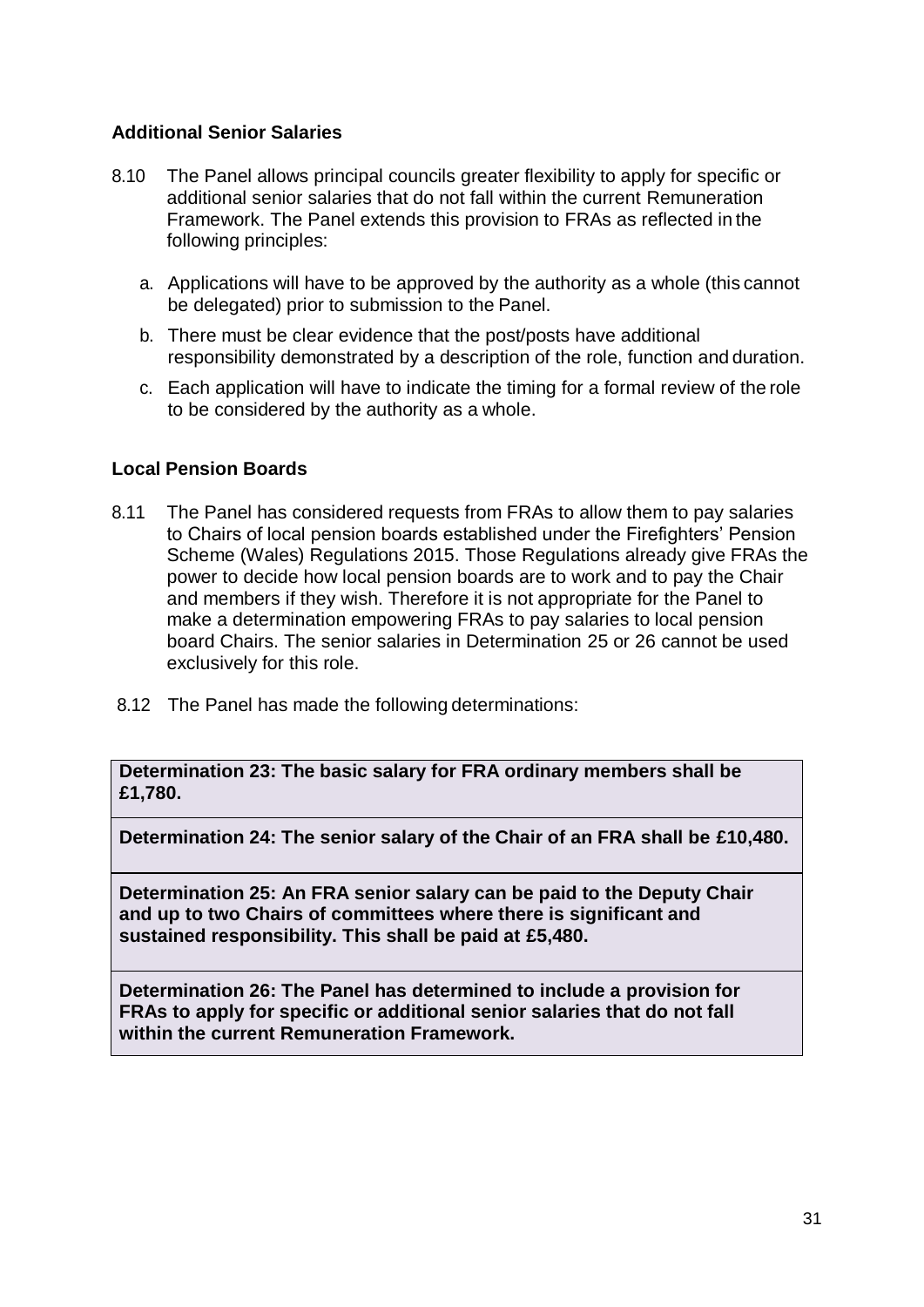### Additional Senior Salaries

8.10 The Panel allows principal councils greater flexibility to apply for specific or additional senior salaries that do not fall within the current Remuneration Framework. The Panel extends this provision to FRAs as reflected in the following principles:

a. Applications will have to be approved by the authority as a whole (this cannot be delegated) prior to submission to the Panel.

b. There must be clear evidence that the post/posts have additional responsibility demonstrated by a description of the role, function and duration.

c. Each application will have to indicate the timing for a formal review of the role to be considered by the authority as a whole.

### Local Pension Boards

8.11 The Panel has considered requests from FRAs to allow them to pay salaries to Chairs of local pension boards established under the Firefighters' Pension Scheme (Wales) Regulations 2015. Those Regulations already give FRAs the power to decide how local pension boards are to work and to pay the Chair and members if they wish. Therefore it is not appropriate for the Panel to make a determination empowering FRAs to pay salaries to local pension board Chairs. The senior salaries in Determination 25 or 26 cannot be used exclusively for this role.

8.12 The Panel has made the following determinations:

**Determination 23: The basic salary for FRA ordinary members shall be £1,780.**

**Determination 24: The senior salary of the Chair of an FRA shall be £10,480.**

**Determination 25: An FRA senior salary can be paid to the Deputy Chair and up to two Chairs of committees where there is significant and sustained responsibility. This shall be paid at £5,480.**

**Determination 26: The Panel has determined to include a provision for FRAs to apply for specific or additional senior salaries that do not fall within the current Remuneration Framework.**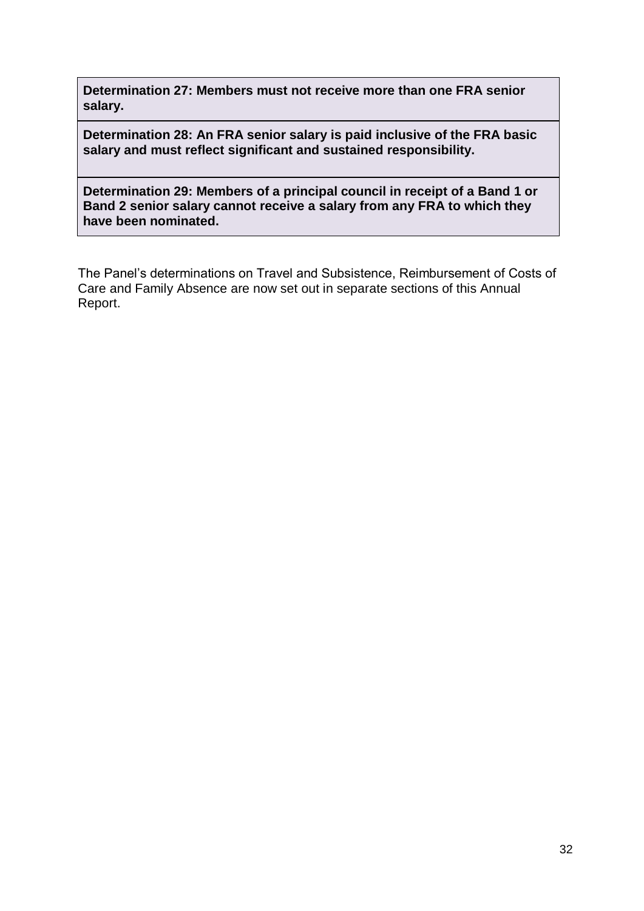**Determination 27: Members must not receive more than one FRA senior salary.**

**Determination 28: An FRA senior salary is paid inclusive of the FRA basic salary and must reflect significant and sustained responsibility.**

**Determination 29: Members of a principal council in receipt of a Band 1 or Band 2 senior salary cannot receive a salary from any FRA to which they have been nominated.**

The Panel's determinations on Travel and Subsistence, Reimbursement of Costs of Care and Family Absence are now set out in separate sections of this Annual Report.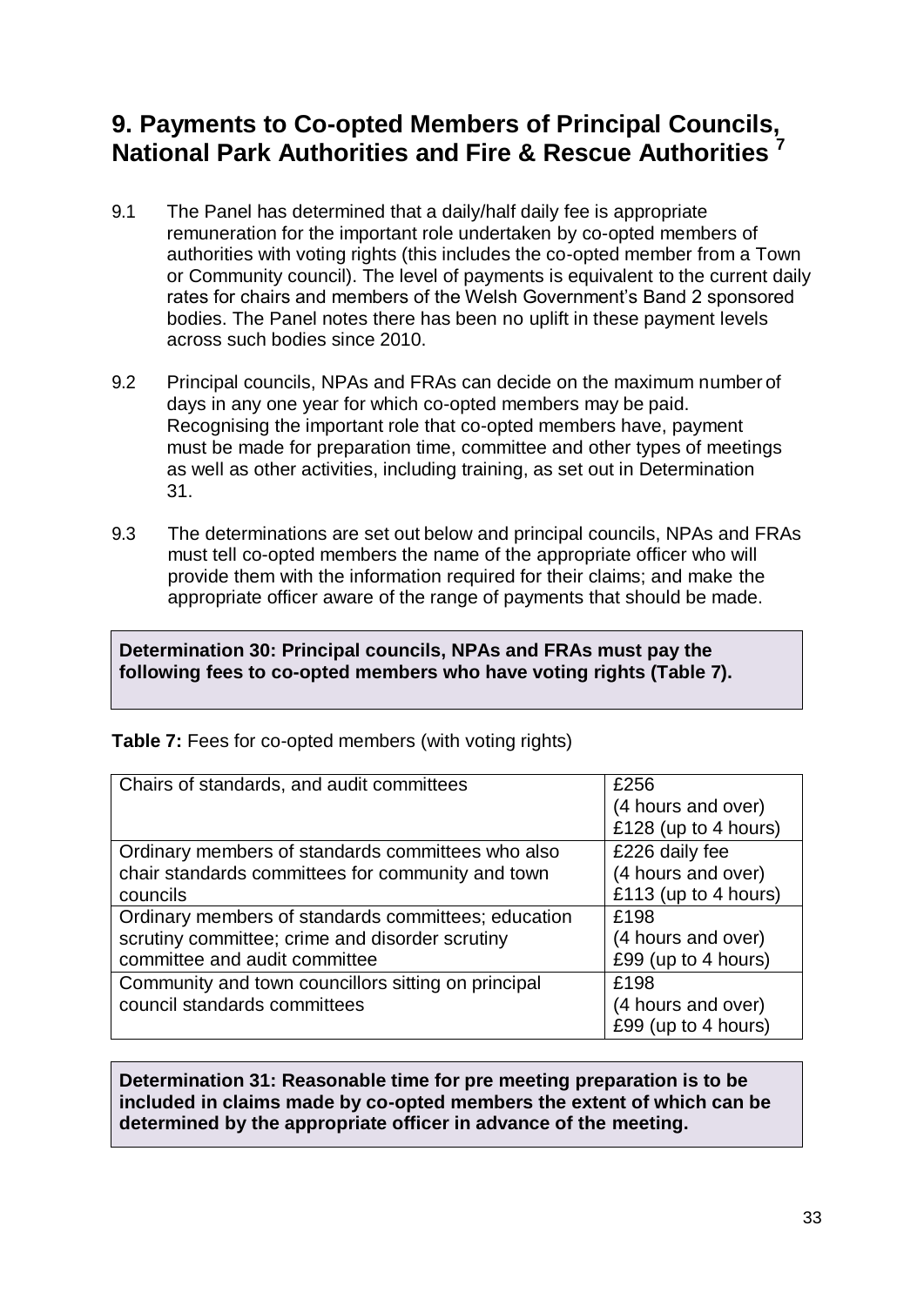## 9. Payments to Co-opted Members of Principal Councils, National Park Authorities and Fire & Rescue Authorities [7]

9.1 The Panel has determined that a daily/half daily fee is appropriate remuneration for the important role undertaken by co-opted members of authorities with voting rights (this includes the co-opted member from a Town or Community council). The level of payments is equivalent to the current daily rates for chairs and members of the Welsh Government's Band 2 sponsored bodies. The Panel notes there has been no uplift in these payment levels across such bodies since 2010.

9.2 Principal councils, NPAs and FRAs can decide on the maximum number of days in any one year for which co-opted members may be paid. Recognising the important role that co-opted members have, payment must be made for preparation time, committee and other types of meetings as well as other activities, including training, as set out in Determination 31.

9.3 The determinations are set out below and principal councils, NPAs and FRAs must tell co-opted members the name of the appropriate officer who will provide them with the information required for their claims; and make the appropriate officer aware of the range of payments that should be made.

**Determination 30: Principal councils, NPAs and FRAs must pay the following fees to co-opted members who have voting rights (Table 7).**

**Table 7:** Fees for co-opted members (with voting rights)

| | |
|---|---|
| Chairs of standards, and audit committees | £256 (4 hours and over) £128 (up to 4 hours) |
| Ordinary members of standards committees who also chair standards committees for community and town councils | £226 daily fee (4 hours and over) £113 (up to 4 hours) |
| Ordinary members of standards committees; education scrutiny committee; crime and disorder scrutiny committee and audit committee | £198 (4 hours and over) £99 (up to 4 hours) |
| Community and town councillors sitting on principal council standards committees | £198 (4 hours and over) £99 (up to 4 hours) |

**Determination 31: Reasonable time for pre meeting preparation is to be included in claims made by co-opted members the extent of which can be determined by the appropriate officer in advance of the meeting.**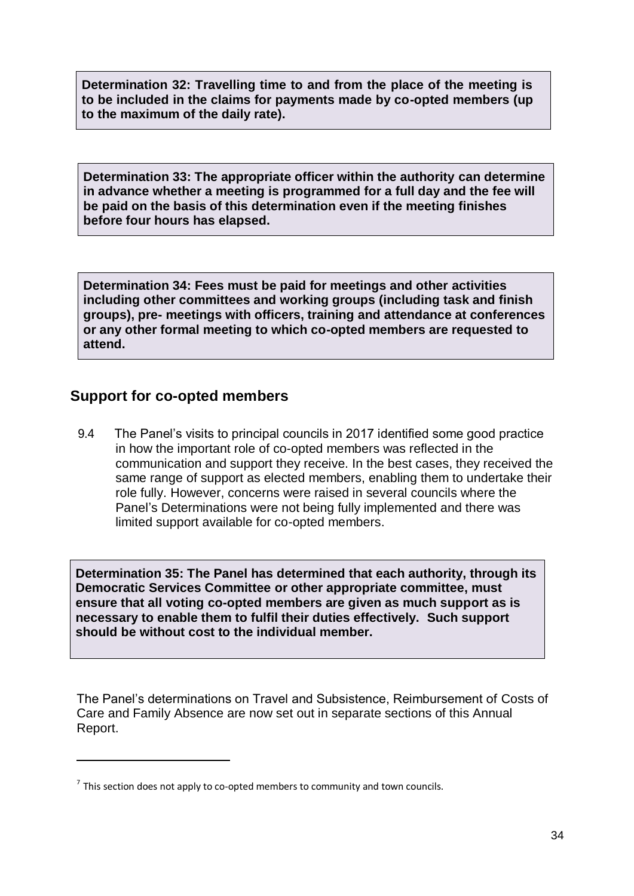**Determination 32: Travelling time to and from the place of the meeting is to be included in the claims for payments made by co-opted members (up to the maximum of the daily rate).**

**Determination 33: The appropriate officer within the authority can determine in advance whether a meeting is programmed for a full day and the fee will be paid on the basis of this determination even if the meeting finishes before four hours has elapsed.**

**Determination 34: Fees must be paid for meetings and other activities including other committees and working groups (including task and finish groups), pre- meetings with officers, training and attendance at conferences or any other formal meeting to which co-opted members are requested to attend.**

## Support for co-opted members

9.4 The Panel's visits to principal councils in 2017 identified some good practice in how the important role of co-opted members was reflected in the communication and support they receive. In the best cases, they received the same range of support as elected members, enabling them to undertake their role fully. However, concerns were raised in several councils where the Panel's Determinations were not being fully implemented and there was limited support available for co-opted members.

**Determination 35: The Panel has determined that each authority, through its Democratic Services Committee or other appropriate committee, must ensure that all voting co-opted members are given as much support as is necessary to enable them to fulfil their duties effectively. Such support should be without cost to the individual member.**

The Panel's determinations on Travel and Subsistence, Reimbursement of Costs of Care and Family Absence are now set out in separate sections of this Annual Report.

---

[7] This section does not apply to co-opted members to community and town councils.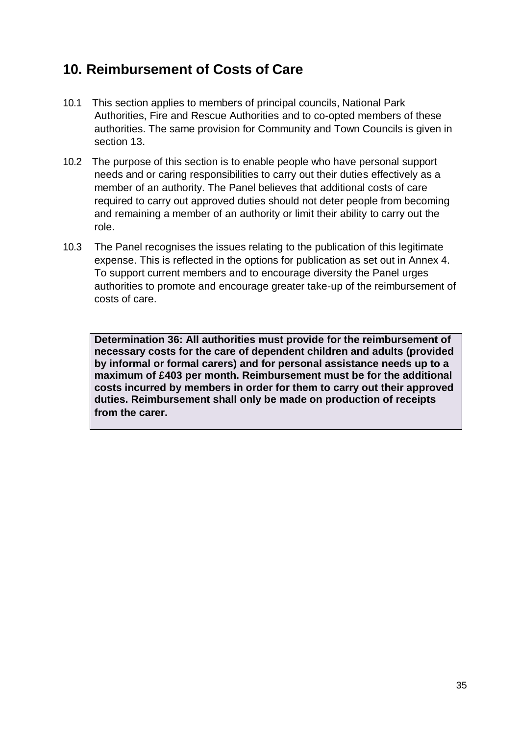## 10. Reimbursement of Costs of Care

10.1 This section applies to members of principal councils, National Park Authorities, Fire and Rescue Authorities and to co-opted members of these authorities. The same provision for Community and Town Councils is given in section 13.

10.2 The purpose of this section is to enable people who have personal support needs and or caring responsibilities to carry out their duties effectively as a member of an authority. The Panel believes that additional costs of care required to carry out approved duties should not deter people from becoming and remaining a member of an authority or limit their ability to carry out the role.

10.3 The Panel recognises the issues relating to the publication of this legitimate expense. This is reflected in the options for publication as set out in Annex 4. To support current members and to encourage diversity the Panel urges authorities to promote and encourage greater take-up of the reimbursement of costs of care.

**Determination 36: All authorities must provide for the reimbursement of necessary costs for the care of dependent children and adults (provided by informal or formal carers) and for personal assistance needs up to a maximum of £403 per month. Reimbursement must be for the additional costs incurred by members in order for them to carry out their approved duties. Reimbursement shall only be made on production of receipts from the carer.**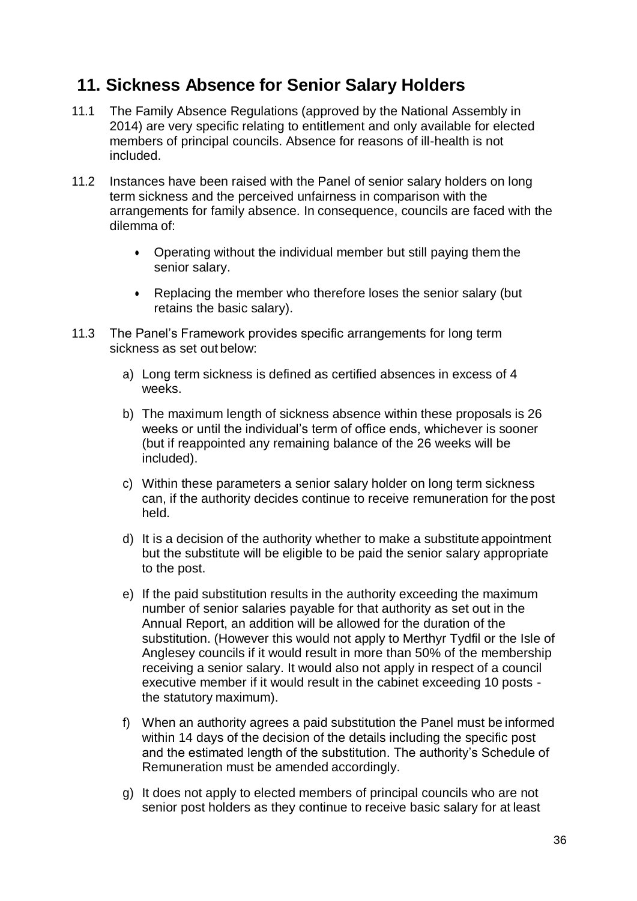## 11. Sickness Absence for Senior Salary Holders

11.1 The Family Absence Regulations (approved by the National Assembly in 2014) are very specific relating to entitlement and only available for elected members of principal councils. Absence for reasons of ill-health is not included.

11.2 Instances have been raised with the Panel of senior salary holders on long term sickness and the perceived unfairness in comparison with the arrangements for family absence. In consequence, councils are faced with the dilemma of:

- Operating without the individual member but still paying them the senior salary.
- Replacing the member who therefore loses the senior salary (but retains the basic salary).

11.3 The Panel's Framework provides specific arrangements for long term sickness as set out below:

a) Long term sickness is defined as certified absences in excess of 4 weeks.

b) The maximum length of sickness absence within these proposals is 26 weeks or until the individual's term of office ends, whichever is sooner (but if reappointed any remaining balance of the 26 weeks will be included).

c) Within these parameters a senior salary holder on long term sickness can, if the authority decides continue to receive remuneration for the post held.

d) It is a decision of the authority whether to make a substitute appointment but the substitute will be eligible to be paid the senior salary appropriate to the post.

e) If the paid substitution results in the authority exceeding the maximum number of senior salaries payable for that authority as set out in the Annual Report, an addition will be allowed for the duration of the substitution. (However this would not apply to Merthyr Tydfil or the Isle of Anglesey councils if it would result in more than 50% of the membership receiving a senior salary. It would also not apply in respect of a council executive member if it would result in the cabinet exceeding 10 posts - the statutory maximum).

f) When an authority agrees a paid substitution the Panel must be informed within 14 days of the decision of the details including the specific post and the estimated length of the substitution. The authority's Schedule of Remuneration must be amended accordingly.

g) It does not apply to elected members of principal councils who are not senior post holders as they continue to receive basic salary for at least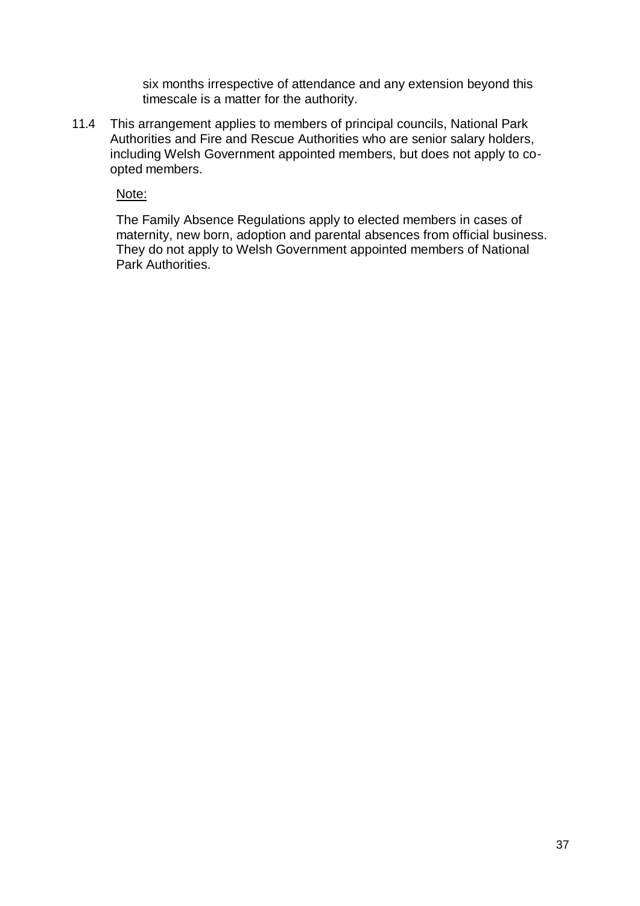six months irrespective of attendance and any extension beyond this timescale is a matter for the authority.

11.4 This arrangement applies to members of principal councils, National Park Authorities and Fire and Rescue Authorities who are senior salary holders, including Welsh Government appointed members, but does not apply to co-opted members.

Note:

The Family Absence Regulations apply to elected members in cases of maternity, new born, adoption and parental absences from official business. They do not apply to Welsh Government appointed members of National Park Authorities.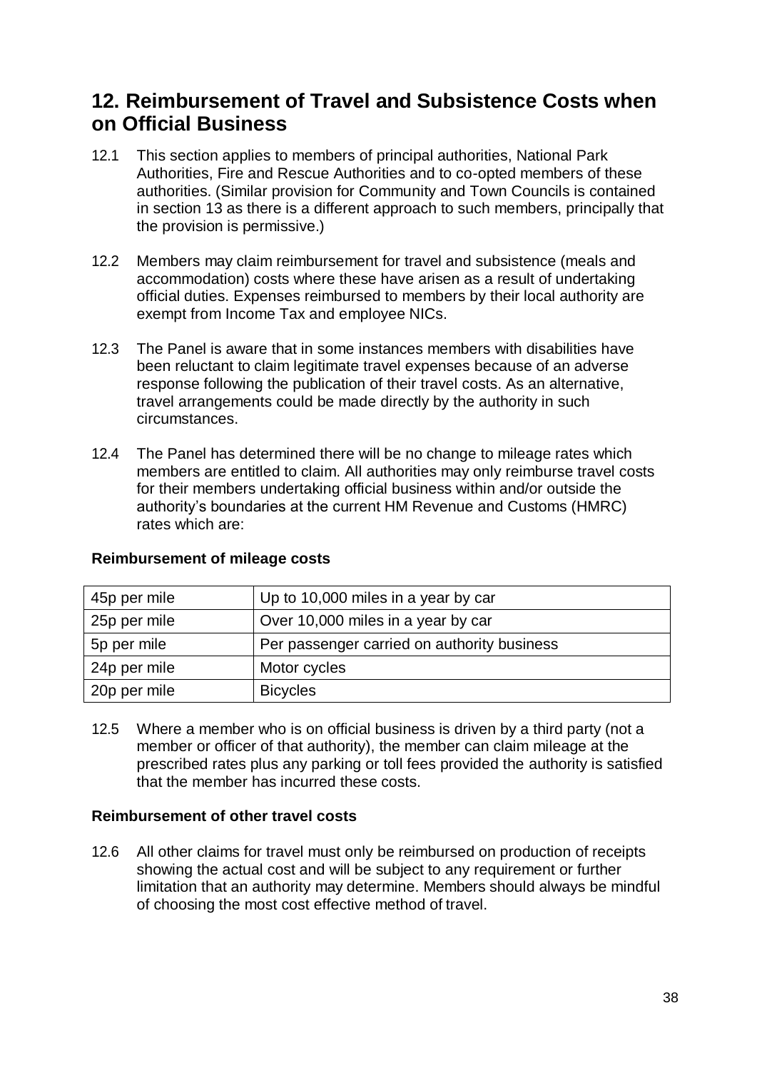## 12. Reimbursement of Travel and Subsistence Costs when on Official Business

12.1 This section applies to members of principal authorities, National Park Authorities, Fire and Rescue Authorities and to co-opted members of these authorities. (Similar provision for Community and Town Councils is contained in section 13 as there is a different approach to such members, principally that the provision is permissive.)

12.2 Members may claim reimbursement for travel and subsistence (meals and accommodation) costs where these have arisen as a result of undertaking official duties. Expenses reimbursed to members by their local authority are exempt from Income Tax and employee NICs.

12.3 The Panel is aware that in some instances members with disabilities have been reluctant to claim legitimate travel expenses because of an adverse response following the publication of their travel costs. As an alternative, travel arrangements could be made directly by the authority in such circumstances.

12.4 The Panel has determined there will be no change to mileage rates which members are entitled to claim. All authorities may only reimburse travel costs for their members undertaking official business within and/or outside the authority's boundaries at the current HM Revenue and Customs (HMRC) rates which are:

**Reimbursement of mileage costs**

| | |
|---|---|
| 45p per mile | Up to 10,000 miles in a year by car |
| 25p per mile | Over 10,000 miles in a year by car |
| 5p per mile | Per passenger carried on authority business |
| 24p per mile | Motor cycles |
| 20p per mile | Bicycles |

12.5 Where a member who is on official business is driven by a third party (not a member or officer of that authority), the member can claim mileage at the prescribed rates plus any parking or toll fees provided the authority is satisfied that the member has incurred these costs.

**Reimbursement of other travel costs**

12.6 All other claims for travel must only be reimbursed on production of receipts showing the actual cost and will be subject to any requirement or further limitation that an authority may determine. Members should always be mindful of choosing the most cost effective method of travel.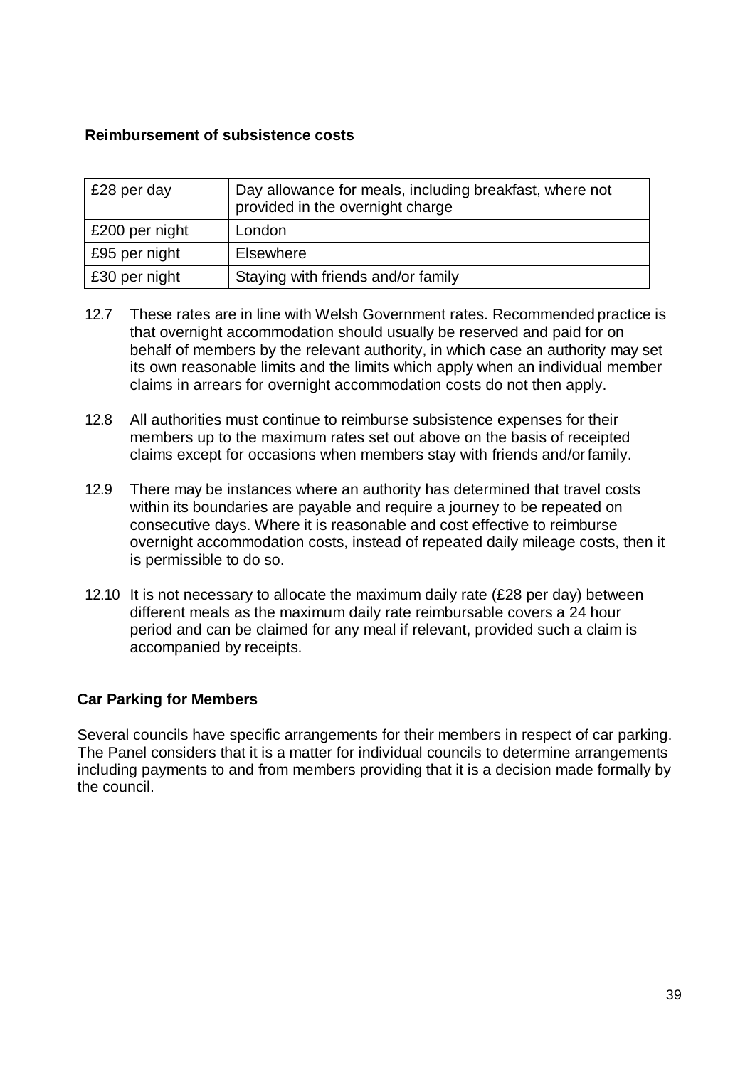**Reimbursement of subsistence costs**

| £28 per day | Day allowance for meals, including breakfast, where not provided in the overnight charge |
|---|---|
| £200 per night | London |
| £95 per night | Elsewhere |
| £30 per night | Staying with friends and/or family |

12.7 These rates are in line with Welsh Government rates. Recommended practice is that overnight accommodation should usually be reserved and paid for on behalf of members by the relevant authority, in which case an authority may set its own reasonable limits and the limits which apply when an individual member claims in arrears for overnight accommodation costs do not then apply.

12.8 All authorities must continue to reimburse subsistence expenses for their members up to the maximum rates set out above on the basis of receipted claims except for occasions when members stay with friends and/or family.

12.9 There may be instances where an authority has determined that travel costs within its boundaries are payable and require a journey to be repeated on consecutive days. Where it is reasonable and cost effective to reimburse overnight accommodation costs, instead of repeated daily mileage costs, then it is permissible to do so.

12.10 It is not necessary to allocate the maximum daily rate (£28 per day) between different meals as the maximum daily rate reimbursable covers a 24 hour period and can be claimed for any meal if relevant, provided such a claim is accompanied by receipts.

**Car Parking for Members**

Several councils have specific arrangements for their members in respect of car parking. The Panel considers that it is a matter for individual councils to determine arrangements including payments to and from members providing that it is a decision made formally by the council.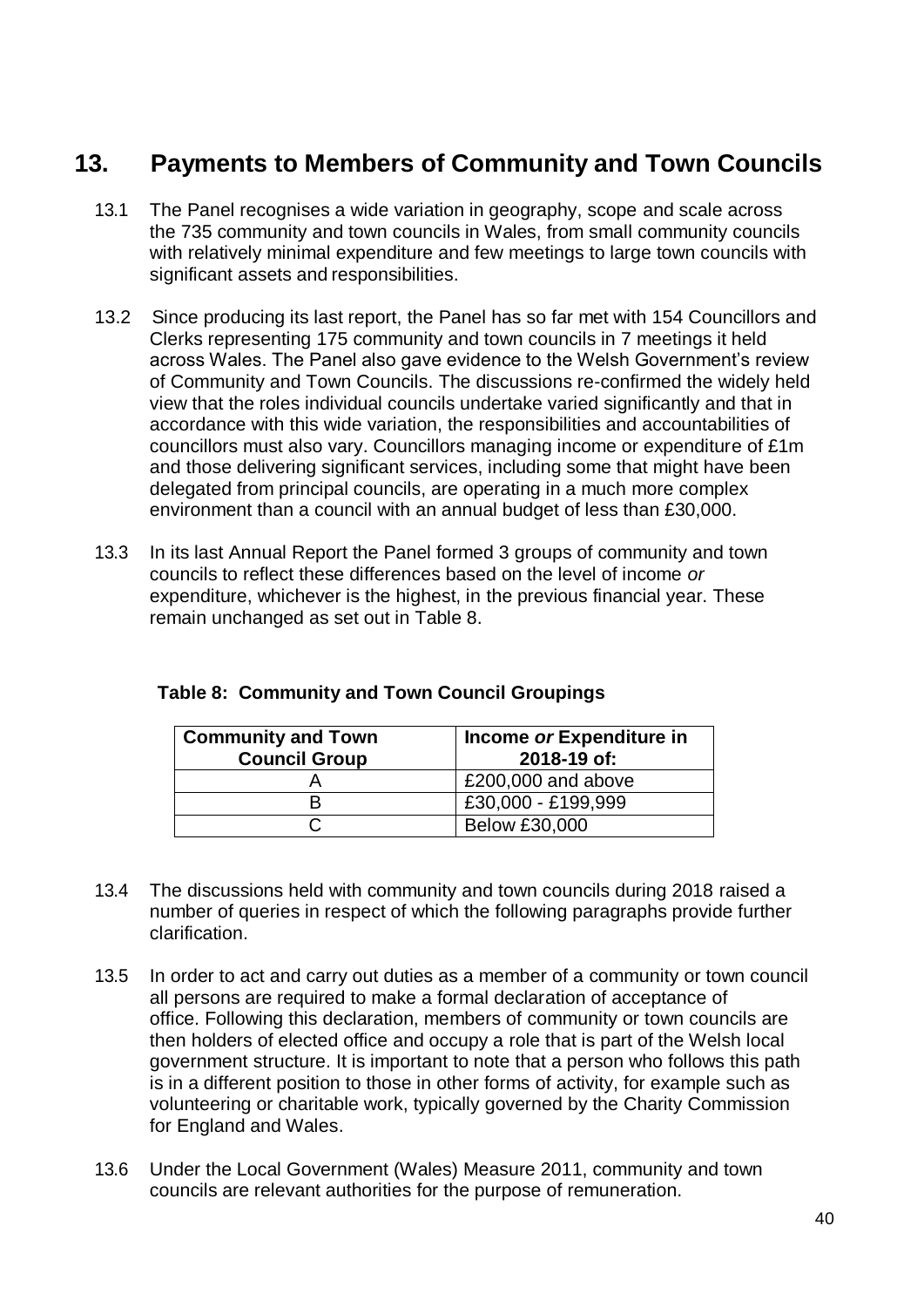# 13. Payments to Members of Community and Town Councils

13.1 The Panel recognises a wide variation in geography, scope and scale across the 735 community and town councils in Wales, from small community councils with relatively minimal expenditure and few meetings to large town councils with significant assets and responsibilities.

13.2 Since producing its last report, the Panel has so far met with 154 Councillors and Clerks representing 175 community and town councils in 7 meetings it held across Wales. The Panel also gave evidence to the Welsh Government's review of Community and Town Councils. The discussions re-confirmed the widely held view that the roles individual councils undertake varied significantly and that in accordance with this wide variation, the responsibilities and accountabilities of councillors must also vary. Councillors managing income or expenditure of £1m and those delivering significant services, including some that might have been delegated from principal councils, are operating in a much more complex environment than a council with an annual budget of less than £30,000.

13.3 In its last Annual Report the Panel formed 3 groups of community and town councils to reflect these differences based on the level of income *or* expenditure, whichever is the highest, in the previous financial year. These remain unchanged as set out in Table 8.

**Table 8: Community and Town Council Groupings**

| Community and Town Council Group | Income *or* Expenditure in 2018-19 of: |
|---|---|
| A | £200,000 and above |
| B | £30,000 - £199,999 |
| C | Below £30,000 |

13.4 The discussions held with community and town councils during 2018 raised a number of queries in respect of which the following paragraphs provide further clarification.

13.5 In order to act and carry out duties as a member of a community or town council all persons are required to make a formal declaration of acceptance of office. Following this declaration, members of community or town councils are then holders of elected office and occupy a role that is part of the Welsh local government structure. It is important to note that a person who follows this path is in a different position to those in other forms of activity, for example such as volunteering or charitable work, typically governed by the Charity Commission for England and Wales.

13.6 Under the Local Government (Wales) Measure 2011, community and town councils are relevant authorities for the purpose of remuneration.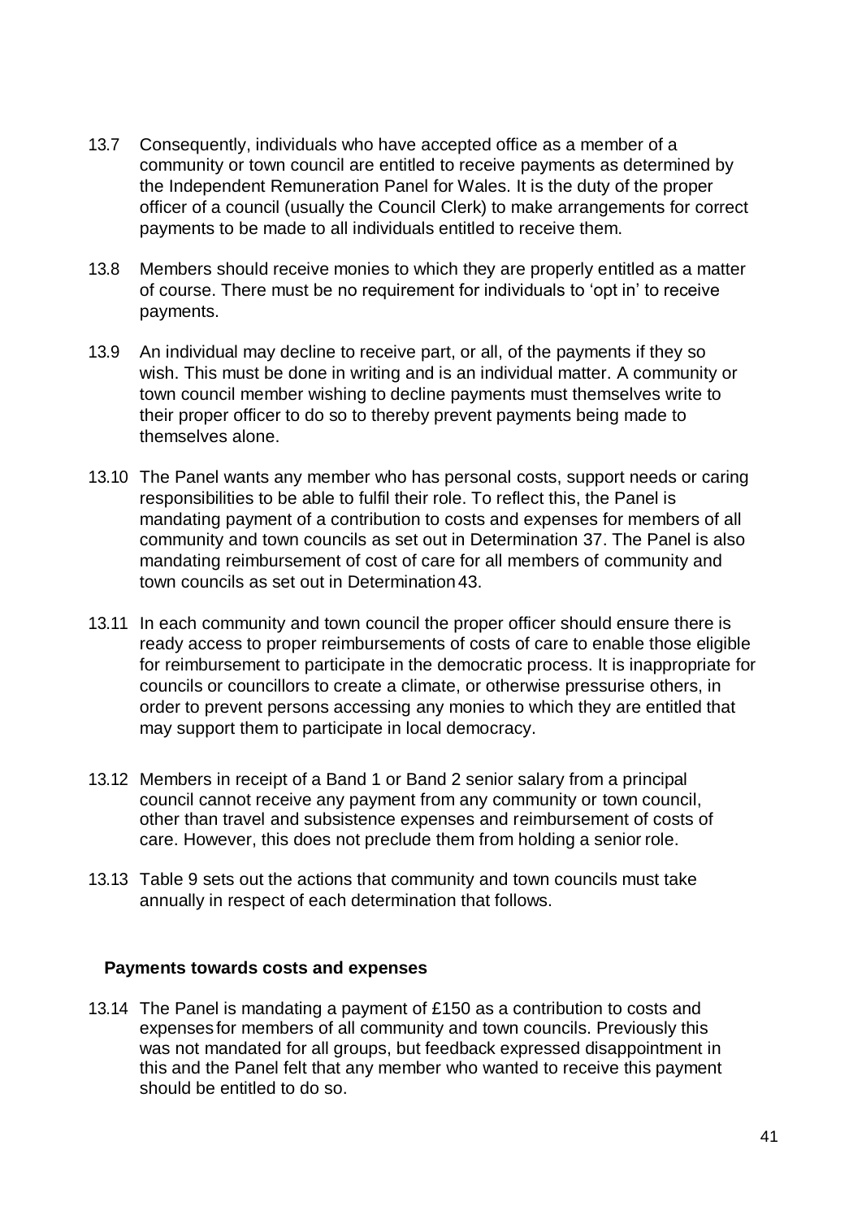13.7 Consequently, individuals who have accepted office as a member of a community or town council are entitled to receive payments as determined by the Independent Remuneration Panel for Wales. It is the duty of the proper officer of a council (usually the Council Clerk) to make arrangements for correct payments to be made to all individuals entitled to receive them.

13.8 Members should receive monies to which they are properly entitled as a matter of course. There must be no requirement for individuals to 'opt in' to receive payments.

13.9 An individual may decline to receive part, or all, of the payments if they so wish. This must be done in writing and is an individual matter. A community or town council member wishing to decline payments must themselves write to their proper officer to do so to thereby prevent payments being made to themselves alone.

13.10 The Panel wants any member who has personal costs, support needs or caring responsibilities to be able to fulfil their role. To reflect this, the Panel is mandating payment of a contribution to costs and expenses for members of all community and town councils as set out in Determination 37. The Panel is also mandating reimbursement of cost of care for all members of community and town councils as set out in Determination 43.

13.11 In each community and town council the proper officer should ensure there is ready access to proper reimbursements of costs of care to enable those eligible for reimbursement to participate in the democratic process. It is inappropriate for councils or councillors to create a climate, or otherwise pressurise others, in order to prevent persons accessing any monies to which they are entitled that may support them to participate in local democracy.

13.12 Members in receipt of a Band 1 or Band 2 senior salary from a principal council cannot receive any payment from any community or town council, other than travel and subsistence expenses and reimbursement of costs of care. However, this does not preclude them from holding a senior role.

13.13 Table 9 sets out the actions that community and town councils must take annually in respect of each determination that follows.

**Payments towards costs and expenses**

13.14 The Panel is mandating a payment of £150 as a contribution to costs and expenses for members of all community and town councils. Previously this was not mandated for all groups, but feedback expressed disappointment in this and the Panel felt that any member who wanted to receive this payment should be entitled to do so.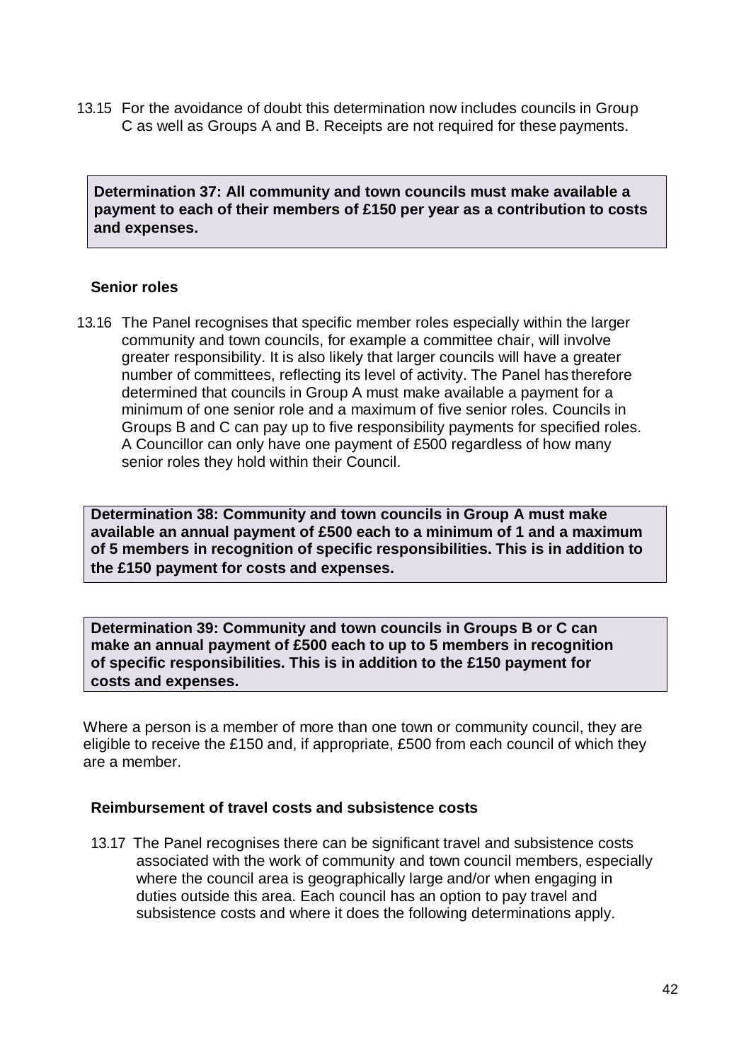13.15 For the avoidance of doubt this determination now includes councils in Group C as well as Groups A and B. Receipts are not required for these payments.

**Determination 37: All community and town councils must make available a payment to each of their members of £150 per year as a contribution to costs and expenses.**

### Senior roles

13.16 The Panel recognises that specific member roles especially within the larger community and town councils, for example a committee chair, will involve greater responsibility. It is also likely that larger councils will have a greater number of committees, reflecting its level of activity. The Panel has therefore determined that councils in Group A must make available a payment for a minimum of one senior role and a maximum of five senior roles. Councils in Groups B and C can pay up to five responsibility payments for specified roles. A Councillor can only have one payment of £500 regardless of how many senior roles they hold within their Council.

**Determination 38: Community and town councils in Group A must make available an annual payment of £500 each to a minimum of 1 and a maximum of 5 members in recognition of specific responsibilities. This is in addition to the £150 payment for costs and expenses.**

**Determination 39: Community and town councils in Groups B or C can make an annual payment of £500 each to up to 5 members in recognition of specific responsibilities. This is in addition to the £150 payment for costs and expenses.**

Where a person is a member of more than one town or community council, they are eligible to receive the £150 and, if appropriate, £500 from each council of which they are a member.

### Reimbursement of travel costs and subsistence costs

13.17 The Panel recognises there can be significant travel and subsistence costs associated with the work of community and town council members, especially where the council area is geographically large and/or when engaging in duties outside this area. Each council has an option to pay travel and subsistence costs and where it does the following determinations apply.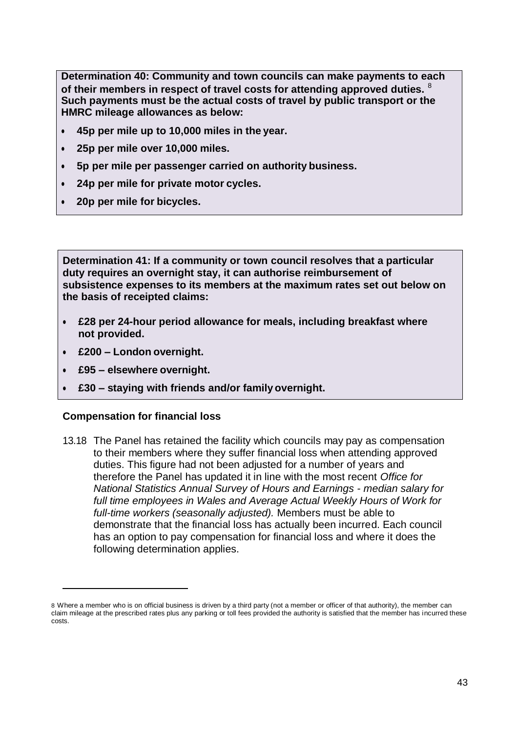**Determination 40: Community and town councils can make payments to each of their members in respect of travel costs for attending approved duties.** [8] **Such payments must be the actual costs of travel by public transport or the HMRC mileage allowances as below:**

- **45p per mile up to 10,000 miles in the year.**
- **25p per mile over 10,000 miles.**
- **5p per mile per passenger carried on authority business.**
- **24p per mile for private motor cycles.**
- **20p per mile for bicycles.**

**Determination 41: If a community or town council resolves that a particular duty requires an overnight stay, it can authorise reimbursement of subsistence expenses to its members at the maximum rates set out below on the basis of receipted claims:**

- **£28 per 24-hour period allowance for meals, including breakfast where not provided.**
- **£200 – London overnight.**
- **£95 – elsewhere overnight.**
- **£30 – staying with friends and/or family overnight.**

### Compensation for financial loss

13.18 The Panel has retained the facility which councils may pay as compensation to their members where they suffer financial loss when attending approved duties. This figure had not been adjusted for a number of years and therefore the Panel has updated it in line with the most recent *Office for National Statistics Annual Survey of Hours and Earnings - median salary for full time employees in Wales and Average Actual Weekly Hours of Work for full-time workers (seasonally adjusted).* Members must be able to demonstrate that the financial loss has actually been incurred. Each council has an option to pay compensation for financial loss and where it does the following determination applies.

---

8 Where a member who is on official business is driven by a third party (not a member or officer of that authority), the member can claim mileage at the prescribed rates plus any parking or toll fees provided the authority is satisfied that the member has incurred these costs.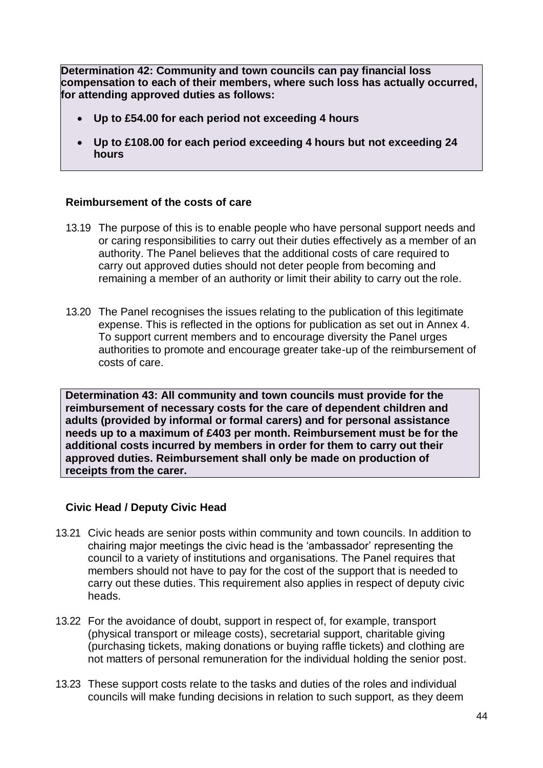**Determination 42: Community and town councils can pay financial loss compensation to each of their members, where such loss has actually occurred, for attending approved duties as follows:**

- **Up to £54.00 for each period not exceeding 4 hours**
- **Up to £108.00 for each period exceeding 4 hours but not exceeding 24 hours**

### Reimbursement of the costs of care

13.19 The purpose of this is to enable people who have personal support needs and or caring responsibilities to carry out their duties effectively as a member of an authority. The Panel believes that the additional costs of care required to carry out approved duties should not deter people from becoming and remaining a member of an authority or limit their ability to carry out the role.

13.20 The Panel recognises the issues relating to the publication of this legitimate expense. This is reflected in the options for publication as set out in Annex 4. To support current members and to encourage diversity the Panel urges authorities to promote and encourage greater take-up of the reimbursement of costs of care.

**Determination 43: All community and town councils must provide for the reimbursement of necessary costs for the care of dependent children and adults (provided by informal or formal carers) and for personal assistance needs up to a maximum of £403 per month. Reimbursement must be for the additional costs incurred by members in order for them to carry out their approved duties. Reimbursement shall only be made on production of receipts from the carer.**

### Civic Head / Deputy Civic Head

13.21 Civic heads are senior posts within community and town councils. In addition to chairing major meetings the civic head is the 'ambassador' representing the council to a variety of institutions and organisations. The Panel requires that members should not have to pay for the cost of the support that is needed to carry out these duties. This requirement also applies in respect of deputy civic heads.

13.22 For the avoidance of doubt, support in respect of, for example, transport (physical transport or mileage costs), secretarial support, charitable giving (purchasing tickets, making donations or buying raffle tickets) and clothing are not matters of personal remuneration for the individual holding the senior post.

13.23 These support costs relate to the tasks and duties of the roles and individual councils will make funding decisions in relation to such support, as they deem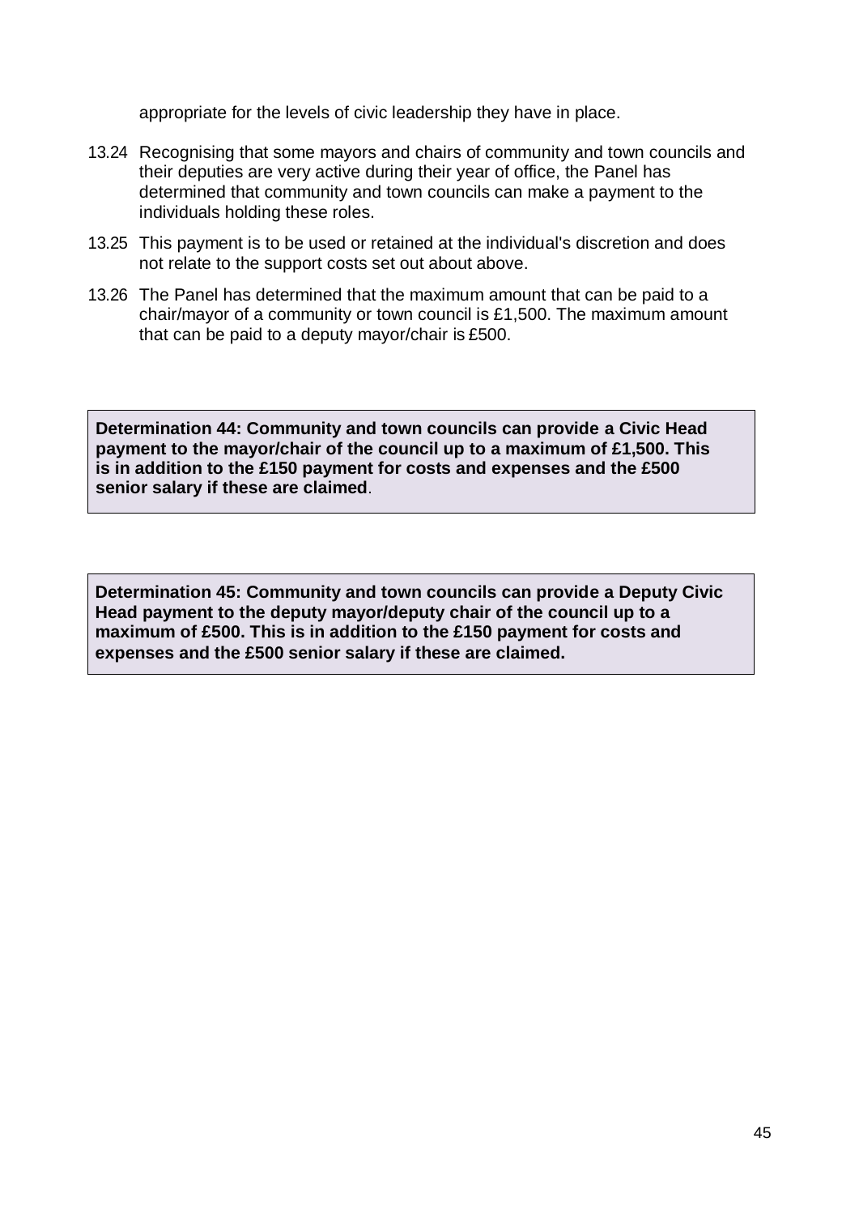appropriate for the levels of civic leadership they have in place.

13.24 Recognising that some mayors and chairs of community and town councils and their deputies are very active during their year of office, the Panel has determined that community and town councils can make a payment to the individuals holding these roles.

13.25 This payment is to be used or retained at the individual's discretion and does not relate to the support costs set out about above.

13.26 The Panel has determined that the maximum amount that can be paid to a chair/mayor of a community or town council is £1,500. The maximum amount that can be paid to a deputy mayor/chair is £500.

**Determination 44: Community and town councils can provide a Civic Head payment to the mayor/chair of the council up to a maximum of £1,500. This is in addition to the £150 payment for costs and expenses and the £500 senior salary if these are claimed**.

**Determination 45: Community and town councils can provide a Deputy Civic Head payment to the deputy mayor/deputy chair of the council up to a maximum of £500. This is in addition to the £150 payment for costs and expenses and the £500 senior salary if these are claimed.**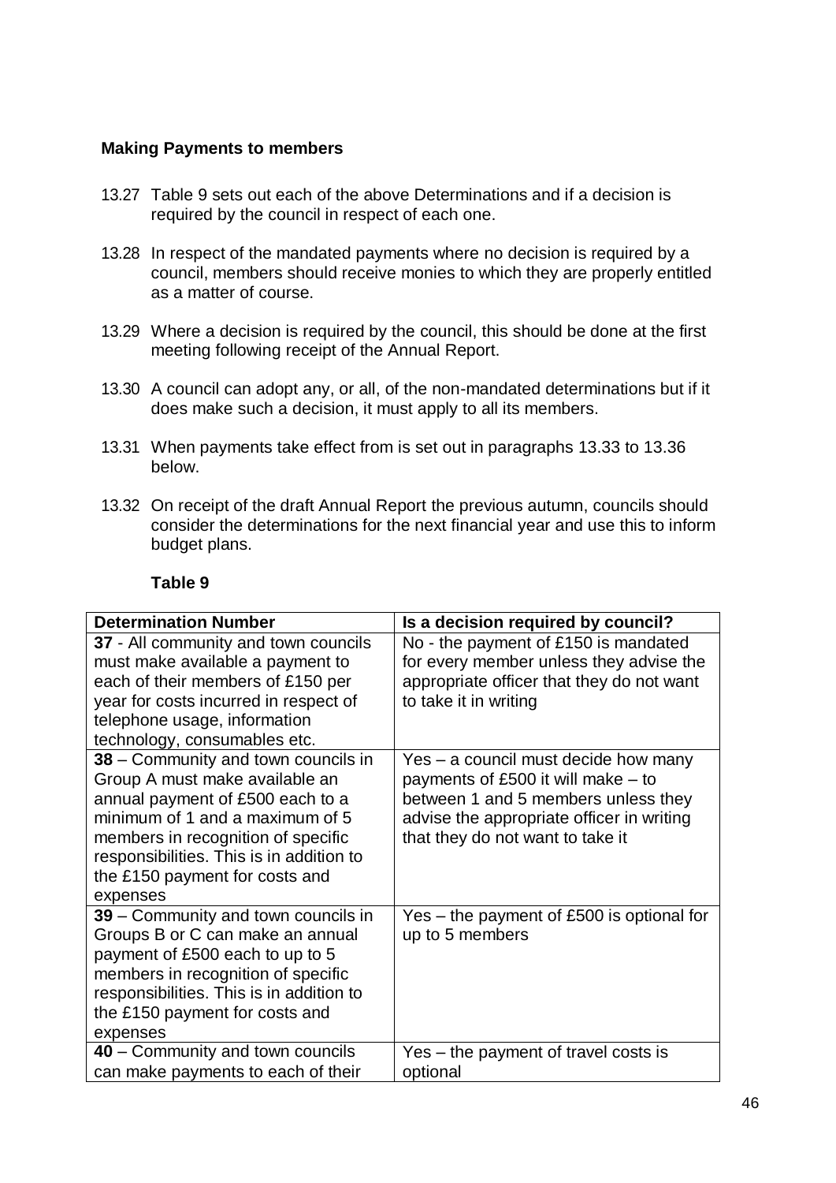**Making Payments to members**

13.27 Table 9 sets out each of the above Determinations and if a decision is required by the council in respect of each one.

13.28 In respect of the mandated payments where no decision is required by a council, members should receive monies to which they are properly entitled as a matter of course.

13.29 Where a decision is required by the council, this should be done at the first meeting following receipt of the Annual Report.

13.30 A council can adopt any, or all, of the non-mandated determinations but if it does make such a decision, it must apply to all its members.

13.31 When payments take effect from is set out in paragraphs 13.33 to 13.36 below.

13.32 On receipt of the draft Annual Report the previous autumn, councils should consider the determinations for the next financial year and use this to inform budget plans.

**Table 9**

| **Determination Number** | **Is a decision required by council?** |
|---|---|
| **37** - All community and town councils must make available a payment to each of their members of £150 per year for costs incurred in respect of telephone usage, information technology, consumables etc. | No - the payment of £150 is mandated for every member unless they advise the appropriate officer that they do not want to take it in writing |
| **38** – Community and town councils in Group A must make available an annual payment of £500 each to a minimum of 1 and a maximum of 5 members in recognition of specific responsibilities. This is in addition to the £150 payment for costs and expenses | Yes – a council must decide how many payments of £500 it will make – to between 1 and 5 members unless they advise the appropriate officer in writing that they do not want to take it |
| **39** – Community and town councils in Groups B or C can make an annual payment of £500 each to up to 5 members in recognition of specific responsibilities. This is in addition to the £150 payment for costs and expenses | Yes – the payment of £500 is optional for up to 5 members |
| **40** – Community and town councils can make payments to each of their | Yes – the payment of travel costs is optional |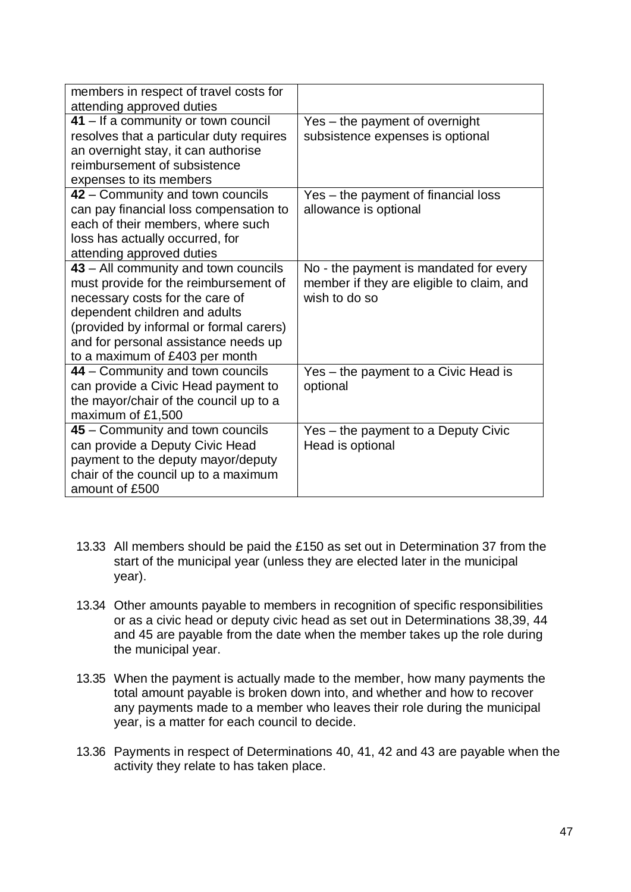| | |
|---|---|
| members in respect of travel costs for attending approved duties | |
| **41** – If a community or town council resolves that a particular duty requires an overnight stay, it can authorise reimbursement of subsistence expenses to its members | Yes – the payment of overnight subsistence expenses is optional |
| **42** – Community and town councils can pay financial loss compensation to each of their members, where such loss has actually occurred, for attending approved duties | Yes – the payment of financial loss allowance is optional |
| **43** – All community and town councils must provide for the reimbursement of necessary costs for the care of dependent children and adults (provided by informal or formal carers) and for personal assistance needs up to a maximum of £403 per month | No - the payment is mandated for every member if they are eligible to claim, and wish to do so |
| **44** – Community and town councils can provide a Civic Head payment to the mayor/chair of the council up to a maximum of £1,500 | Yes – the payment to a Civic Head is optional |
| **45** – Community and town councils can provide a Deputy Civic Head payment to the deputy mayor/deputy chair of the council up to a maximum amount of £500 | Yes – the payment to a Deputy Civic Head is optional |

13.33 All members should be paid the £150 as set out in Determination 37 from the start of the municipal year (unless they are elected later in the municipal year).

13.34 Other amounts payable to members in recognition of specific responsibilities or as a civic head or deputy civic head as set out in Determinations 38,39, 44 and 45 are payable from the date when the member takes up the role during the municipal year.

13.35 When the payment is actually made to the member, how many payments the total amount payable is broken down into, and whether and how to recover any payments made to a member who leaves their role during the municipal year, is a matter for each council to decide.

13.36 Payments in respect of Determinations 40, 41, 42 and 43 are payable when the activity they relate to has taken place.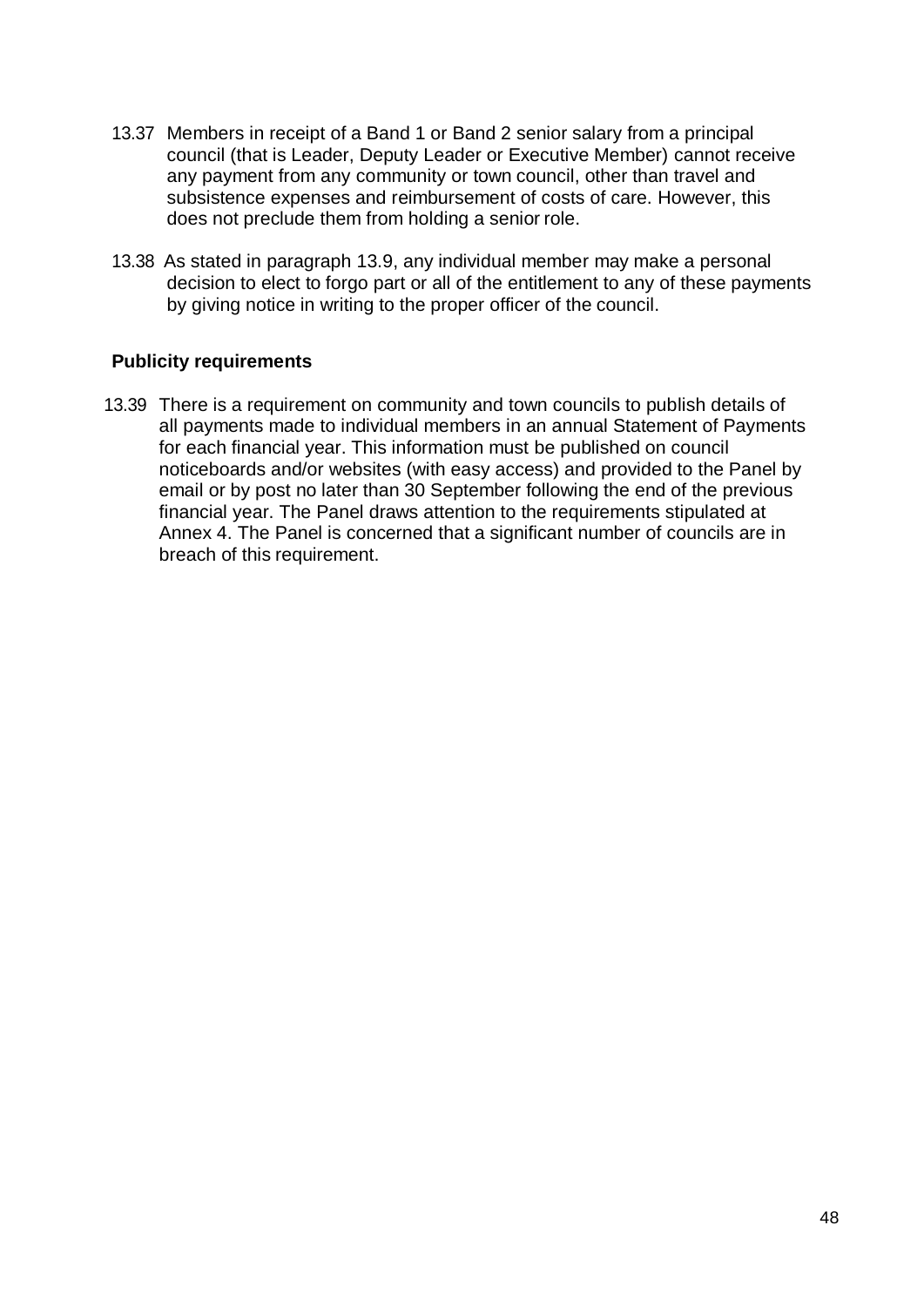13.37 Members in receipt of a Band 1 or Band 2 senior salary from a principal council (that is Leader, Deputy Leader or Executive Member) cannot receive any payment from any community or town council, other than travel and subsistence expenses and reimbursement of costs of care. However, this does not preclude them from holding a senior role.

13.38 As stated in paragraph 13.9, any individual member may make a personal decision to elect to forgo part or all of the entitlement to any of these payments by giving notice in writing to the proper officer of the council.

**Publicity requirements**

13.39 There is a requirement on community and town councils to publish details of all payments made to individual members in an annual Statement of Payments for each financial year. This information must be published on council noticeboards and/or websites (with easy access) and provided to the Panel by email or by post no later than 30 September following the end of the previous financial year. The Panel draws attention to the requirements stipulated at Annex 4. The Panel is concerned that a significant number of councils are in breach of this requirement.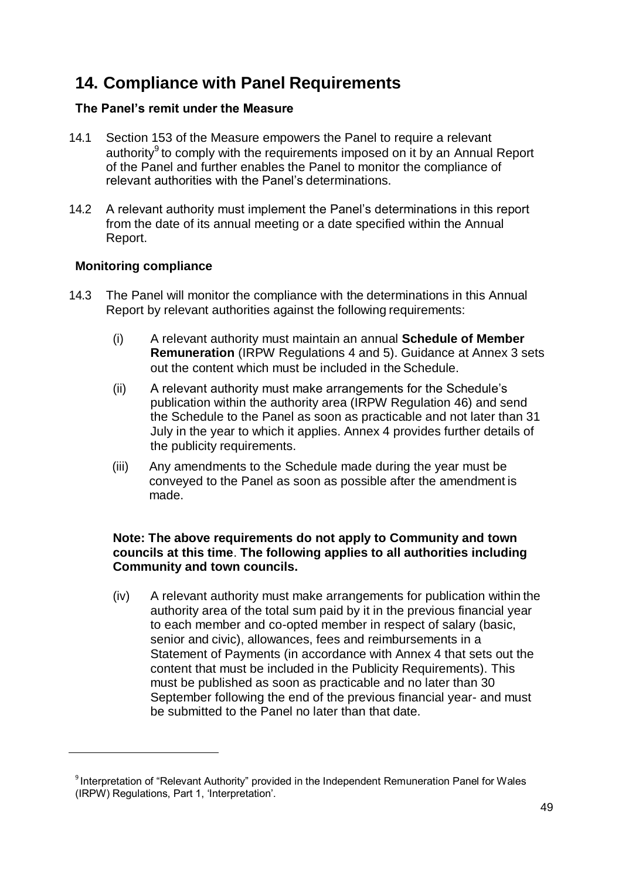# 14. Compliance with Panel Requirements

### The Panel's remit under the Measure

14.1 Section 153 of the Measure empowers the Panel to require a relevant authority[9] to comply with the requirements imposed on it by an Annual Report of the Panel and further enables the Panel to monitor the compliance of relevant authorities with the Panel's determinations.

14.2 A relevant authority must implement the Panel's determinations in this report from the date of its annual meeting or a date specified within the Annual Report.

### Monitoring compliance

14.3 The Panel will monitor the compliance with the determinations in this Annual Report by relevant authorities against the following requirements:

(i) A relevant authority must maintain an annual **Schedule of Member Remuneration** (IRPW Regulations 4 and 5). Guidance at Annex 3 sets out the content which must be included in the Schedule.

(ii) A relevant authority must make arrangements for the Schedule's publication within the authority area (IRPW Regulation 46) and send the Schedule to the Panel as soon as practicable and not later than 31 July in the year to which it applies. Annex 4 provides further details of the publicity requirements.

(iii) Any amendments to the Schedule made during the year must be conveyed to the Panel as soon as possible after the amendment is made.

**Note: The above requirements do not apply to Community and town councils at this time**. **The following applies to all authorities including Community and town councils.**

(iv) A relevant authority must make arrangements for publication within the authority area of the total sum paid by it in the previous financial year to each member and co-opted member in respect of salary (basic, senior and civic), allowances, fees and reimbursements in a Statement of Payments (in accordance with Annex 4 that sets out the content that must be included in the Publicity Requirements). This must be published as soon as practicable and no later than 30 September following the end of the previous financial year- and must be submitted to the Panel no later than that date.

---

[9] Interpretation of "Relevant Authority" provided in the Independent Remuneration Panel for Wales (IRPW) Regulations, Part 1, 'Interpretation'.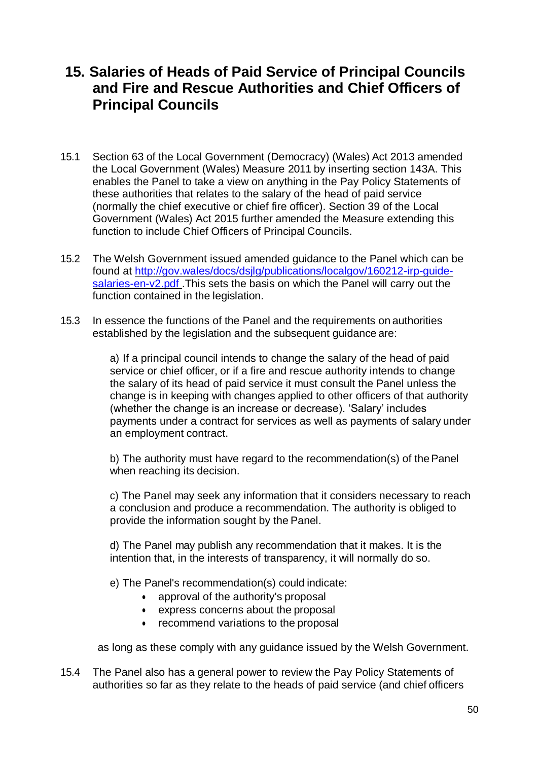## 15. Salaries of Heads of Paid Service of Principal Councils and Fire and Rescue Authorities and Chief Officers of Principal Councils

15.1 Section 63 of the Local Government (Democracy) (Wales) Act 2013 amended the Local Government (Wales) Measure 2011 by inserting section 143A. This enables the Panel to take a view on anything in the Pay Policy Statements of these authorities that relates to the salary of the head of paid service (normally the chief executive or chief fire officer). Section 39 of the Local Government (Wales) Act 2015 further amended the Measure extending this function to include Chief Officers of Principal Councils.

15.2 The Welsh Government issued amended guidance to the Panel which can be found at [http://gov.wales/docs/dsjlg/publications/localgov/160212-irp-guide-salaries-en-v2.pdf](http://gov.wales/docs/dsjlg/publications/localgov/160212-irp-guide-salaries-en-v2.pdf) .This sets the basis on which the Panel will carry out the function contained in the legislation.

15.3 In essence the functions of the Panel and the requirements on authorities established by the legislation and the subsequent guidance are:

a) If a principal council intends to change the salary of the head of paid service or chief officer, or if a fire and rescue authority intends to change the salary of its head of paid service it must consult the Panel unless the change is in keeping with changes applied to other officers of that authority (whether the change is an increase or decrease). 'Salary' includes payments under a contract for services as well as payments of salary under an employment contract.

b) The authority must have regard to the recommendation(s) of the Panel when reaching its decision.

c) The Panel may seek any information that it considers necessary to reach a conclusion and produce a recommendation. The authority is obliged to provide the information sought by the Panel.

d) The Panel may publish any recommendation that it makes. It is the intention that, in the interests of transparency, it will normally do so.

e) The Panel's recommendation(s) could indicate:

- approval of the authority's proposal
- express concerns about the proposal
- recommend variations to the proposal

as long as these comply with any guidance issued by the Welsh Government.

15.4 The Panel also has a general power to review the Pay Policy Statements of authorities so far as they relate to the heads of paid service (and chief officers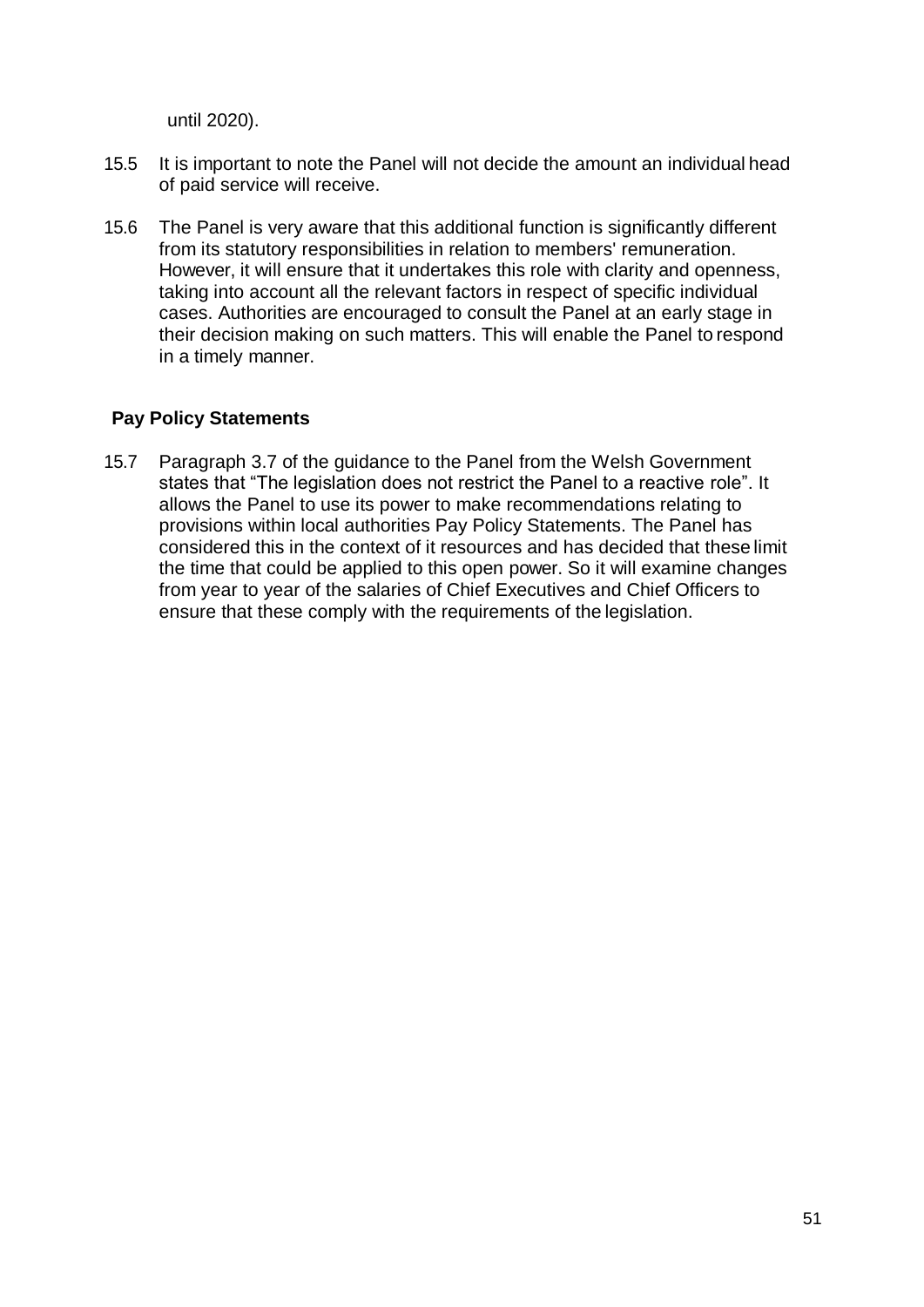until 2020).

15.5 It is important to note the Panel will not decide the amount an individual head of paid service will receive.

15.6 The Panel is very aware that this additional function is significantly different from its statutory responsibilities in relation to members' remuneration. However, it will ensure that it undertakes this role with clarity and openness, taking into account all the relevant factors in respect of specific individual cases. Authorities are encouraged to consult the Panel at an early stage in their decision making on such matters. This will enable the Panel to respond in a timely manner.

### Pay Policy Statements

15.7 Paragraph 3.7 of the guidance to the Panel from the Welsh Government states that "The legislation does not restrict the Panel to a reactive role". It allows the Panel to use its power to make recommendations relating to provisions within local authorities Pay Policy Statements. The Panel has considered this in the context of it resources and has decided that these limit the time that could be applied to this open power. So it will examine changes from year to year of the salaries of Chief Executives and Chief Officers to ensure that these comply with the requirements of the legislation.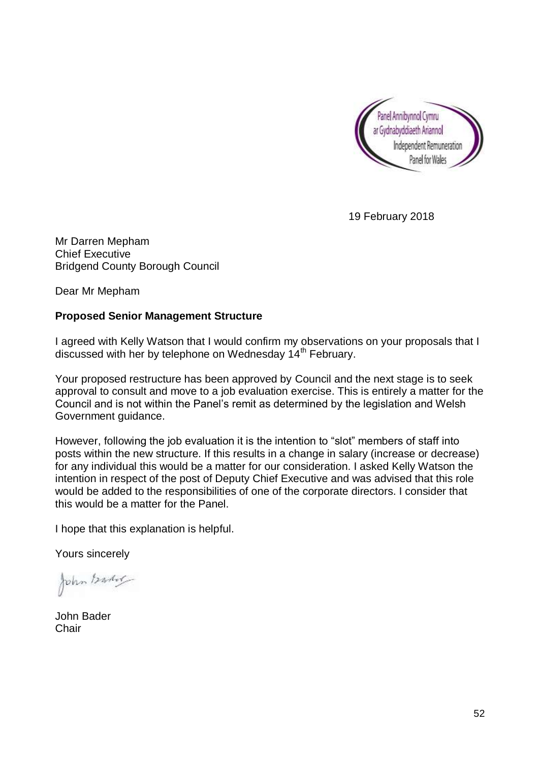Panel Annibynnol Cymru ar Gydnabyddiaeth Ariannol
Independent Remuneration Panel for Wales

19 February 2018

Mr Darren Mepham
Chief Executive
Bridgend County Borough Council

Dear Mr Mepham

**Proposed Senior Management Structure**

I agreed with Kelly Watson that I would confirm my observations on your proposals that I discussed with her by telephone on Wednesday 14th February.

Your proposed restructure has been approved by Council and the next stage is to seek approval to consult and move to a job evaluation exercise. This is entirely a matter for the Council and is not within the Panel's remit as determined by the legislation and Welsh Government guidance.

However, following the job evaluation it is the intention to "slot" members of staff into posts within the new structure. If this results in a change in salary (increase or decrease) for any individual this would be a matter for our consideration. I asked Kelly Watson the intention in respect of the post of Deputy Chief Executive and was advised that this role would be added to the responsibilities of one of the corporate directors. I consider that this would be a matter for the Panel.

I hope that this explanation is helpful.

Yours sincerely

John Bader

John Bader
Chair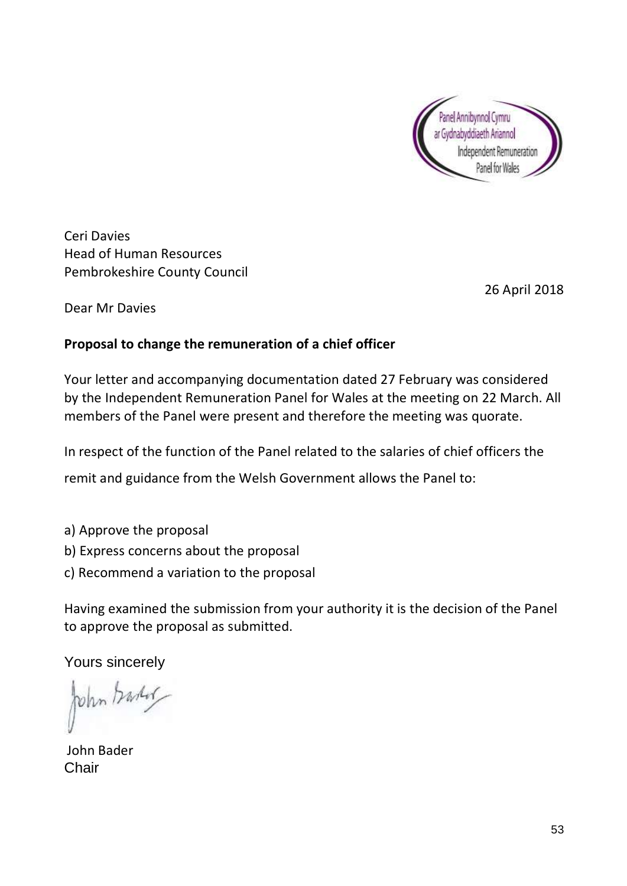Panel Annibynnol Cymru ar Gydnabyddiaeth Ariannol
Independent Remuneration Panel for Wales

Ceri Davies
Head of Human Resources
Pembrokeshire County Council

26 April 2018

Dear Mr Davies

**Proposal to change the remuneration of a chief officer**

Your letter and accompanying documentation dated 27 February was considered by the Independent Remuneration Panel for Wales at the meeting on 22 March. All members of the Panel were present and therefore the meeting was quorate.

In respect of the function of the Panel related to the salaries of chief officers the remit and guidance from the Welsh Government allows the Panel to:

a) Approve the proposal
b) Express concerns about the proposal
c) Recommend a variation to the proposal

Having examined the submission from your authority it is the decision of the Panel to approve the proposal as submitted.

Yours sincerely

John Bader
Chair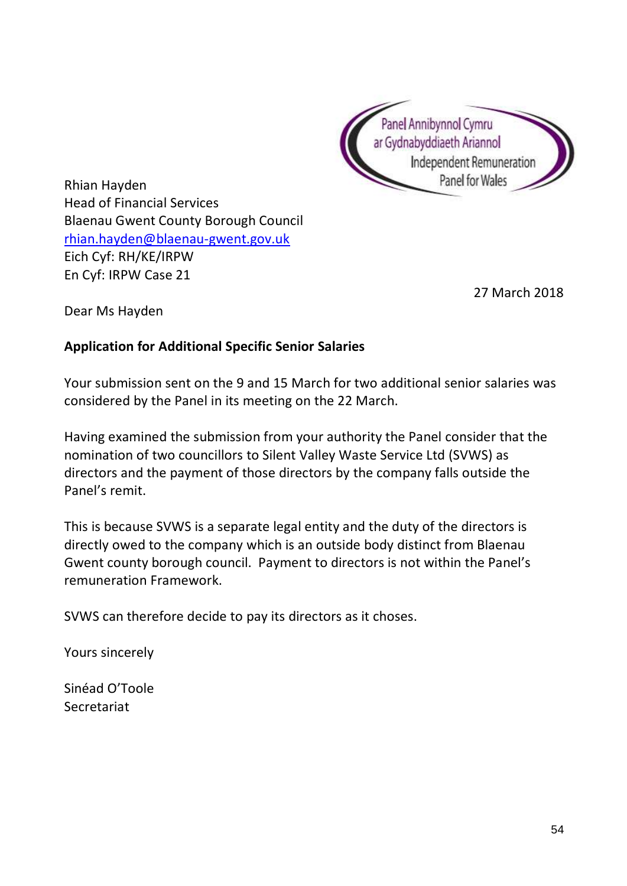Panel Annibynnol Cymru ar Gydnabyddiaeth Ariannol
Independent Remuneration Panel for Wales

Rhian Hayden
Head of Financial Services
Blaenau Gwent County Borough Council
rhian.hayden@blaenau-gwent.gov.uk
Eich Cyf: RH/KE/IRPW
En Cyf: IRPW Case 21

27 March 2018

Dear Ms Hayden

**Application for Additional Specific Senior Salaries**

Your submission sent on the 9 and 15 March for two additional senior salaries was considered by the Panel in its meeting on the 22 March.

Having examined the submission from your authority the Panel consider that the nomination of two councillors to Silent Valley Waste Service Ltd (SVWS) as directors and the payment of those directors by the company falls outside the Panel's remit.

This is because SVWS is a separate legal entity and the duty of the directors is directly owed to the company which is an outside body distinct from Blaenau Gwent county borough council. Payment to directors is not within the Panel's remuneration Framework.

SVWS can therefore decide to pay its directors as it choses.

Yours sincerely

Sinéad O'Toole
Secretariat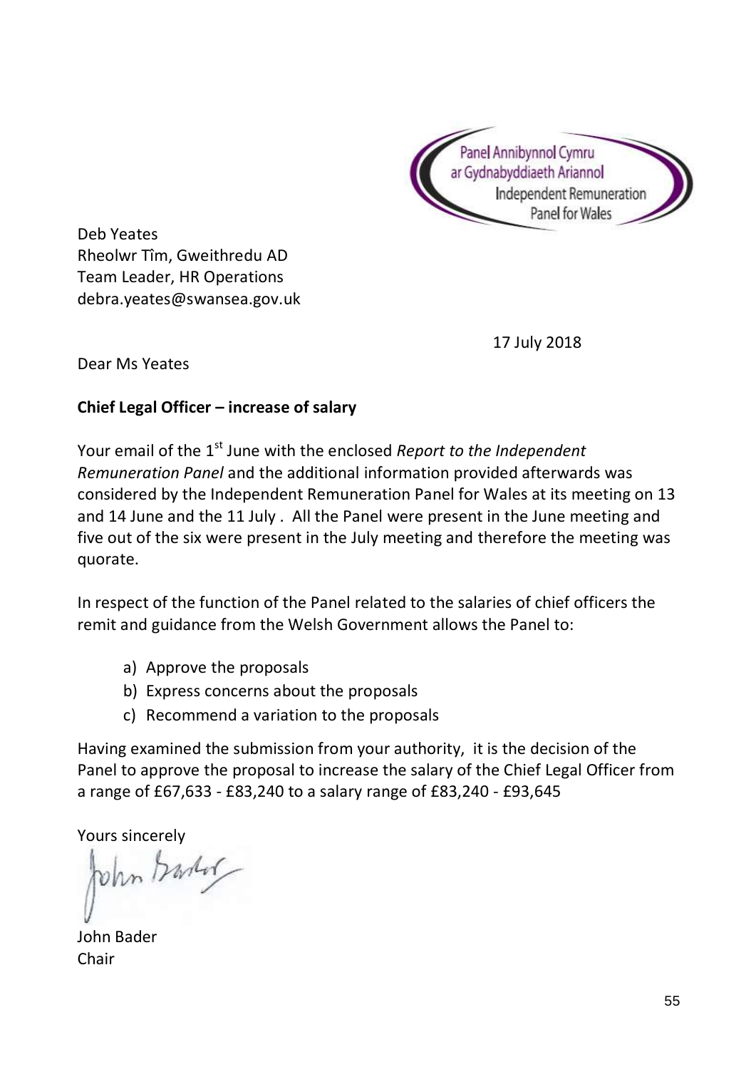Panel Annibynnol Cymru ar Gydnabyddiaeth Ariannol
Independent Remuneration Panel for Wales

Deb Yeates
Rheolwr Tîm, Gweithredu AD
Team Leader, HR Operations
debra.yeates@swansea.gov.uk

17 July 2018

Dear Ms Yeates

**Chief Legal Officer – increase of salary**

Your email of the 1st June with the enclosed *Report to the Independent Remuneration Panel* and the additional information provided afterwards was considered by the Independent Remuneration Panel for Wales at its meeting on 13 and 14 June and the 11 July . All the Panel were present in the June meeting and five out of the six were present in the July meeting and therefore the meeting was quorate.

In respect of the function of the Panel related to the salaries of chief officers the remit and guidance from the Welsh Government allows the Panel to:

a) Approve the proposals
b) Express concerns about the proposals
c) Recommend a variation to the proposals

Having examined the submission from your authority, it is the decision of the Panel to approve the proposal to increase the salary of the Chief Legal Officer from a range of £67,633 - £83,240 to a salary range of £83,240 - £93,645

Yours sincerely

John Bader
Chair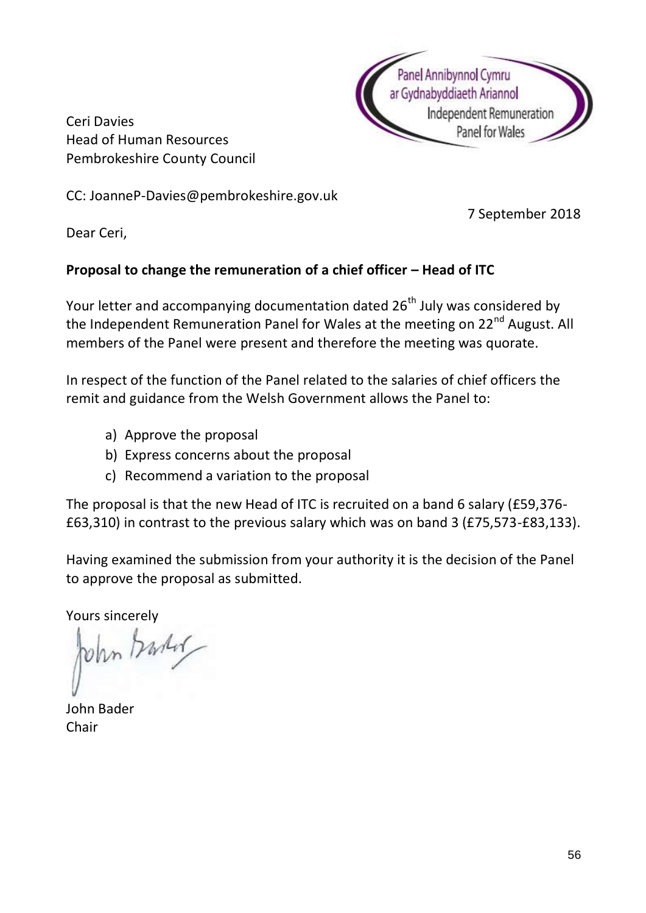Panel Annibynnol Cymru
ar Gydnabyddiaeth Ariannol
Independent Remuneration
Panel for Wales

Ceri Davies
Head of Human Resources
Pembrokeshire County Council

CC: JoanneP-Davies@pembrokeshire.gov.uk

7 September 2018

Dear Ceri,

**Proposal to change the remuneration of a chief officer – Head of ITC**

Your letter and accompanying documentation dated 26th July was considered by the Independent Remuneration Panel for Wales at the meeting on 22nd August. All members of the Panel were present and therefore the meeting was quorate.

In respect of the function of the Panel related to the salaries of chief officers the remit and guidance from the Welsh Government allows the Panel to:

a) Approve the proposal
b) Express concerns about the proposal
c) Recommend a variation to the proposal

The proposal is that the new Head of ITC is recruited on a band 6 salary (£59,376-£63,310) in contrast to the previous salary which was on band 3 (£75,573-£83,133).

Having examined the submission from your authority it is the decision of the Panel to approve the proposal as submitted.

Yours sincerely

John Bader

John Bader
Chair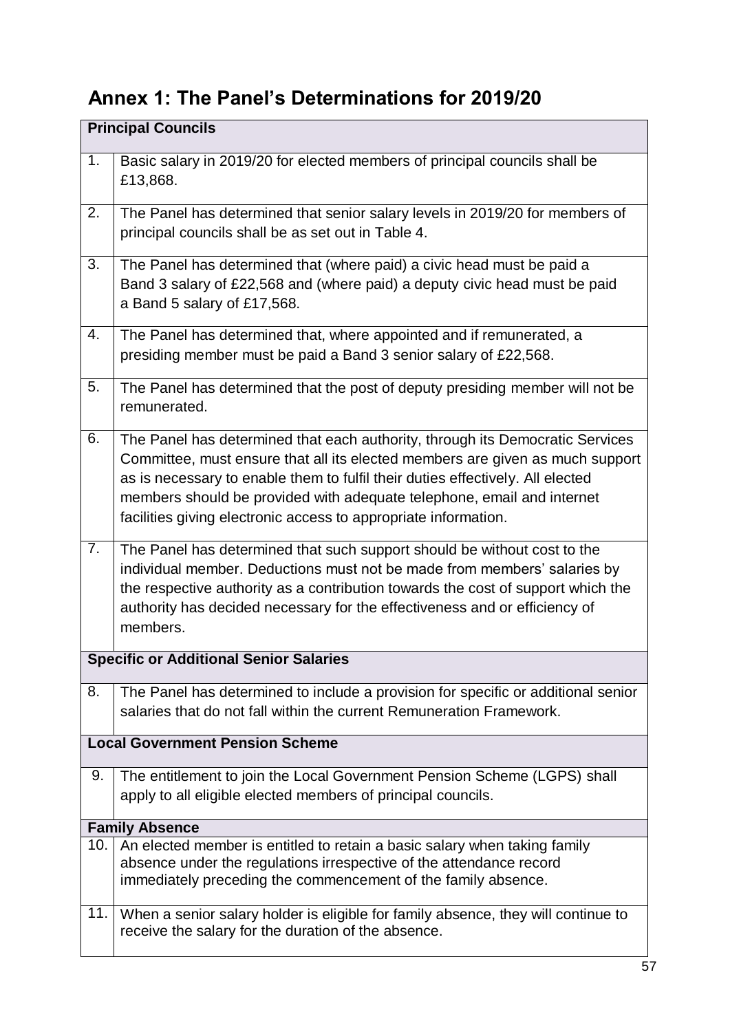## Annex 1: The Panel's Determinations for 2019/20

| | |
|---|---|
| **Principal Councils** | |
| 1. | Basic salary in 2019/20 for elected members of principal councils shall be £13,868. |
| 2. | The Panel has determined that senior salary levels in 2019/20 for members of principal councils shall be as set out in Table 4. |
| 3. | The Panel has determined that (where paid) a civic head must be paid a Band 3 salary of £22,568 and (where paid) a deputy civic head must be paid a Band 5 salary of £17,568. |
| 4. | The Panel has determined that, where appointed and if remunerated, a presiding member must be paid a Band 3 senior salary of £22,568. |
| 5. | The Panel has determined that the post of deputy presiding member will not be remunerated. |
| 6. | The Panel has determined that each authority, through its Democratic Services Committee, must ensure that all its elected members are given as much support as is necessary to enable them to fulfil their duties effectively. All elected members should be provided with adequate telephone, email and internet facilities giving electronic access to appropriate information. |
| 7. | The Panel has determined that such support should be without cost to the individual member. Deductions must not be made from members' salaries by the respective authority as a contribution towards the cost of support which the authority has decided necessary for the effectiveness and or efficiency of members. |
| **Specific or Additional Senior Salaries** | |
| 8. | The Panel has determined to include a provision for specific or additional senior salaries that do not fall within the current Remuneration Framework. |
| **Local Government Pension Scheme** | |
| 9. | The entitlement to join the Local Government Pension Scheme (LGPS) shall apply to all eligible elected members of principal councils. |
| **Family Absence** | |
| 10. | An elected member is entitled to retain a basic salary when taking family absence under the regulations irrespective of the attendance record immediately preceding the commencement of the family absence. |
| 11. | When a senior salary holder is eligible for family absence, they will continue to receive the salary for the duration of the absence. |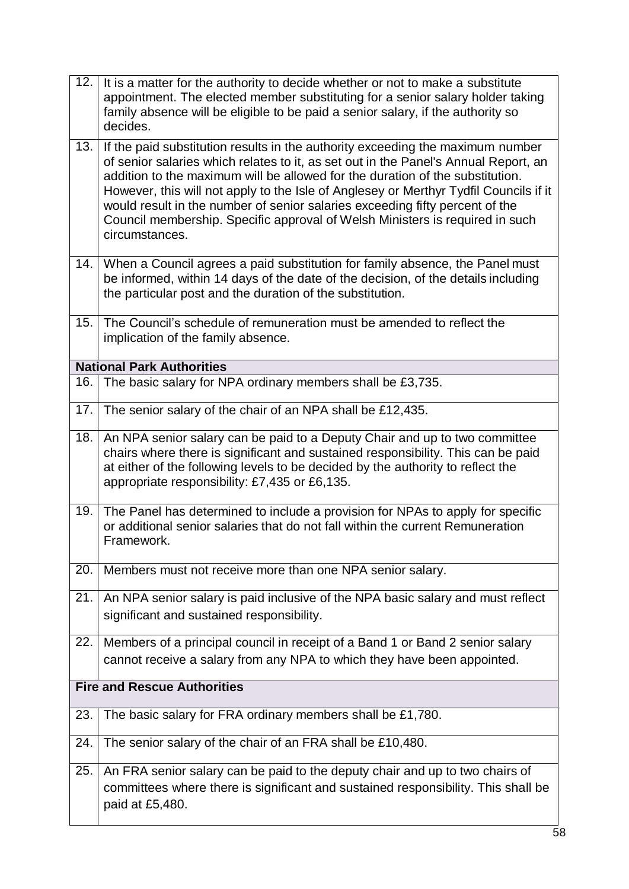| | |
|---|---|
| 12. | It is a matter for the authority to decide whether or not to make a substitute appointment. The elected member substituting for a senior salary holder taking family absence will be eligible to be paid a senior salary, if the authority so decides. |
| 13. | If the paid substitution results in the authority exceeding the maximum number of senior salaries which relates to it, as set out in the Panel's Annual Report, an addition to the maximum will be allowed for the duration of the substitution. However, this will not apply to the Isle of Anglesey or Merthyr Tydfil Councils if it would result in the number of senior salaries exceeding fifty percent of the Council membership. Specific approval of Welsh Ministers is required in such circumstances. |
| 14. | When a Council agrees a paid substitution for family absence, the Panel must be informed, within 14 days of the date of the decision, of the details including the particular post and the duration of the substitution. |
| 15. | The Council's schedule of remuneration must be amended to reflect the implication of the family absence. |
| **National Park Authorities** | |
| 16. | The basic salary for NPA ordinary members shall be £3,735. |
| 17. | The senior salary of the chair of an NPA shall be £12,435. |
| 18. | An NPA senior salary can be paid to a Deputy Chair and up to two committee chairs where there is significant and sustained responsibility. This can be paid at either of the following levels to be decided by the authority to reflect the appropriate responsibility: £7,435 or £6,135. |
| 19. | The Panel has determined to include a provision for NPAs to apply for specific or additional senior salaries that do not fall within the current Remuneration Framework. |
| 20. | Members must not receive more than one NPA senior salary. |
| 21. | An NPA senior salary is paid inclusive of the NPA basic salary and must reflect significant and sustained responsibility. |
| 22. | Members of a principal council in receipt of a Band 1 or Band 2 senior salary cannot receive a salary from any NPA to which they have been appointed. |
| **Fire and Rescue Authorities** | |
| 23. | The basic salary for FRA ordinary members shall be £1,780. |
| 24. | The senior salary of the chair of an FRA shall be £10,480. |
| 25. | An FRA senior salary can be paid to the deputy chair and up to two chairs of committees where there is significant and sustained responsibility. This shall be paid at £5,480. |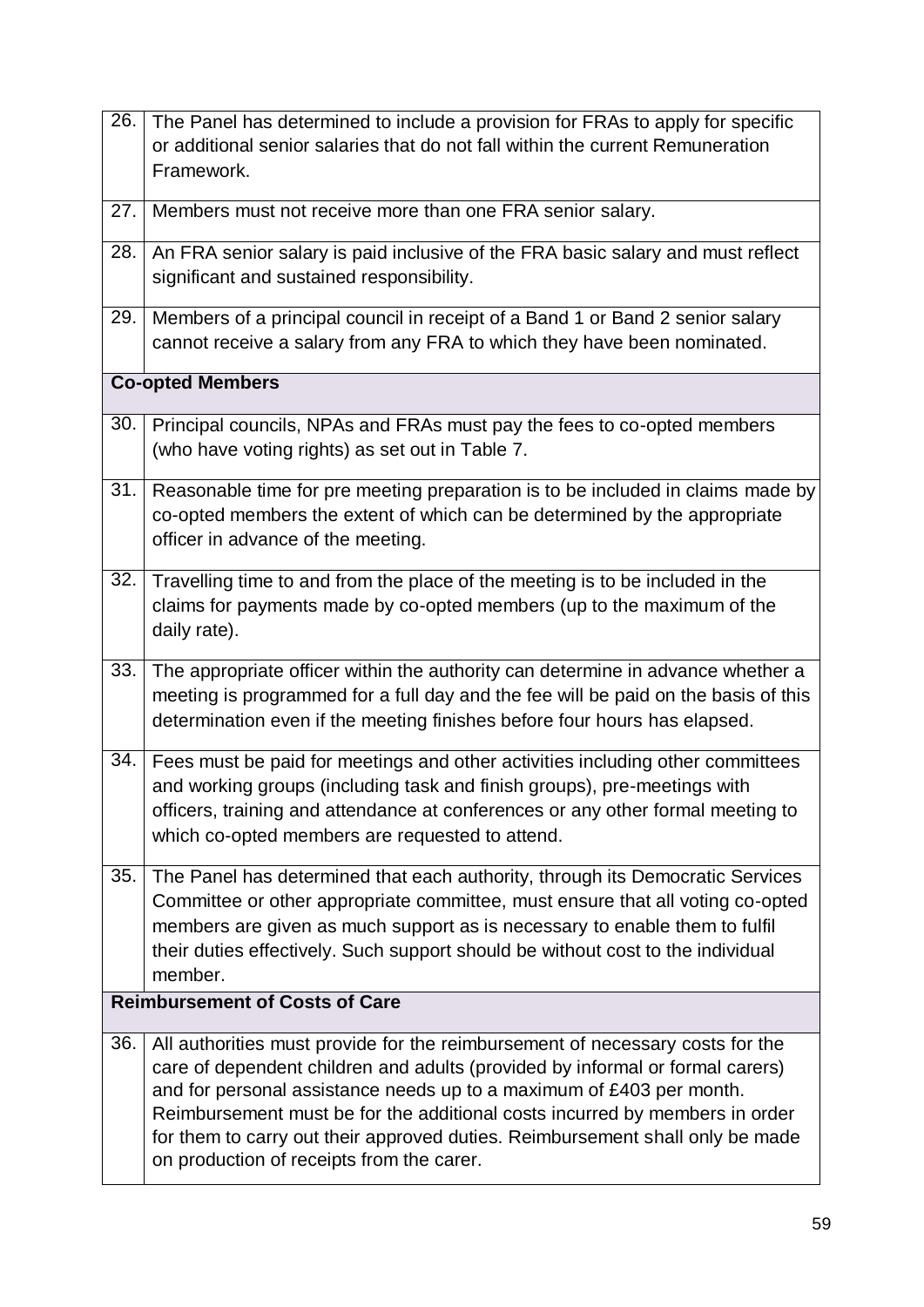| | |
|---|---|
| 26. | The Panel has determined to include a provision for FRAs to apply for specific or additional senior salaries that do not fall within the current Remuneration Framework. |
| 27. | Members must not receive more than one FRA senior salary. |
| 28. | An FRA senior salary is paid inclusive of the FRA basic salary and must reflect significant and sustained responsibility. |
| 29. | Members of a principal council in receipt of a Band 1 or Band 2 senior salary cannot receive a salary from any FRA to which they have been nominated. |
| **Co-opted Members** | |
| 30. | Principal councils, NPAs and FRAs must pay the fees to co-opted members (who have voting rights) as set out in Table 7. |
| 31. | Reasonable time for pre meeting preparation is to be included in claims made by co-opted members the extent of which can be determined by the appropriate officer in advance of the meeting. |
| 32. | Travelling time to and from the place of the meeting is to be included in the claims for payments made by co-opted members (up to the maximum of the daily rate). |
| 33. | The appropriate officer within the authority can determine in advance whether a meeting is programmed for a full day and the fee will be paid on the basis of this determination even if the meeting finishes before four hours has elapsed. |
| 34. | Fees must be paid for meetings and other activities including other committees and working groups (including task and finish groups), pre-meetings with officers, training and attendance at conferences or any other formal meeting to which co-opted members are requested to attend. |
| 35. | The Panel has determined that each authority, through its Democratic Services Committee or other appropriate committee, must ensure that all voting co-opted members are given as much support as is necessary to enable them to fulfil their duties effectively. Such support should be without cost to the individual member. |
| **Reimbursement of Costs of Care** | |
| 36. | All authorities must provide for the reimbursement of necessary costs for the care of dependent children and adults (provided by informal or formal carers) and for personal assistance needs up to a maximum of £403 per month. Reimbursement must be for the additional costs incurred by members in order for them to carry out their approved duties. Reimbursement shall only be made on production of receipts from the carer. |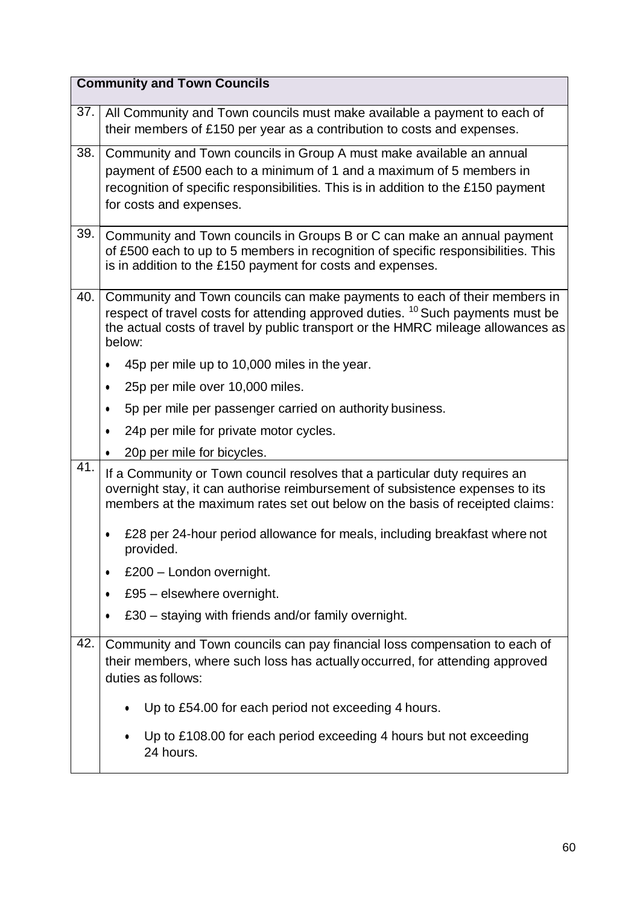| Community and Town Councils | |
|---|---|
| 37. | All Community and Town councils must make available a payment to each of their members of £150 per year as a contribution to costs and expenses. |
| 38. | Community and Town councils in Group A must make available an annual payment of £500 each to a minimum of 1 and a maximum of 5 members in recognition of specific responsibilities. This is in addition to the £150 payment for costs and expenses. |
| 39. | Community and Town councils in Groups B or C can make an annual payment of £500 each to up to 5 members in recognition of specific responsibilities. This is in addition to the £150 payment for costs and expenses. |
| 40. | Community and Town councils can make payments to each of their members in respect of travel costs for attending approved duties. [10] Such payments must be the actual costs of travel by public transport or the HMRC mileage allowances as below:<br>• 45p per mile up to 10,000 miles in the year.<br>• 25p per mile over 10,000 miles.<br>• 5p per mile per passenger carried on authority business.<br>• 24p per mile for private motor cycles.<br>• 20p per mile for bicycles. |
| 41. | If a Community or Town council resolves that a particular duty requires an overnight stay, it can authorise reimbursement of subsistence expenses to its members at the maximum rates set out below on the basis of receipted claims:<br>• £28 per 24-hour period allowance for meals, including breakfast where not provided.<br>• £200 – London overnight.<br>• £95 – elsewhere overnight.<br>• £30 – staying with friends and/or family overnight. |
| 42. | Community and Town councils can pay financial loss compensation to each of their members, where such loss has actually occurred, for attending approved duties as follows:<br>• Up to £54.00 for each period not exceeding 4 hours.<br>• Up to £108.00 for each period exceeding 4 hours but not exceeding 24 hours. |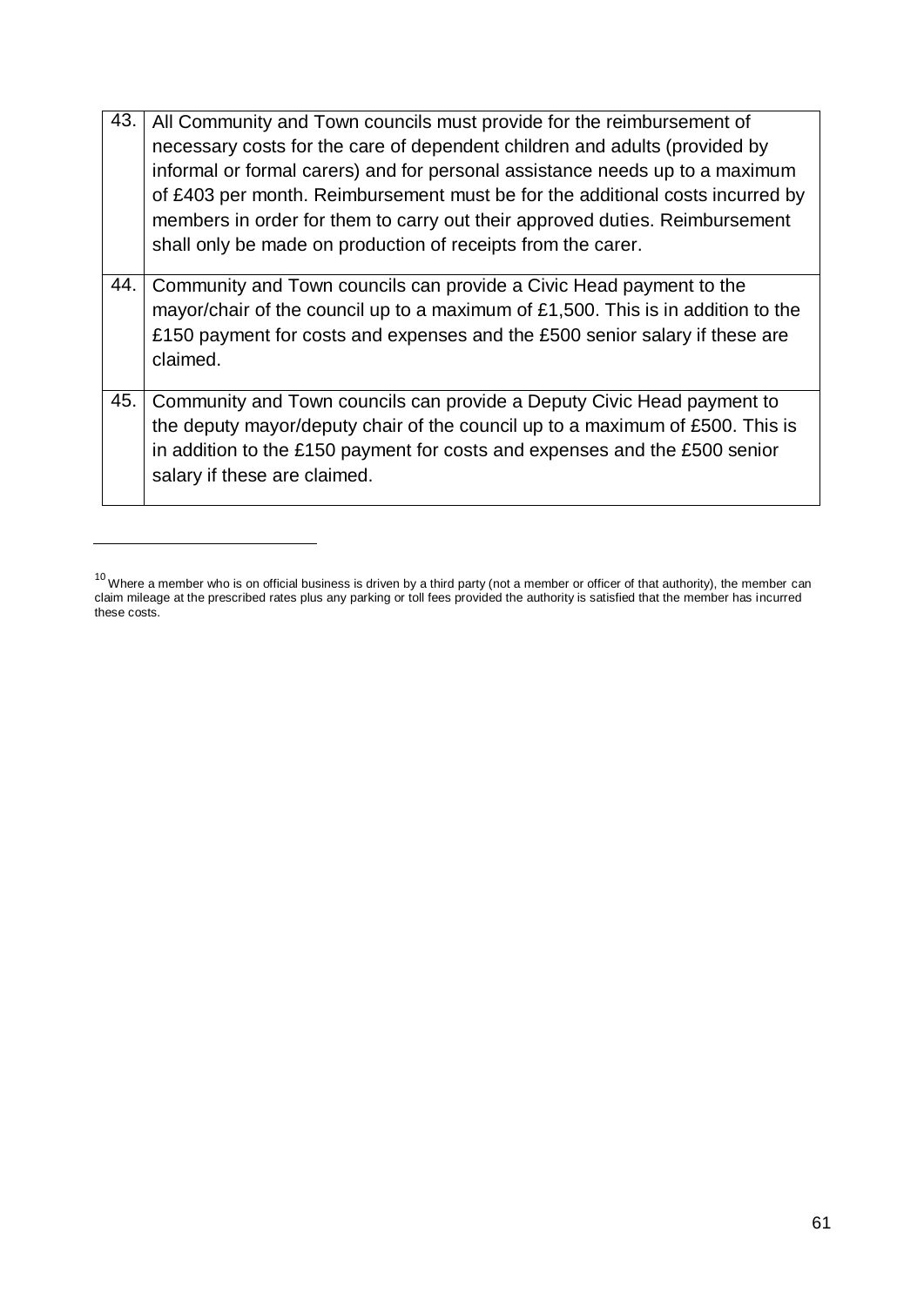| | |
|---|---|
| 43. | All Community and Town councils must provide for the reimbursement of necessary costs for the care of dependent children and adults (provided by informal or formal carers) and for personal assistance needs up to a maximum of £403 per month. Reimbursement must be for the additional costs incurred by members in order for them to carry out their approved duties. Reimbursement shall only be made on production of receipts from the carer. |
| 44. | Community and Town councils can provide a Civic Head payment to the mayor/chair of the council up to a maximum of £1,500. This is in addition to the £150 payment for costs and expenses and the £500 senior salary if these are claimed. |
| 45. | Community and Town councils can provide a Deputy Civic Head payment to the deputy mayor/deputy chair of the council up to a maximum of £500. This is in addition to the £150 payment for costs and expenses and the £500 senior salary if these are claimed. |

---

[10] Where a member who is on official business is driven by a third party (not a member or officer of that authority), the member can claim mileage at the prescribed rates plus any parking or toll fees provided the authority is satisfied that the member has incurred these costs.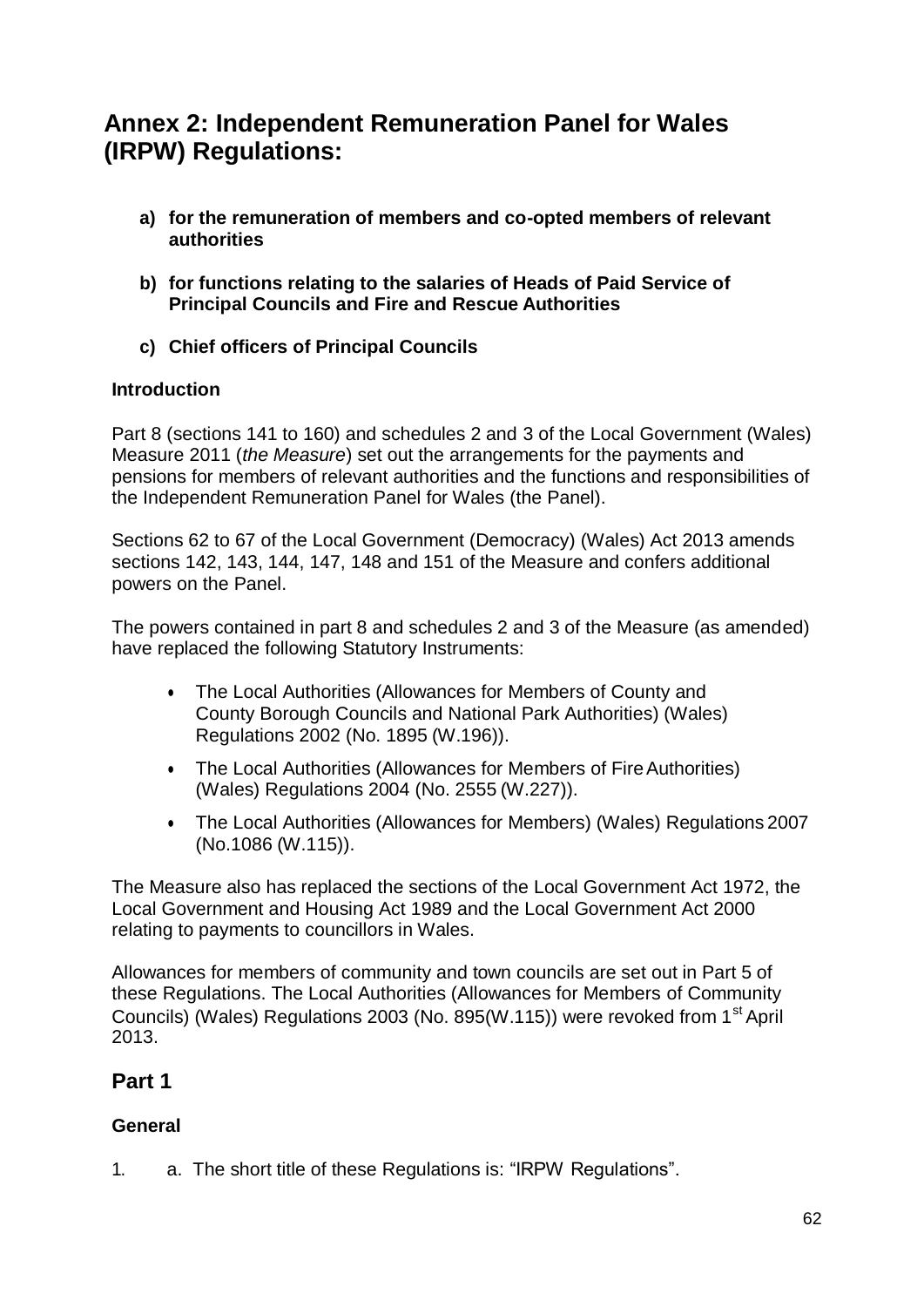# Annex 2: Independent Remuneration Panel for Wales (IRPW) Regulations:

**a) for the remuneration of members and co-opted members of relevant authorities**

**b) for functions relating to the salaries of Heads of Paid Service of Principal Councils and Fire and Rescue Authorities**

**c) Chief officers of Principal Councils**

### Introduction

Part 8 (sections 141 to 160) and schedules 2 and 3 of the Local Government (Wales) Measure 2011 (*the Measure*) set out the arrangements for the payments and pensions for members of relevant authorities and the functions and responsibilities of the Independent Remuneration Panel for Wales (the Panel).

Sections 62 to 67 of the Local Government (Democracy) (Wales) Act 2013 amends sections 142, 143, 144, 147, 148 and 151 of the Measure and confers additional powers on the Panel.

The powers contained in part 8 and schedules 2 and 3 of the Measure (as amended) have replaced the following Statutory Instruments:

- The Local Authorities (Allowances for Members of County and County Borough Councils and National Park Authorities) (Wales) Regulations 2002 (No. 1895 (W.196)).
- The Local Authorities (Allowances for Members of Fire Authorities) (Wales) Regulations 2004 (No. 2555 (W.227)).
- The Local Authorities (Allowances for Members) (Wales) Regulations 2007 (No.1086 (W.115)).

The Measure also has replaced the sections of the Local Government Act 1972, the Local Government and Housing Act 1989 and the Local Government Act 2000 relating to payments to councillors in Wales.

Allowances for members of community and town councils are set out in Part 5 of these Regulations. The Local Authorities (Allowances for Members of Community Councils) (Wales) Regulations 2003 (No. 895(W.115)) were revoked from 1st April 2013.

## Part 1

### General

1. a. The short title of these Regulations is: "IRPW Regulations".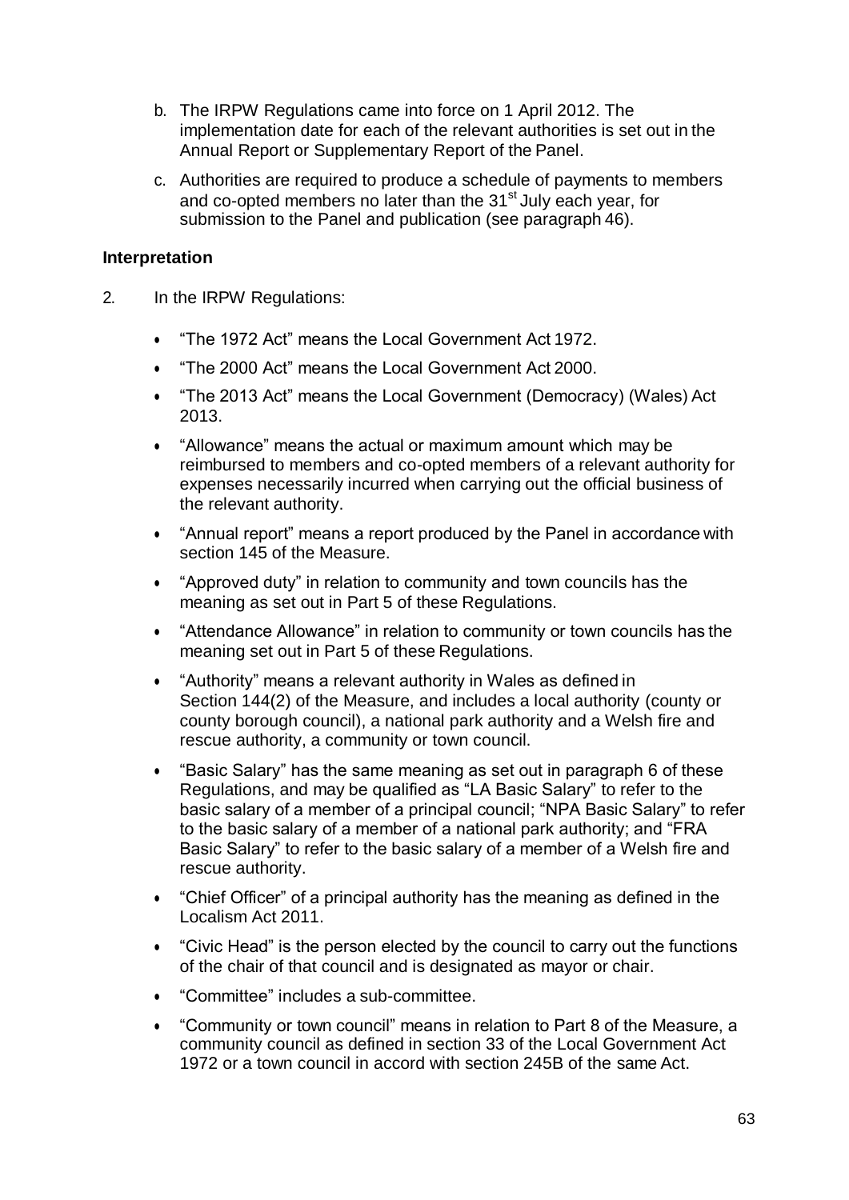b. The IRPW Regulations came into force on 1 April 2012. The implementation date for each of the relevant authorities is set out in the Annual Report or Supplementary Report of the Panel.

c. Authorities are required to produce a schedule of payments to members and co-opted members no later than the 31st July each year, for submission to the Panel and publication (see paragraph 46).

**Interpretation**

2. In the IRPW Regulations:

- "The 1972 Act" means the Local Government Act 1972.
- "The 2000 Act" means the Local Government Act 2000.
- "The 2013 Act" means the Local Government (Democracy) (Wales) Act 2013.
- "Allowance" means the actual or maximum amount which may be reimbursed to members and co-opted members of a relevant authority for expenses necessarily incurred when carrying out the official business of the relevant authority.
- "Annual report" means a report produced by the Panel in accordance with section 145 of the Measure.
- "Approved duty" in relation to community and town councils has the meaning as set out in Part 5 of these Regulations.
- "Attendance Allowance" in relation to community or town councils has the meaning set out in Part 5 of these Regulations.
- "Authority" means a relevant authority in Wales as defined in Section 144(2) of the Measure, and includes a local authority (county or county borough council), a national park authority and a Welsh fire and rescue authority, a community or town council.
- "Basic Salary" has the same meaning as set out in paragraph 6 of these Regulations, and may be qualified as "LA Basic Salary" to refer to the basic salary of a member of a principal council; "NPA Basic Salary" to refer to the basic salary of a member of a national park authority; and "FRA Basic Salary" to refer to the basic salary of a member of a Welsh fire and rescue authority.
- "Chief Officer" of a principal authority has the meaning as defined in the Localism Act 2011.
- "Civic Head" is the person elected by the council to carry out the functions of the chair of that council and is designated as mayor or chair.
- "Committee" includes a sub-committee.
- "Community or town council" means in relation to Part 8 of the Measure, a community council as defined in section 33 of the Local Government Act 1972 or a town council in accord with section 245B of the same Act.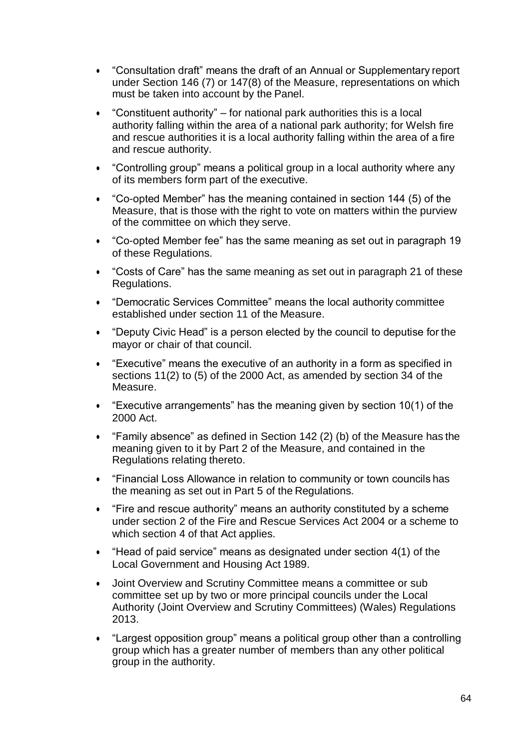- “Consultation draft” means the draft of an Annual or Supplementary report under Section 146 (7) or 147(8) of the Measure, representations on which must be taken into account by the Panel.
- “Constituent authority” – for national park authorities this is a local authority falling within the area of a national park authority; for Welsh fire and rescue authorities it is a local authority falling within the area of a fire and rescue authority.
- “Controlling group” means a political group in a local authority where any of its members form part of the executive.
- “Co-opted Member” has the meaning contained in section 144 (5) of the Measure, that is those with the right to vote on matters within the purview of the committee on which they serve.
- “Co-opted Member fee” has the same meaning as set out in paragraph 19 of these Regulations.
- “Costs of Care” has the same meaning as set out in paragraph 21 of these Regulations.
- “Democratic Services Committee” means the local authority committee established under section 11 of the Measure.
- “Deputy Civic Head” is a person elected by the council to deputise for the mayor or chair of that council.
- “Executive” means the executive of an authority in a form as specified in sections 11(2) to (5) of the 2000 Act, as amended by section 34 of the Measure.
- “Executive arrangements” has the meaning given by section 10(1) of the 2000 Act.
- “Family absence” as defined in Section 142 (2) (b) of the Measure has the meaning given to it by Part 2 of the Measure, and contained in the Regulations relating thereto.
- “Financial Loss Allowance in relation to community or town councils has the meaning as set out in Part 5 of the Regulations.
- “Fire and rescue authority” means an authority constituted by a scheme under section 2 of the Fire and Rescue Services Act 2004 or a scheme to which section 4 of that Act applies.
- “Head of paid service” means as designated under section 4(1) of the Local Government and Housing Act 1989.
- Joint Overview and Scrutiny Committee means a committee or sub committee set up by two or more principal councils under the Local Authority (Joint Overview and Scrutiny Committees) (Wales) Regulations 2013.
- “Largest opposition group” means a political group other than a controlling group which has a greater number of members than any other political group in the authority.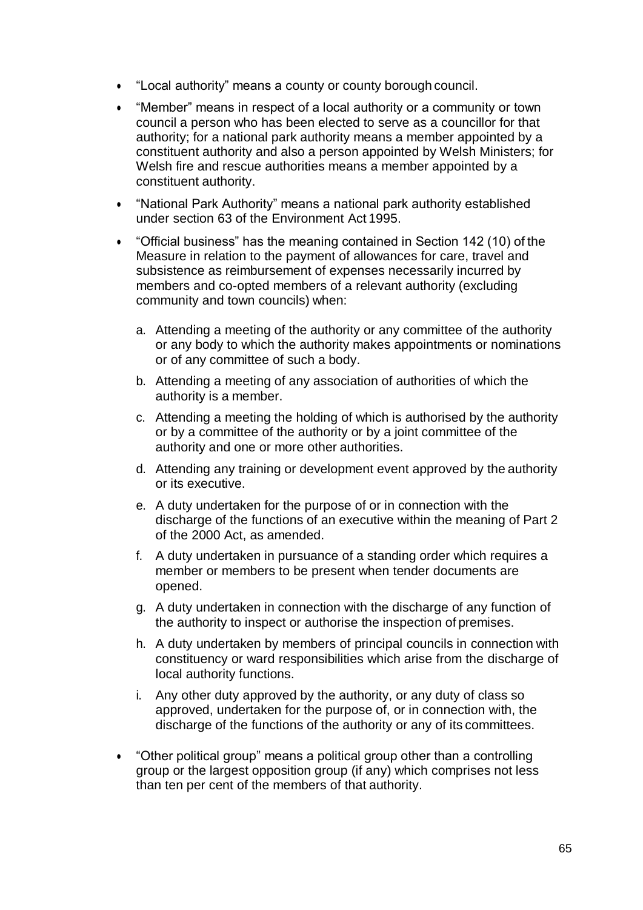- "Local authority" means a county or county borough council.
- "Member" means in respect of a local authority or a community or town council a person who has been elected to serve as a councillor for that authority; for a national park authority means a member appointed by a constituent authority and also a person appointed by Welsh Ministers; for Welsh fire and rescue authorities means a member appointed by a constituent authority.
- "National Park Authority" means a national park authority established under section 63 of the Environment Act 1995.
- "Official business" has the meaning contained in Section 142 (10) of the Measure in relation to the payment of allowances for care, travel and subsistence as reimbursement of expenses necessarily incurred by members and co-opted members of a relevant authority (excluding community and town councils) when:

    a. Attending a meeting of the authority or any committee of the authority or any body to which the authority makes appointments or nominations or of any committee of such a body.
    b. Attending a meeting of any association of authorities of which the authority is a member.
    c. Attending a meeting the holding of which is authorised by the authority or by a committee of the authority or by a joint committee of the authority and one or more other authorities.
    d. Attending any training or development event approved by the authority or its executive.
    e. A duty undertaken for the purpose of or in connection with the discharge of the functions of an executive within the meaning of Part 2 of the 2000 Act, as amended.
    f. A duty undertaken in pursuance of a standing order which requires a member or members to be present when tender documents are opened.
    g. A duty undertaken in connection with the discharge of any function of the authority to inspect or authorise the inspection of premises.
    h. A duty undertaken by members of principal councils in connection with constituency or ward responsibilities which arise from the discharge of local authority functions.
    i. Any other duty approved by the authority, or any duty of class so approved, undertaken for the purpose of, or in connection with, the discharge of the functions of the authority or any of its committees.

- "Other political group" means a political group other than a controlling group or the largest opposition group (if any) which comprises not less than ten per cent of the members of that authority.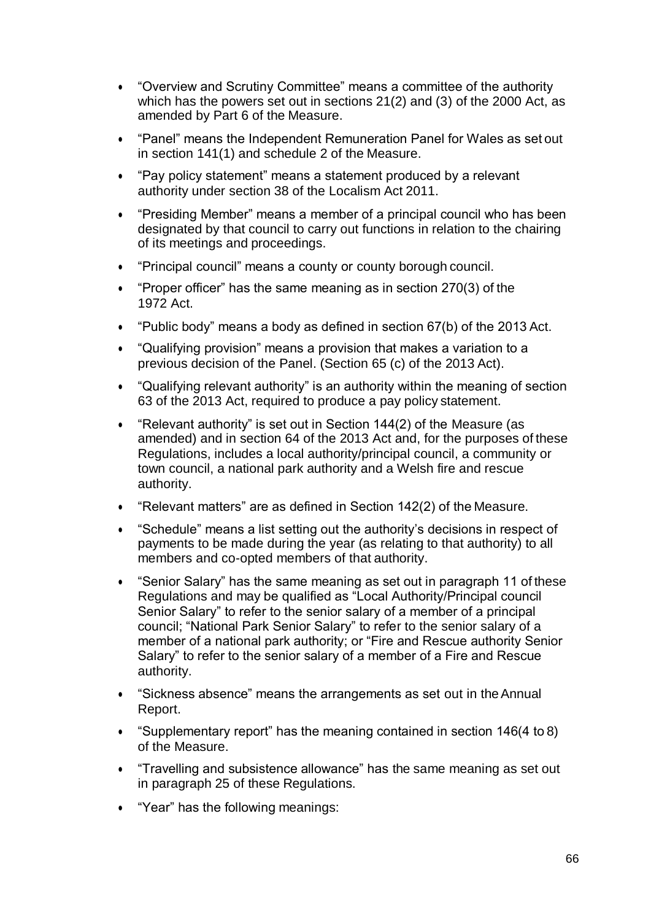- "Overview and Scrutiny Committee" means a committee of the authority which has the powers set out in sections 21(2) and (3) of the 2000 Act, as amended by Part 6 of the Measure.
- "Panel" means the Independent Remuneration Panel for Wales as set out in section 141(1) and schedule 2 of the Measure.
- "Pay policy statement" means a statement produced by a relevant authority under section 38 of the Localism Act 2011.
- "Presiding Member" means a member of a principal council who has been designated by that council to carry out functions in relation to the chairing of its meetings and proceedings.
- "Principal council" means a county or county borough council.
- "Proper officer" has the same meaning as in section 270(3) of the 1972 Act.
- "Public body" means a body as defined in section 67(b) of the 2013 Act.
- "Qualifying provision" means a provision that makes a variation to a previous decision of the Panel. (Section 65 (c) of the 2013 Act).
- "Qualifying relevant authority" is an authority within the meaning of section 63 of the 2013 Act, required to produce a pay policy statement.
- "Relevant authority" is set out in Section 144(2) of the Measure (as amended) and in section 64 of the 2013 Act and, for the purposes of these Regulations, includes a local authority/principal council, a community or town council, a national park authority and a Welsh fire and rescue authority.
- "Relevant matters" are as defined in Section 142(2) of the Measure.
- "Schedule" means a list setting out the authority's decisions in respect of payments to be made during the year (as relating to that authority) to all members and co-opted members of that authority.
- "Senior Salary" has the same meaning as set out in paragraph 11 of these Regulations and may be qualified as "Local Authority/Principal council Senior Salary" to refer to the senior salary of a member of a principal council; "National Park Senior Salary" to refer to the senior salary of a member of a national park authority; or "Fire and Rescue authority Senior Salary" to refer to the senior salary of a member of a Fire and Rescue authority.
- "Sickness absence" means the arrangements as set out in the Annual Report.
- "Supplementary report" has the meaning contained in section 146(4 to 8) of the Measure.
- "Travelling and subsistence allowance" has the same meaning as set out in paragraph 25 of these Regulations.
- "Year" has the following meanings: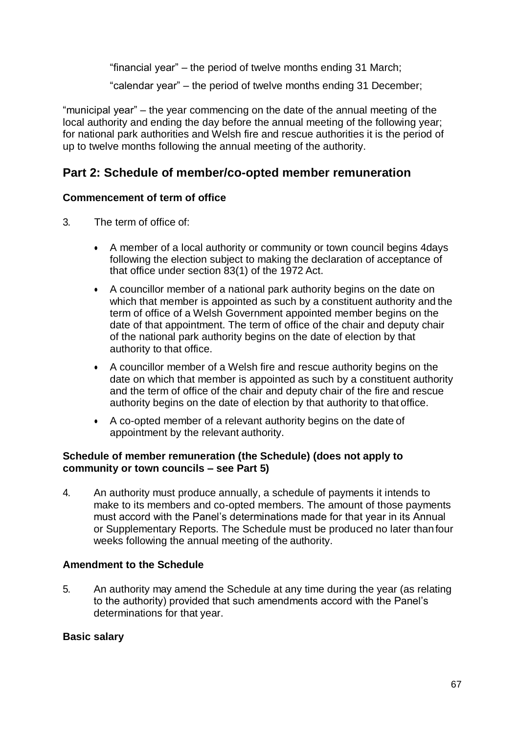"financial year" – the period of twelve months ending 31 March;

"calendar year" – the period of twelve months ending 31 December;

"municipal year" – the year commencing on the date of the annual meeting of the local authority and ending the day before the annual meeting of the following year; for national park authorities and Welsh fire and rescue authorities it is the period of up to twelve months following the annual meeting of the authority.

## Part 2: Schedule of member/co-opted member remuneration

### Commencement of term of office

3. The term of office of:

- A member of a local authority or community or town council begins 4days following the election subject to making the declaration of acceptance of that office under section 83(1) of the 1972 Act.
- A councillor member of a national park authority begins on the date on which that member is appointed as such by a constituent authority and the term of office of a Welsh Government appointed member begins on the date of that appointment. The term of office of the chair and deputy chair of the national park authority begins on the date of election by that authority to that office.
- A councillor member of a Welsh fire and rescue authority begins on the date on which that member is appointed as such by a constituent authority and the term of office of the chair and deputy chair of the fire and rescue authority begins on the date of election by that authority to that office.
- A co-opted member of a relevant authority begins on the date of appointment by the relevant authority.

### Schedule of member remuneration (the Schedule) (does not apply to community or town councils – see Part 5)

4. An authority must produce annually, a schedule of payments it intends to make to its members and co-opted members. The amount of those payments must accord with the Panel's determinations made for that year in its Annual or Supplementary Reports. The Schedule must be produced no later than four weeks following the annual meeting of the authority.

### Amendment to the Schedule

5. An authority may amend the Schedule at any time during the year (as relating to the authority) provided that such amendments accord with the Panel's determinations for that year.

### Basic salary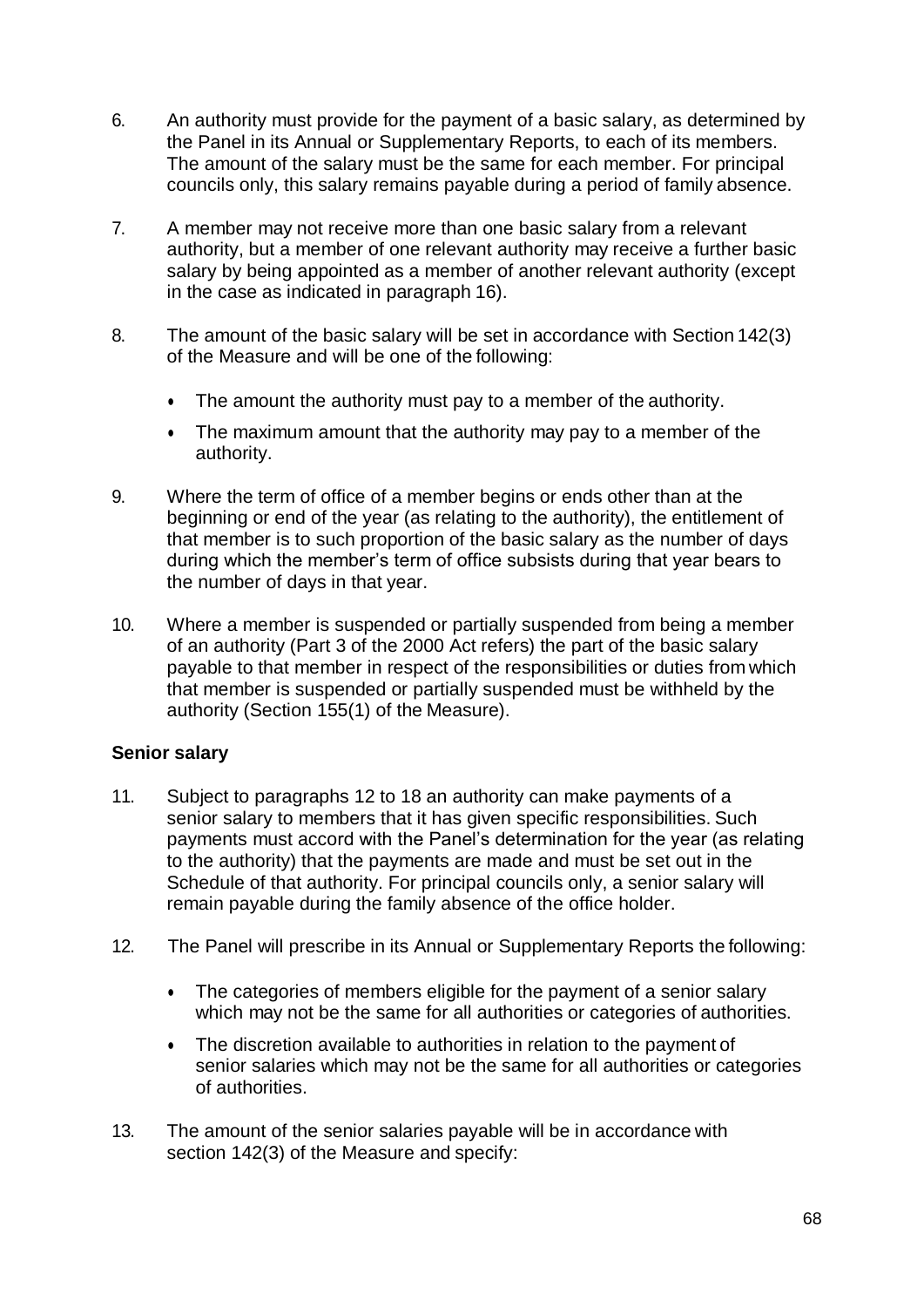6. An authority must provide for the payment of a basic salary, as determined by the Panel in its Annual or Supplementary Reports, to each of its members. The amount of the salary must be the same for each member. For principal councils only, this salary remains payable during a period of family absence.

7. A member may not receive more than one basic salary from a relevant authority, but a member of one relevant authority may receive a further basic salary by being appointed as a member of another relevant authority (except in the case as indicated in paragraph 16).

8. The amount of the basic salary will be set in accordance with Section 142(3) of the Measure and will be one of the following:

   - The amount the authority must pay to a member of the authority.
   - The maximum amount that the authority may pay to a member of the authority.

9. Where the term of office of a member begins or ends other than at the beginning or end of the year (as relating to the authority), the entitlement of that member is to such proportion of the basic salary as the number of days during which the member's term of office subsists during that year bears to the number of days in that year.

10. Where a member is suspended or partially suspended from being a member of an authority (Part 3 of the 2000 Act refers) the part of the basic salary payable to that member in respect of the responsibilities or duties from which that member is suspended or partially suspended must be withheld by the authority (Section 155(1) of the Measure).

**Senior salary**

11. Subject to paragraphs 12 to 18 an authority can make payments of a senior salary to members that it has given specific responsibilities. Such payments must accord with the Panel's determination for the year (as relating to the authority) that the payments are made and must be set out in the Schedule of that authority. For principal councils only, a senior salary will remain payable during the family absence of the office holder.

12. The Panel will prescribe in its Annual or Supplementary Reports the following:

   - The categories of members eligible for the payment of a senior salary which may not be the same for all authorities or categories of authorities.
   - The discretion available to authorities in relation to the payment of senior salaries which may not be the same for all authorities or categories of authorities.

13. The amount of the senior salaries payable will be in accordance with section 142(3) of the Measure and specify: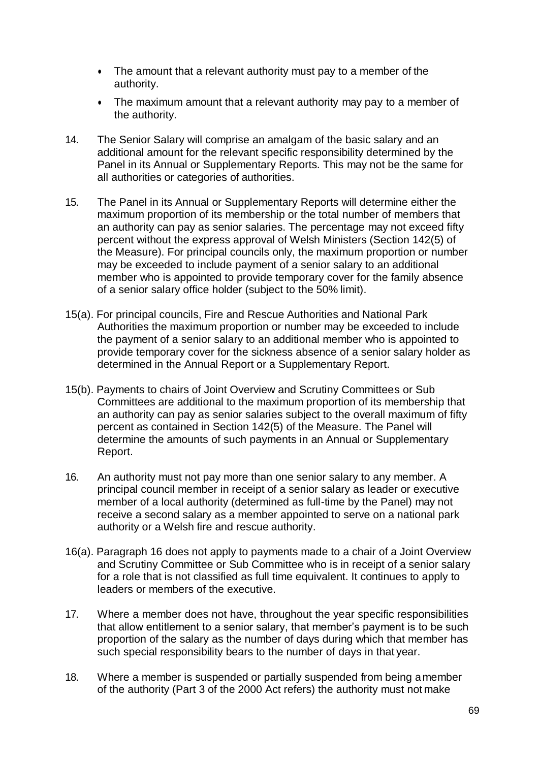- The amount that a relevant authority must pay to a member of the authority.
- The maximum amount that a relevant authority may pay to a member of the authority.

14. The Senior Salary will comprise an amalgam of the basic salary and an additional amount for the relevant specific responsibility determined by the Panel in its Annual or Supplementary Reports. This may not be the same for all authorities or categories of authorities.

15. The Panel in its Annual or Supplementary Reports will determine either the maximum proportion of its membership or the total number of members that an authority can pay as senior salaries. The percentage may not exceed fifty percent without the express approval of Welsh Ministers (Section 142(5) of the Measure). For principal councils only, the maximum proportion or number may be exceeded to include payment of a senior salary to an additional member who is appointed to provide temporary cover for the family absence of a senior salary office holder (subject to the 50% limit).

15(a). For principal councils, Fire and Rescue Authorities and National Park Authorities the maximum proportion or number may be exceeded to include the payment of a senior salary to an additional member who is appointed to provide temporary cover for the sickness absence of a senior salary holder as determined in the Annual Report or a Supplementary Report.

15(b). Payments to chairs of Joint Overview and Scrutiny Committees or Sub Committees are additional to the maximum proportion of its membership that an authority can pay as senior salaries subject to the overall maximum of fifty percent as contained in Section 142(5) of the Measure. The Panel will determine the amounts of such payments in an Annual or Supplementary Report.

16. An authority must not pay more than one senior salary to any member. A principal council member in receipt of a senior salary as leader or executive member of a local authority (determined as full-time by the Panel) may not receive a second salary as a member appointed to serve on a national park authority or a Welsh fire and rescue authority.

16(a). Paragraph 16 does not apply to payments made to a chair of a Joint Overview and Scrutiny Committee or Sub Committee who is in receipt of a senior salary for a role that is not classified as full time equivalent. It continues to apply to leaders or members of the executive.

17. Where a member does not have, throughout the year specific responsibilities that allow entitlement to a senior salary, that member's payment is to be such proportion of the salary as the number of days during which that member has such special responsibility bears to the number of days in that year.

18. Where a member is suspended or partially suspended from being a member of the authority (Part 3 of the 2000 Act refers) the authority must not make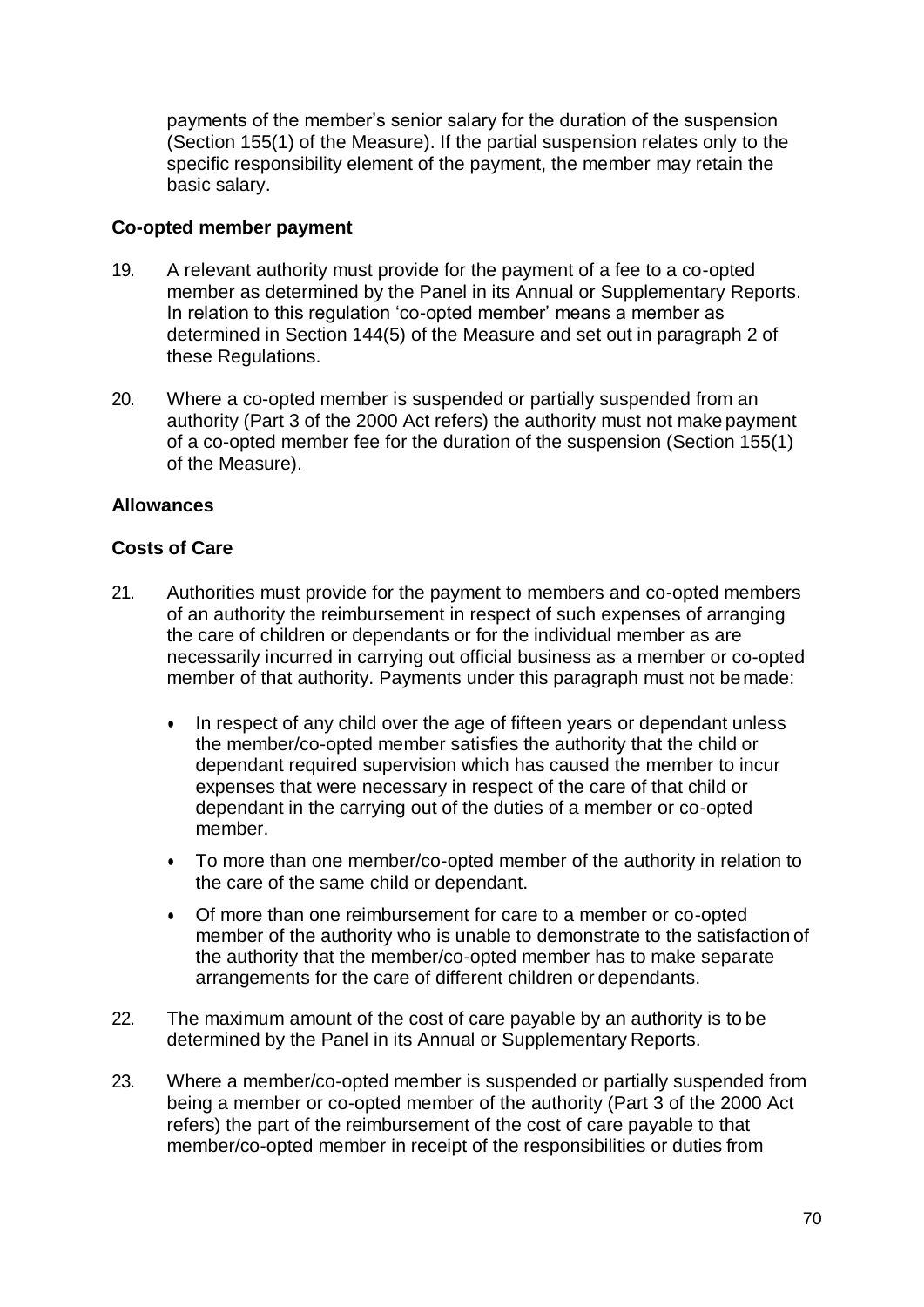payments of the member's senior salary for the duration of the suspension (Section 155(1) of the Measure). If the partial suspension relates only to the specific responsibility element of the payment, the member may retain the basic salary.

**Co-opted member payment**

19. A relevant authority must provide for the payment of a fee to a co-opted member as determined by the Panel in its Annual or Supplementary Reports. In relation to this regulation 'co-opted member' means a member as determined in Section 144(5) of the Measure and set out in paragraph 2 of these Regulations.

20. Where a co-opted member is suspended or partially suspended from an authority (Part 3 of the 2000 Act refers) the authority must not make payment of a co-opted member fee for the duration of the suspension (Section 155(1) of the Measure).

**Allowances**

**Costs of Care**

21. Authorities must provide for the payment to members and co-opted members of an authority the reimbursement in respect of such expenses of arranging the care of children or dependants or for the individual member as are necessarily incurred in carrying out official business as a member or co-opted member of that authority. Payments under this paragraph must not be made:

    - In respect of any child over the age of fifteen years or dependant unless the member/co-opted member satisfies the authority that the child or dependant required supervision which has caused the member to incur expenses that were necessary in respect of the care of that child or dependant in the carrying out of the duties of a member or co-opted member.
    - To more than one member/co-opted member of the authority in relation to the care of the same child or dependant.
    - Of more than one reimbursement for care to a member or co-opted member of the authority who is unable to demonstrate to the satisfaction of the authority that the member/co-opted member has to make separate arrangements for the care of different children or dependants.

22. The maximum amount of the cost of care payable by an authority is to be determined by the Panel in its Annual or Supplementary Reports.

23. Where a member/co-opted member is suspended or partially suspended from being a member or co-opted member of the authority (Part 3 of the 2000 Act refers) the part of the reimbursement of the cost of care payable to that member/co-opted member in receipt of the responsibilities or duties from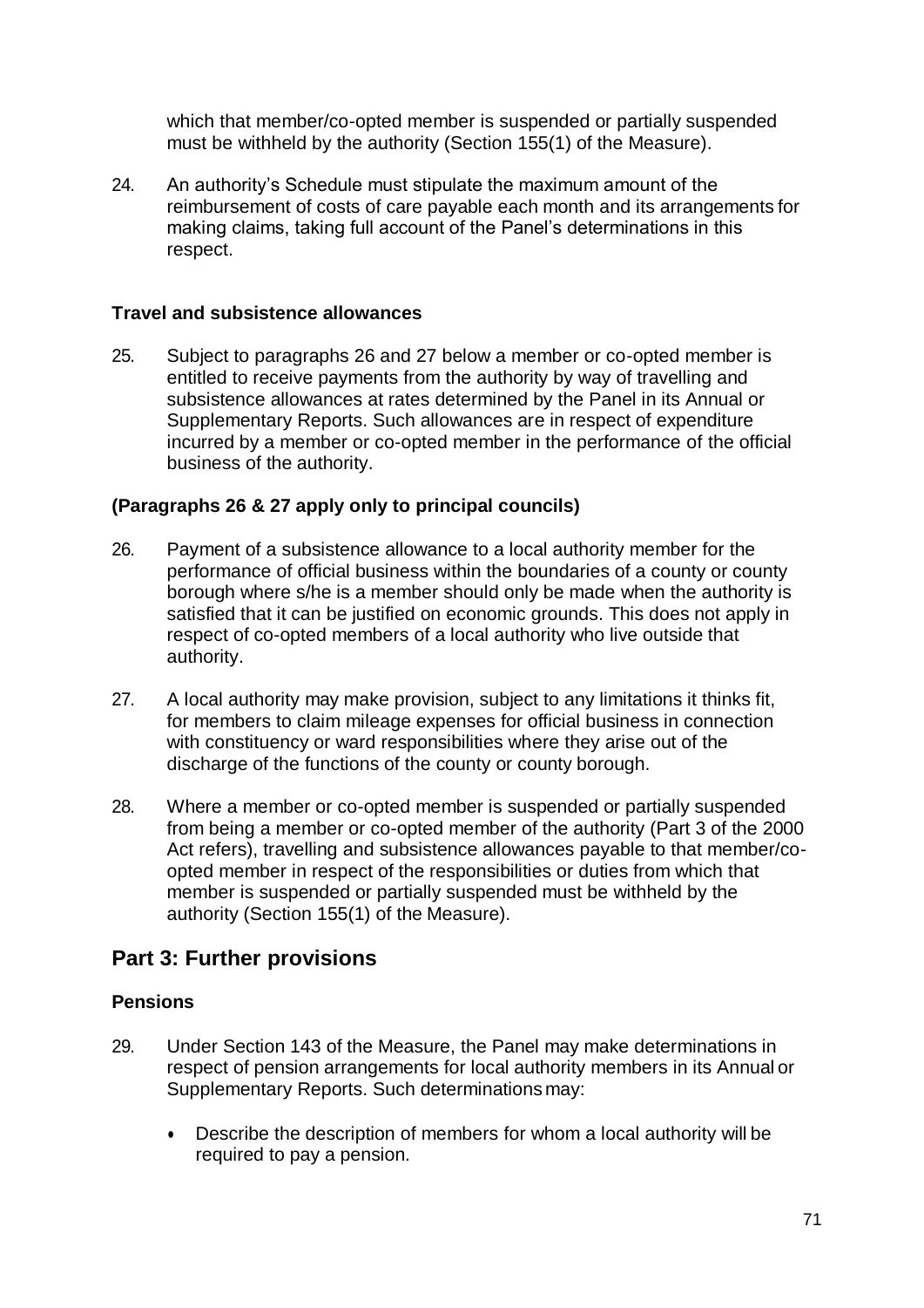which that member/co-opted member is suspended or partially suspended must be withheld by the authority (Section 155(1) of the Measure).

24. An authority's Schedule must stipulate the maximum amount of the reimbursement of costs of care payable each month and its arrangements for making claims, taking full account of the Panel's determinations in this respect.

**Travel and subsistence allowances**

25. Subject to paragraphs 26 and 27 below a member or co-opted member is entitled to receive payments from the authority by way of travelling and subsistence allowances at rates determined by the Panel in its Annual or Supplementary Reports. Such allowances are in respect of expenditure incurred by a member or co-opted member in the performance of the official business of the authority.

**(Paragraphs 26 & 27 apply only to principal councils)**

26. Payment of a subsistence allowance to a local authority member for the performance of official business within the boundaries of a county or county borough where s/he is a member should only be made when the authority is satisfied that it can be justified on economic grounds. This does not apply in respect of co-opted members of a local authority who live outside that authority.

27. A local authority may make provision, subject to any limitations it thinks fit, for members to claim mileage expenses for official business in connection with constituency or ward responsibilities where they arise out of the discharge of the functions of the county or county borough.

28. Where a member or co-opted member is suspended or partially suspended from being a member or co-opted member of the authority (Part 3 of the 2000 Act refers), travelling and subsistence allowances payable to that member/co-opted member in respect of the responsibilities or duties from which that member is suspended or partially suspended must be withheld by the authority (Section 155(1) of the Measure).

## Part 3: Further provisions

**Pensions**

29. Under Section 143 of the Measure, the Panel may make determinations in respect of pension arrangements for local authority members in its Annual or Supplementary Reports. Such determinations may:

   - Describe the description of members for whom a local authority will be required to pay a pension.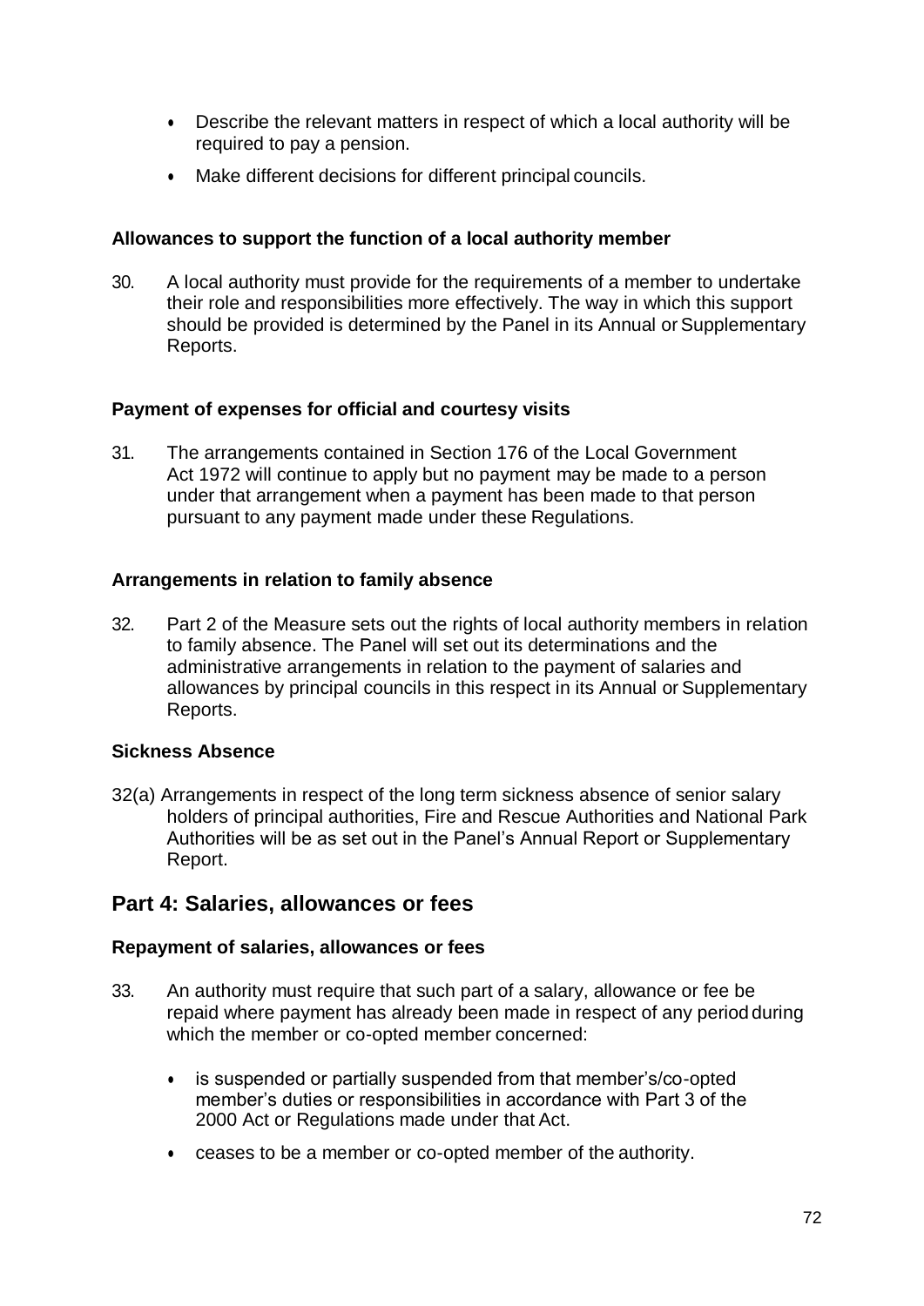- Describe the relevant matters in respect of which a local authority will be required to pay a pension.
- Make different decisions for different principal councils.

**Allowances to support the function of a local authority member**

30. A local authority must provide for the requirements of a member to undertake their role and responsibilities more effectively. The way in which this support should be provided is determined by the Panel in its Annual or Supplementary Reports.

**Payment of expenses for official and courtesy visits**

31. The arrangements contained in Section 176 of the Local Government Act 1972 will continue to apply but no payment may be made to a person under that arrangement when a payment has been made to that person pursuant to any payment made under these Regulations.

**Arrangements in relation to family absence**

32. Part 2 of the Measure sets out the rights of local authority members in relation to family absence. The Panel will set out its determinations and the administrative arrangements in relation to the payment of salaries and allowances by principal councils in this respect in its Annual or Supplementary Reports.

**Sickness Absence**

32(a) Arrangements in respect of the long term sickness absence of senior salary holders of principal authorities, Fire and Rescue Authorities and National Park Authorities will be as set out in the Panel's Annual Report or Supplementary Report.

## Part 4: Salaries, allowances or fees

**Repayment of salaries, allowances or fees**

33. An authority must require that such part of a salary, allowance or fee be repaid where payment has already been made in respect of any period during which the member or co-opted member concerned:

    - is suspended or partially suspended from that member's/co-opted member's duties or responsibilities in accordance with Part 3 of the 2000 Act or Regulations made under that Act.
    - ceases to be a member or co-opted member of the authority.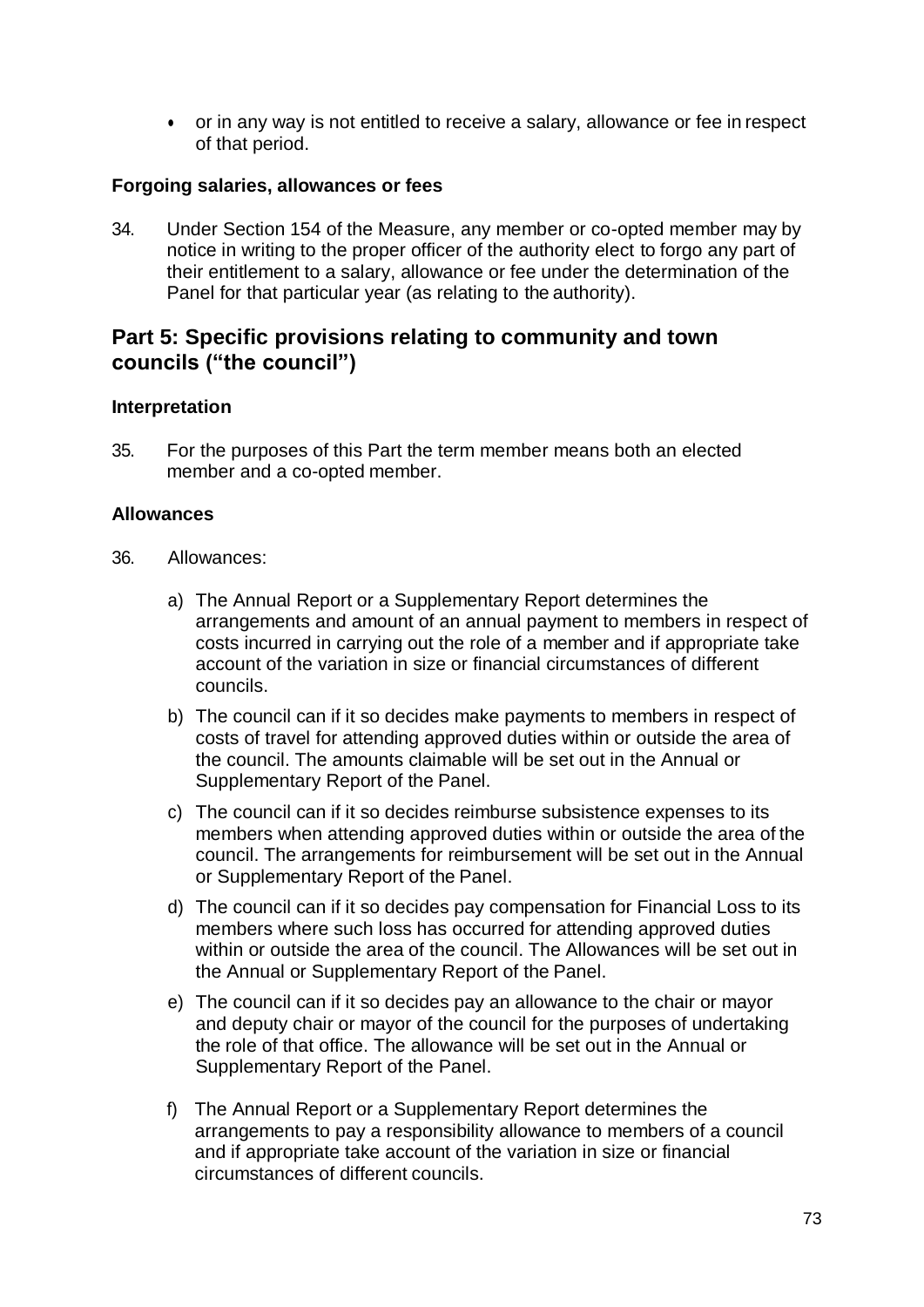- or in any way is not entitled to receive a salary, allowance or fee in respect of that period.

**Forgoing salaries, allowances or fees**

34. Under Section 154 of the Measure, any member or co-opted member may by notice in writing to the proper officer of the authority elect to forgo any part of their entitlement to a salary, allowance or fee under the determination of the Panel for that particular year (as relating to the authority).

## Part 5: Specific provisions relating to community and town councils ("the council")

**Interpretation**

35. For the purposes of this Part the term member means both an elected member and a co-opted member.

**Allowances**

36. Allowances:

   a) The Annual Report or a Supplementary Report determines the arrangements and amount of an annual payment to members in respect of costs incurred in carrying out the role of a member and if appropriate take account of the variation in size or financial circumstances of different councils.

   b) The council can if it so decides make payments to members in respect of costs of travel for attending approved duties within or outside the area of the council. The amounts claimable will be set out in the Annual or Supplementary Report of the Panel.

   c) The council can if it so decides reimburse subsistence expenses to its members when attending approved duties within or outside the area of the council. The arrangements for reimbursement will be set out in the Annual or Supplementary Report of the Panel.

   d) The council can if it so decides pay compensation for Financial Loss to its members where such loss has occurred for attending approved duties within or outside the area of the council. The Allowances will be set out in the Annual or Supplementary Report of the Panel.

   e) The council can if it so decides pay an allowance to the chair or mayor and deputy chair or mayor of the council for the purposes of undertaking the role of that office. The allowance will be set out in the Annual or Supplementary Report of the Panel.

   f) The Annual Report or a Supplementary Report determines the arrangements to pay a responsibility allowance to members of a council and if appropriate take account of the variation in size or financial circumstances of different councils.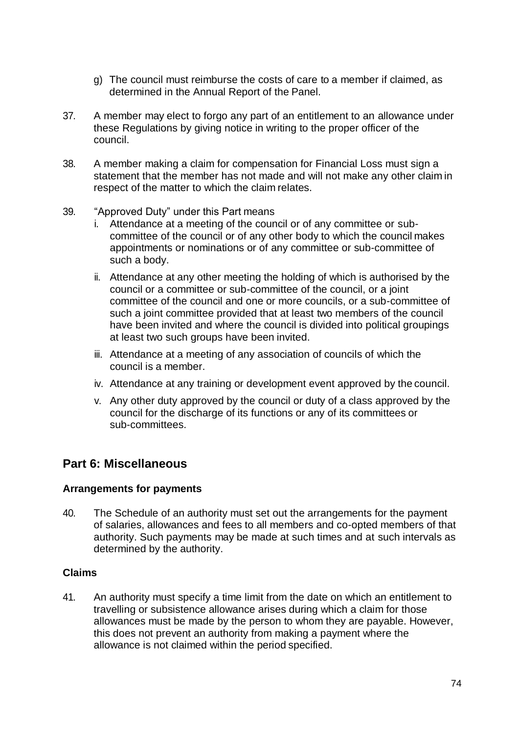g) The council must reimburse the costs of care to a member if claimed, as determined in the Annual Report of the Panel.

37. A member may elect to forgo any part of an entitlement to an allowance under these Regulations by giving notice in writing to the proper officer of the council.

38. A member making a claim for compensation for Financial Loss must sign a statement that the member has not made and will not make any other claim in respect of the matter to which the claim relates.

39. "Approved Duty" under this Part means
    i. Attendance at a meeting of the council or of any committee or sub-committee of the council or of any other body to which the council makes appointments or nominations or of any committee or sub-committee of such a body.
    ii. Attendance at any other meeting the holding of which is authorised by the council or a committee or sub-committee of the council, or a joint committee of the council and one or more councils, or a sub-committee of such a joint committee provided that at least two members of the council have been invited and where the council is divided into political groupings at least two such groups have been invited.
    iii. Attendance at a meeting of any association of councils of which the council is a member.
    iv. Attendance at any training or development event approved by the council.
    v. Any other duty approved by the council or duty of a class approved by the council for the discharge of its functions or any of its committees or sub-committees.

## Part 6: Miscellaneous

### Arrangements for payments

40. The Schedule of an authority must set out the arrangements for the payment of salaries, allowances and fees to all members and co-opted members of that authority. Such payments may be made at such times and at such intervals as determined by the authority.

### Claims

41. An authority must specify a time limit from the date on which an entitlement to travelling or subsistence allowance arises during which a claim for those allowances must be made by the person to whom they are payable. However, this does not prevent an authority from making a payment where the allowance is not claimed within the period specified.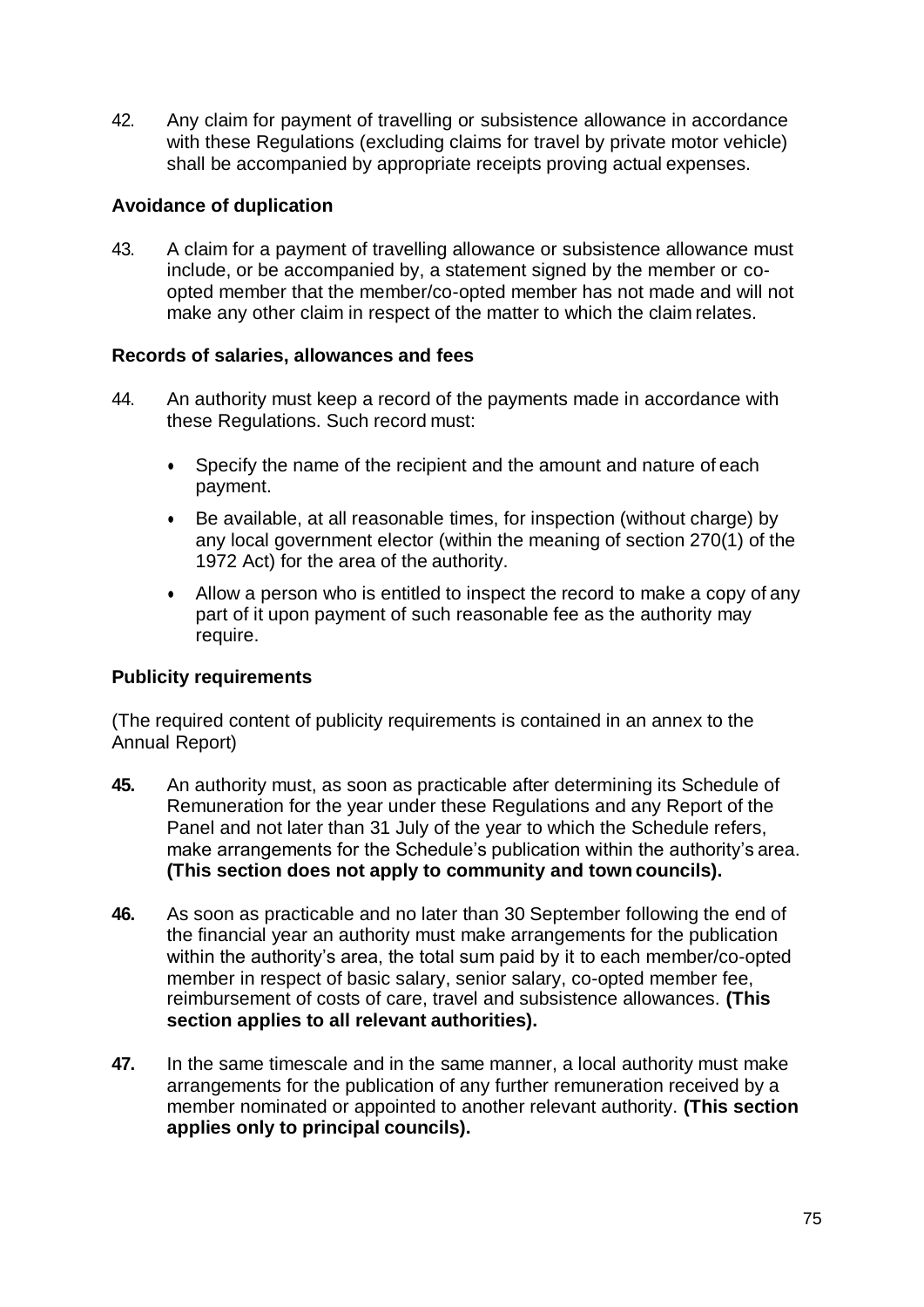42. Any claim for payment of travelling or subsistence allowance in accordance with these Regulations (excluding claims for travel by private motor vehicle) shall be accompanied by appropriate receipts proving actual expenses.

### Avoidance of duplication

43. A claim for a payment of travelling allowance or subsistence allowance must include, or be accompanied by, a statement signed by the member or co-opted member that the member/co-opted member has not made and will not make any other claim in respect of the matter to which the claim relates.

### Records of salaries, allowances and fees

44. An authority must keep a record of the payments made in accordance with these Regulations. Such record must:

    - Specify the name of the recipient and the amount and nature of each payment.
    - Be available, at all reasonable times, for inspection (without charge) by any local government elector (within the meaning of section 270(1) of the 1972 Act) for the area of the authority.
    - Allow a person who is entitled to inspect the record to make a copy of any part of it upon payment of such reasonable fee as the authority may require.

### Publicity requirements

(The required content of publicity requirements is contained in an annex to the Annual Report)

**45.** An authority must, as soon as practicable after determining its Schedule of Remuneration for the year under these Regulations and any Report of the Panel and not later than 31 July of the year to which the Schedule refers, make arrangements for the Schedule's publication within the authority's area. **(This section does not apply to community and town councils).**

**46.** As soon as practicable and no later than 30 September following the end of the financial year an authority must make arrangements for the publication within the authority's area, the total sum paid by it to each member/co-opted member in respect of basic salary, senior salary, co-opted member fee, reimbursement of costs of care, travel and subsistence allowances. **(This section applies to all relevant authorities).**

**47.** In the same timescale and in the same manner, a local authority must make arrangements for the publication of any further remuneration received by a member nominated or appointed to another relevant authority. **(This section applies only to principal councils).**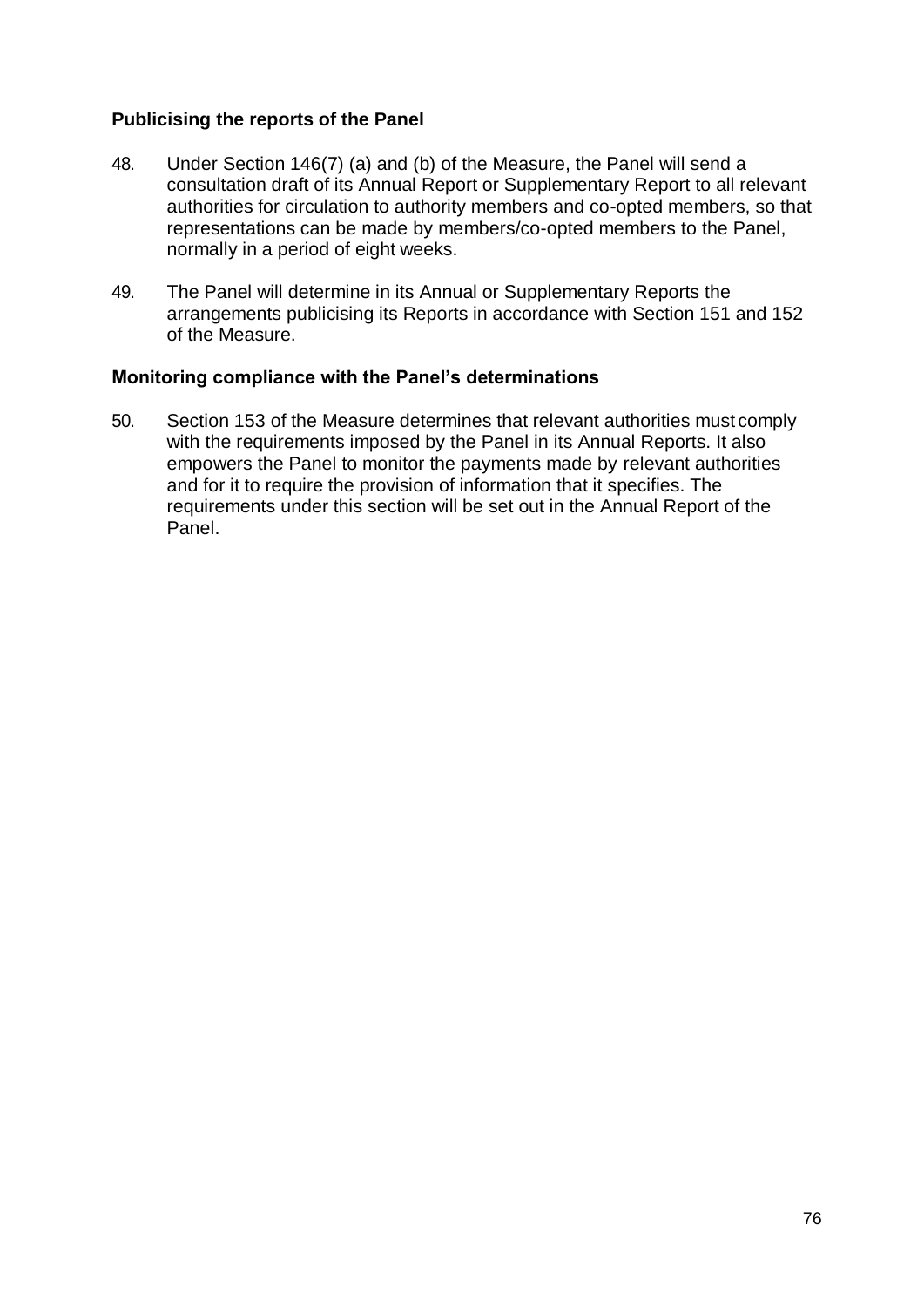### Publicising the reports of the Panel

48. Under Section 146(7) (a) and (b) of the Measure, the Panel will send a consultation draft of its Annual Report or Supplementary Report to all relevant authorities for circulation to authority members and co-opted members, so that representations can be made by members/co-opted members to the Panel, normally in a period of eight weeks.

49. The Panel will determine in its Annual or Supplementary Reports the arrangements publicising its Reports in accordance with Section 151 and 152 of the Measure.

### Monitoring compliance with the Panel's determinations

50. Section 153 of the Measure determines that relevant authorities must comply with the requirements imposed by the Panel in its Annual Reports. It also empowers the Panel to monitor the payments made by relevant authorities and for it to require the provision of information that it specifies. The requirements under this section will be set out in the Annual Report of the Panel.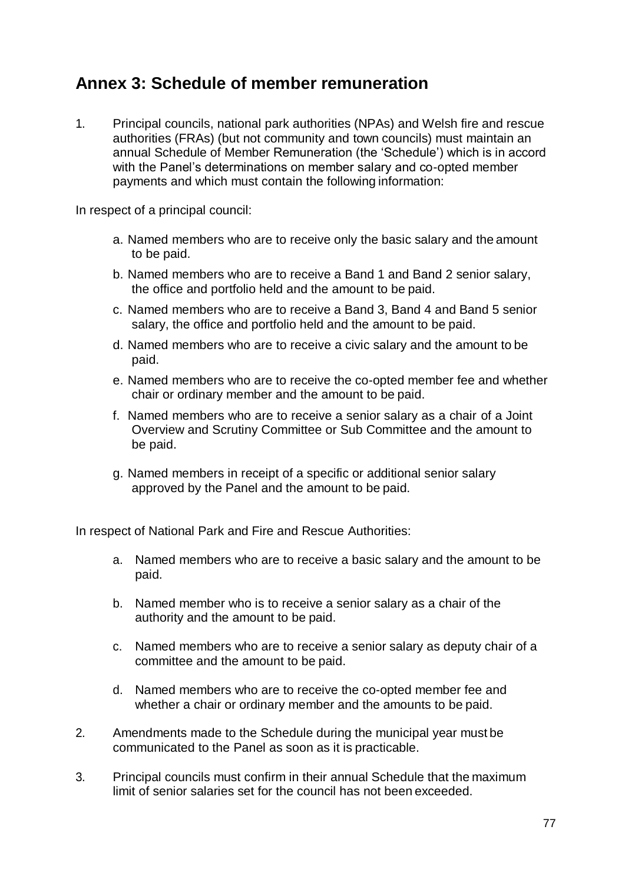## Annex 3: Schedule of member remuneration

1. Principal councils, national park authorities (NPAs) and Welsh fire and rescue authorities (FRAs) (but not community and town councils) must maintain an annual Schedule of Member Remuneration (the 'Schedule') which is in accord with the Panel's determinations on member salary and co-opted member payments and which must contain the following information:

In respect of a principal council:

a. Named members who are to receive only the basic salary and the amount to be paid.

b. Named members who are to receive a Band 1 and Band 2 senior salary, the office and portfolio held and the amount to be paid.

c. Named members who are to receive a Band 3, Band 4 and Band 5 senior salary, the office and portfolio held and the amount to be paid.

d. Named members who are to receive a civic salary and the amount to be paid.

e. Named members who are to receive the co-opted member fee and whether chair or ordinary member and the amount to be paid.

f. Named members who are to receive a senior salary as a chair of a Joint Overview and Scrutiny Committee or Sub Committee and the amount to be paid.

g. Named members in receipt of a specific or additional senior salary approved by the Panel and the amount to be paid.

In respect of National Park and Fire and Rescue Authorities:

a. Named members who are to receive a basic salary and the amount to be paid.

b. Named member who is to receive a senior salary as a chair of the authority and the amount to be paid.

c. Named members who are to receive a senior salary as deputy chair of a committee and the amount to be paid.

d. Named members who are to receive the co-opted member fee and whether a chair or ordinary member and the amounts to be paid.

2. Amendments made to the Schedule during the municipal year must be communicated to the Panel as soon as it is practicable.

3. Principal councils must confirm in their annual Schedule that the maximum limit of senior salaries set for the council has not been exceeded.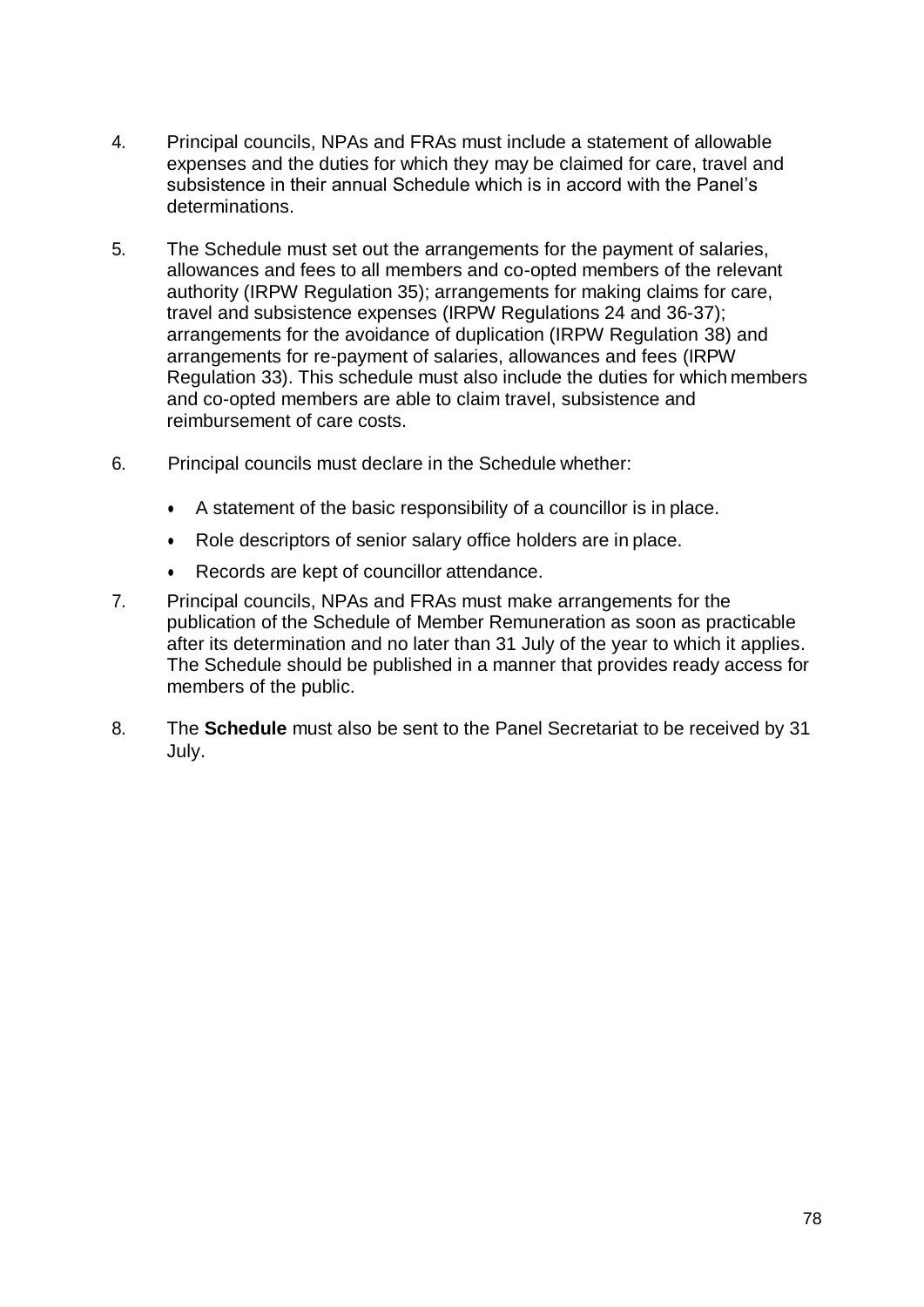4. Principal councils, NPAs and FRAs must include a statement of allowable expenses and the duties for which they may be claimed for care, travel and subsistence in their annual Schedule which is in accord with the Panel's determinations.

5. The Schedule must set out the arrangements for the payment of salaries, allowances and fees to all members and co-opted members of the relevant authority (IRPW Regulation 35); arrangements for making claims for care, travel and subsistence expenses (IRPW Regulations 24 and 36-37); arrangements for the avoidance of duplication (IRPW Regulation 38) and arrangements for re-payment of salaries, allowances and fees (IRPW Regulation 33). This schedule must also include the duties for which members and co-opted members are able to claim travel, subsistence and reimbursement of care costs.

6. Principal councils must declare in the Schedule whether:

   - A statement of the basic responsibility of a councillor is in place.
   - Role descriptors of senior salary office holders are in place.
   - Records are kept of councillor attendance.

7. Principal councils, NPAs and FRAs must make arrangements for the publication of the Schedule of Member Remuneration as soon as practicable after its determination and no later than 31 July of the year to which it applies. The Schedule should be published in a manner that provides ready access for members of the public.

8. The **Schedule** must also be sent to the Panel Secretariat to be received by 31 July.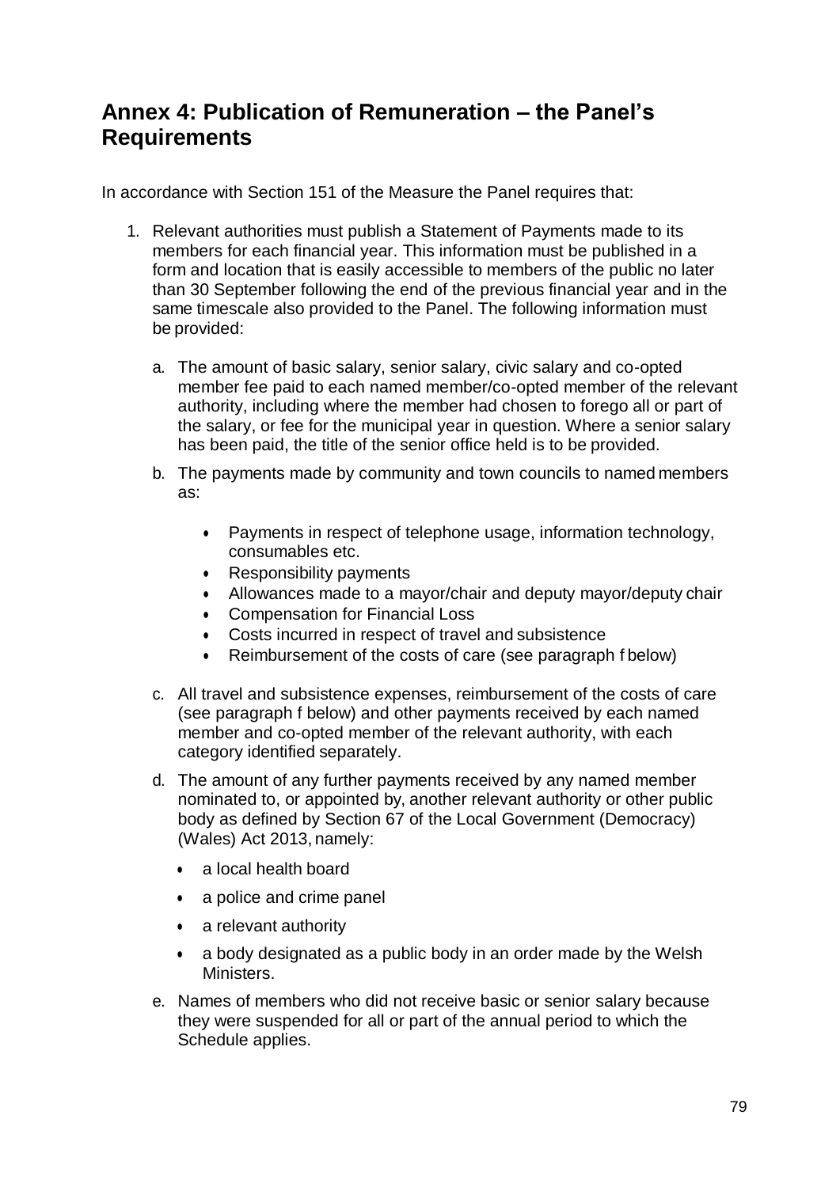## Annex 4: Publication of Remuneration – the Panel's Requirements

In accordance with Section 151 of the Measure the Panel requires that:

1. Relevant authorities must publish a Statement of Payments made to its members for each financial year. This information must be published in a form and location that is easily accessible to members of the public no later than 30 September following the end of the previous financial year and in the same timescale also provided to the Panel. The following information must be provided:

   a. The amount of basic salary, senior salary, civic salary and co-opted member fee paid to each named member/co-opted member of the relevant authority, including where the member had chosen to forego all or part of the salary, or fee for the municipal year in question. Where a senior salary has been paid, the title of the senior office held is to be provided.

   b. The payments made by community and town councils to named members as:

      - Payments in respect of telephone usage, information technology, consumables etc.
      - Responsibility payments
      - Allowances made to a mayor/chair and deputy mayor/deputy chair
      - Compensation for Financial Loss
      - Costs incurred in respect of travel and subsistence
      - Reimbursement of the costs of care (see paragraph f below)

   c. All travel and subsistence expenses, reimbursement of the costs of care (see paragraph f below) and other payments received by each named member and co-opted member of the relevant authority, with each category identified separately.

   d. The amount of any further payments received by any named member nominated to, or appointed by, another relevant authority or other public body as defined by Section 67 of the Local Government (Democracy) (Wales) Act 2013, namely:

      - a local health board
      - a police and crime panel
      - a relevant authority
      - a body designated as a public body in an order made by the Welsh Ministers.

   e. Names of members who did not receive basic or senior salary because they were suspended for all or part of the annual period to which the Schedule applies.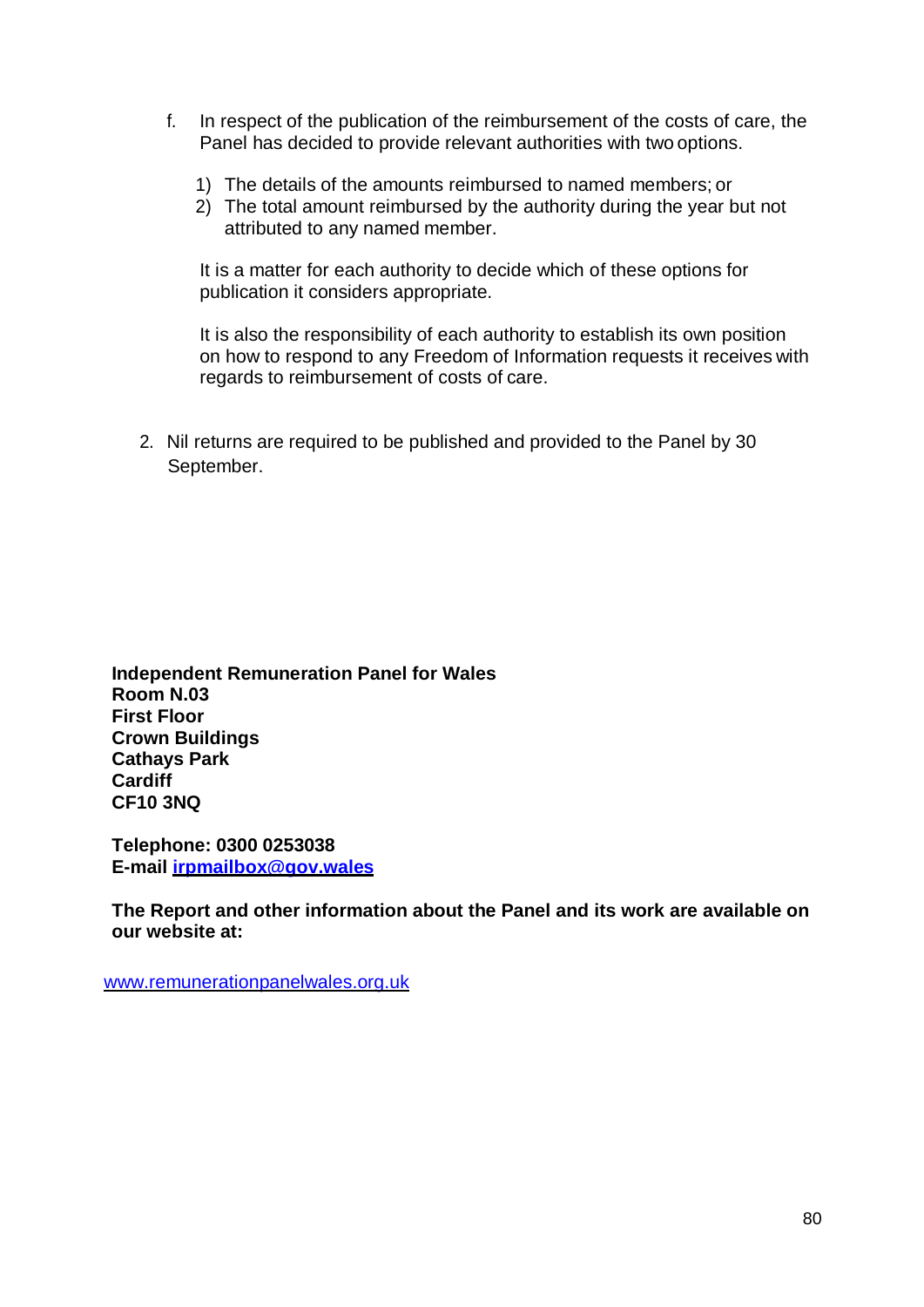f. In respect of the publication of the reimbursement of the costs of care, the Panel has decided to provide relevant authorities with two options.

   1) The details of the amounts reimbursed to named members; or
   2) The total amount reimbursed by the authority during the year but not attributed to any named member.

   It is a matter for each authority to decide which of these options for publication it considers appropriate.

   It is also the responsibility of each authority to establish its own position on how to respond to any Freedom of Information requests it receives with regards to reimbursement of costs of care.

2. Nil returns are required to be published and provided to the Panel by 30 September.

**Independent Remuneration Panel for Wales**
**Room N.03**
**First Floor**
**Crown Buildings**
**Cathays Park**
**Cardiff**
**CF10 3NQ**

**Telephone: 0300 0253038**
**E-mail [irpmailbox@gov.wales](mailto:irpmailbox@gov.wales)**

**The Report and other information about the Panel and its work are available on our website at:**

[www.remunerationpanelwales.org.uk](http://www.remunerationpanelwales.org.uk)